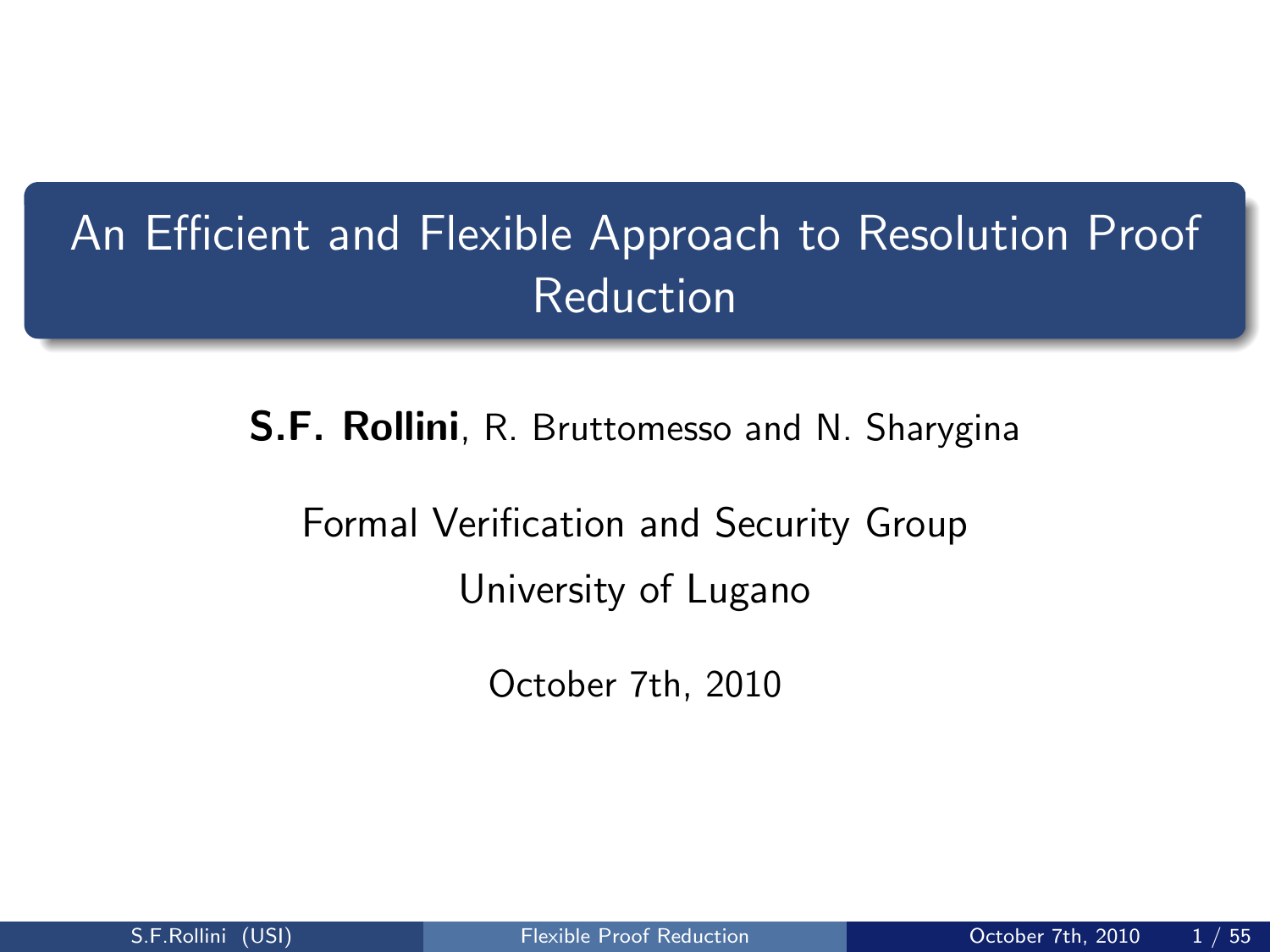# An Efficient and Flexible Approach to Resolution Proof Reduction

**S.F. Rollini**, R. Bruttomesso and N. Sharygina

Formal Verification and Security Group

University of Lugano

October 7th, 2010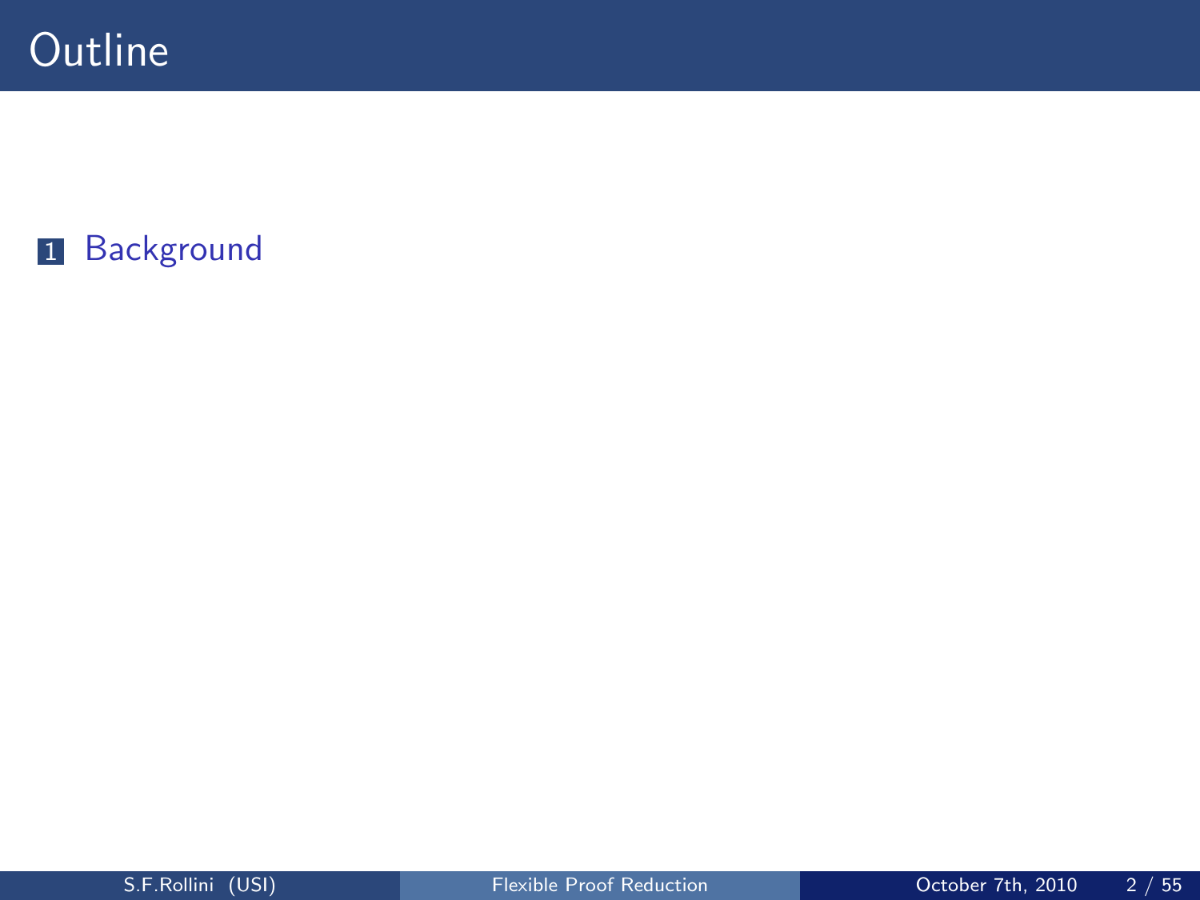# Outline

1. Background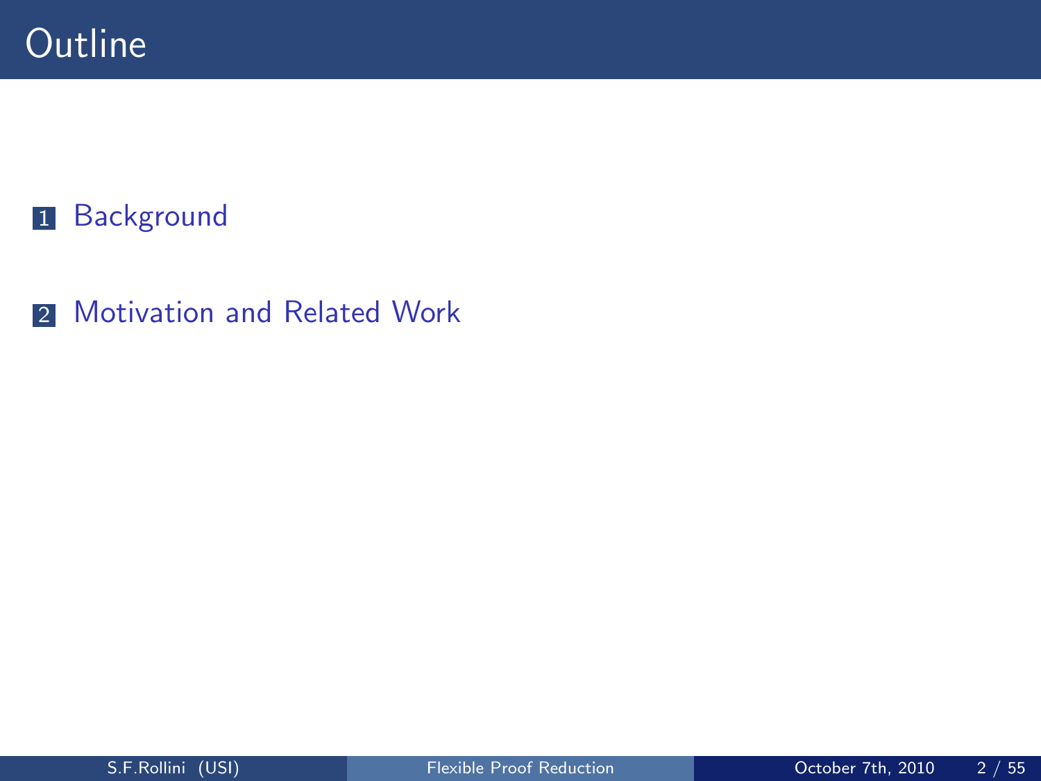# Outline

1. Background
2. Motivation and Related Work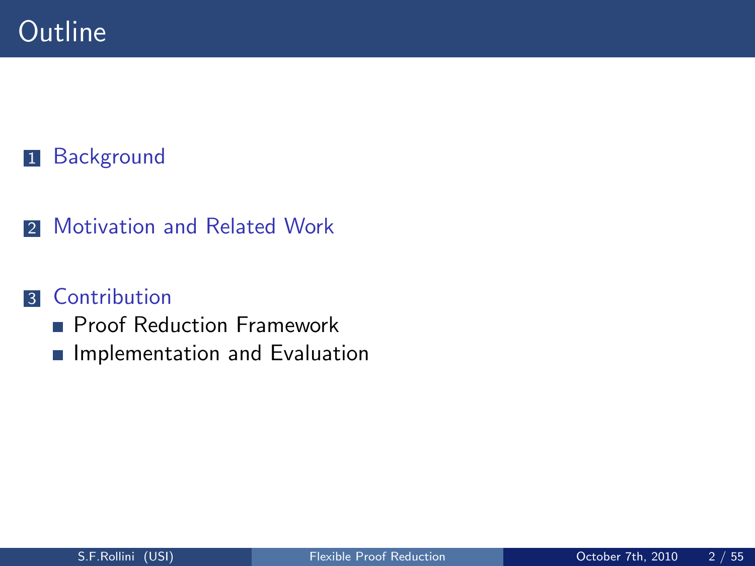# Outline

1. Background
2. Motivation and Related Work
3. Contribution
   - Proof Reduction Framework
   - Implementation and Evaluation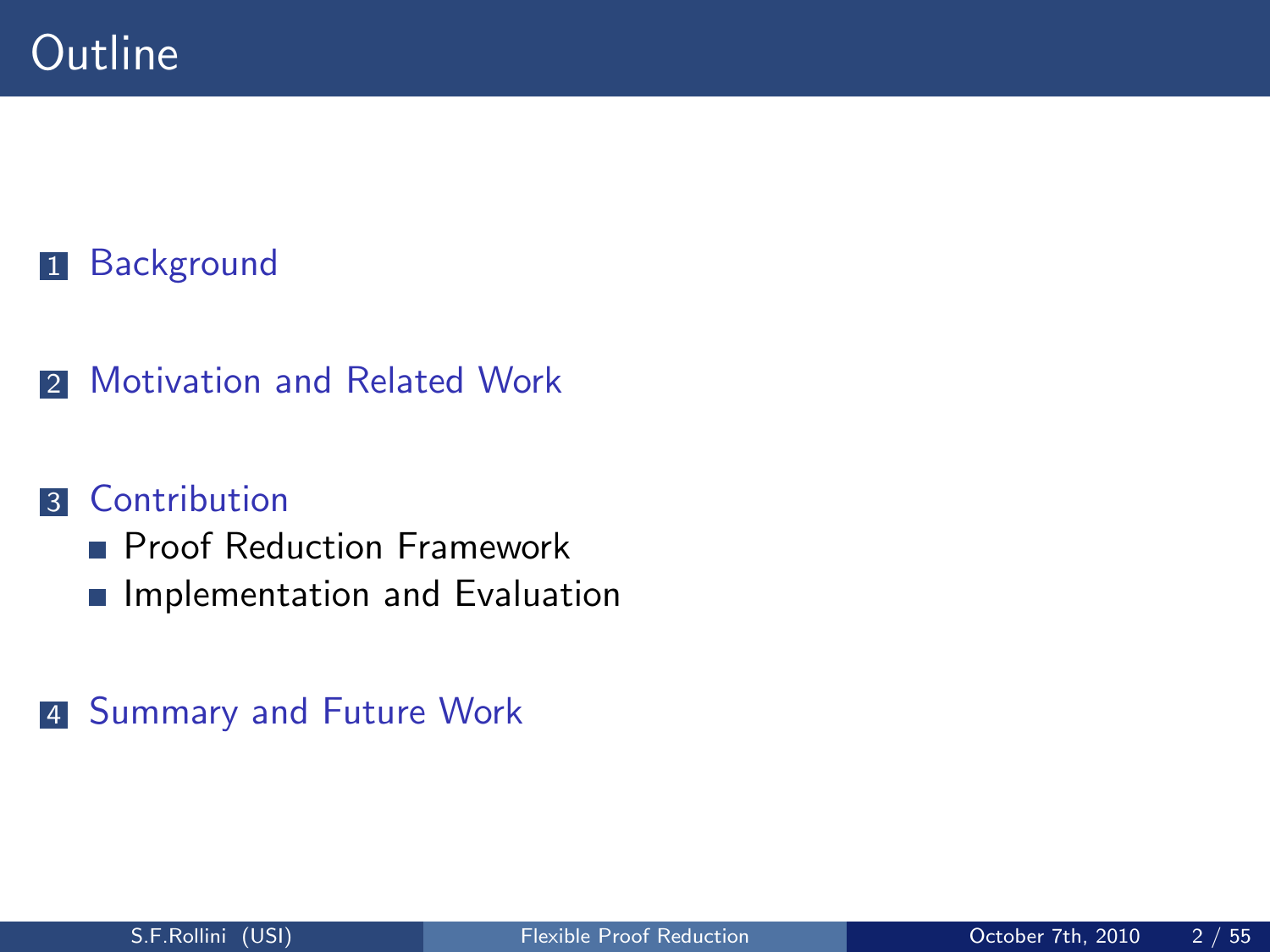# Outline

1. Background
2. Motivation and Related Work
3. Contribution
   - Proof Reduction Framework
   - Implementation and Evaluation
4. Summary and Future Work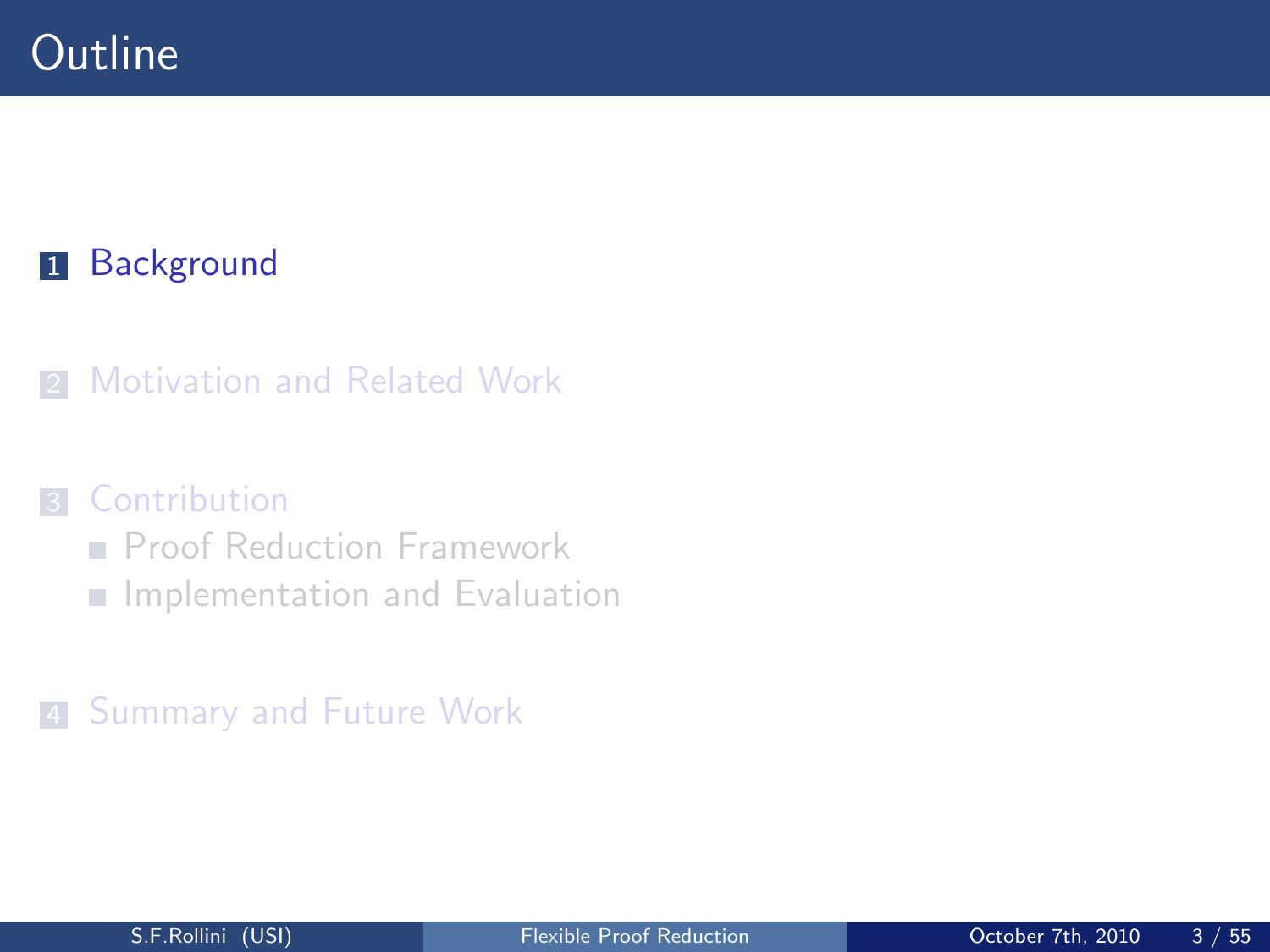# Outline

1. Background
2. Motivation and Related Work
3. Contribution
   - Proof Reduction Framework
   - Implementation and Evaluation
4. Summary and Future Work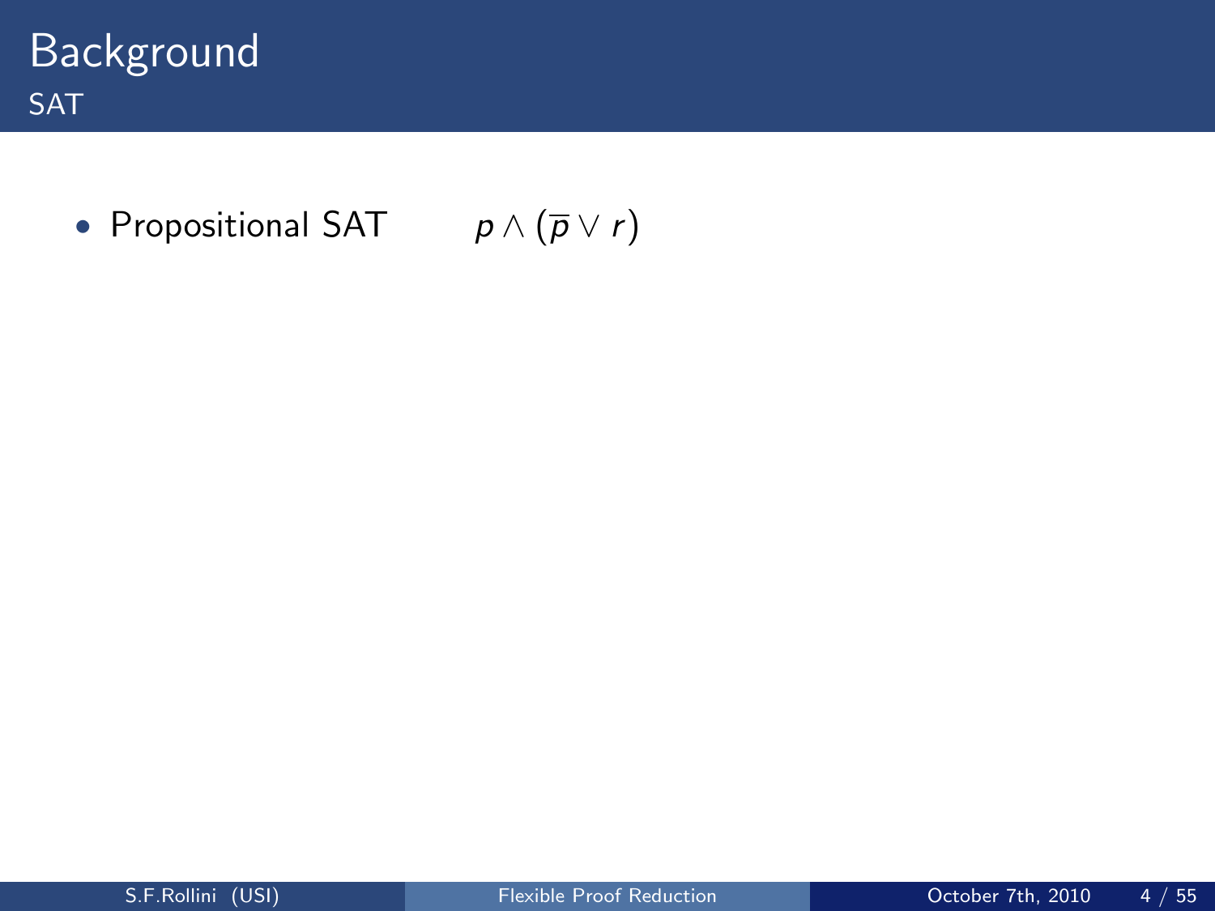# Background
## SAT

- Propositional SAT $\quad p \wedge (\overline{p} \vee r)$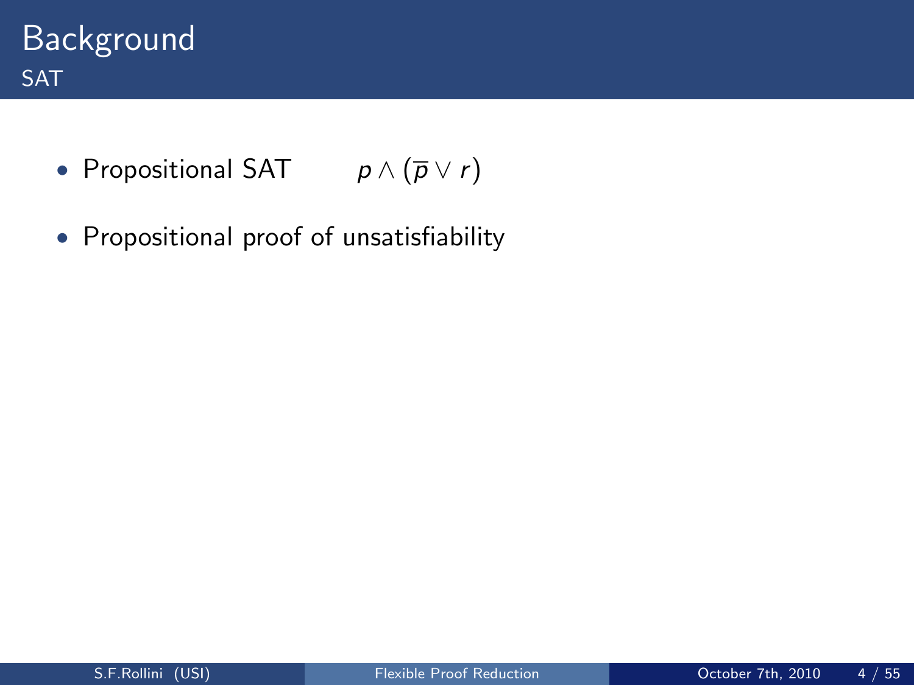# Background

## SAT

- Propositional SAT $p \land (\overline{p} \lor r)$
- Propositional proof of unsatisfiability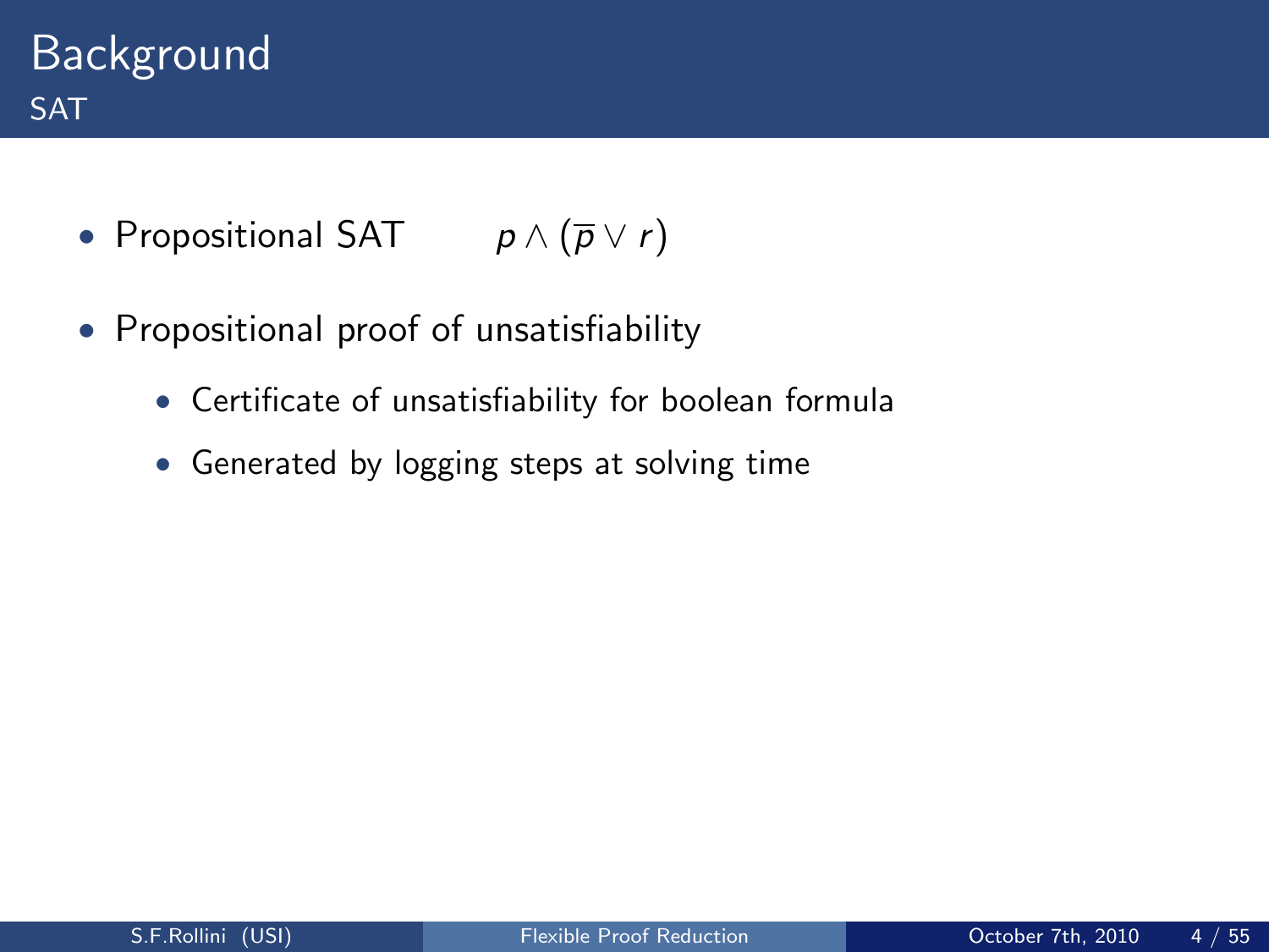# Background

## SAT

- Propositional SAT $\quad p \wedge (\overline{p} \vee r)$
- Propositional proof of unsatisfiability
  - Certificate of unsatisfiability for boolean formula
  - Generated by logging steps at solving time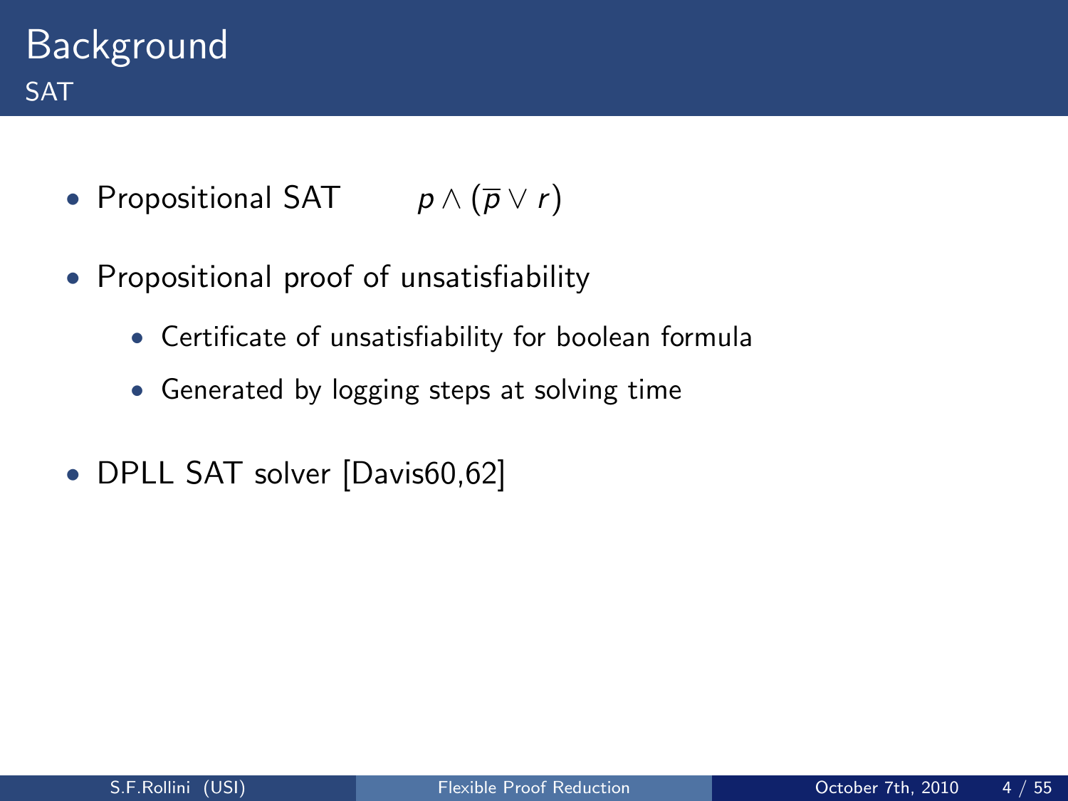# Background

## SAT

- Propositional SAT $\quad p \wedge (\overline{p} \vee r)$
- Propositional proof of unsatisfiability
  - Certificate of unsatisfiability for boolean formula
  - Generated by logging steps at solving time
- DPLL SAT solver [Davis60,62]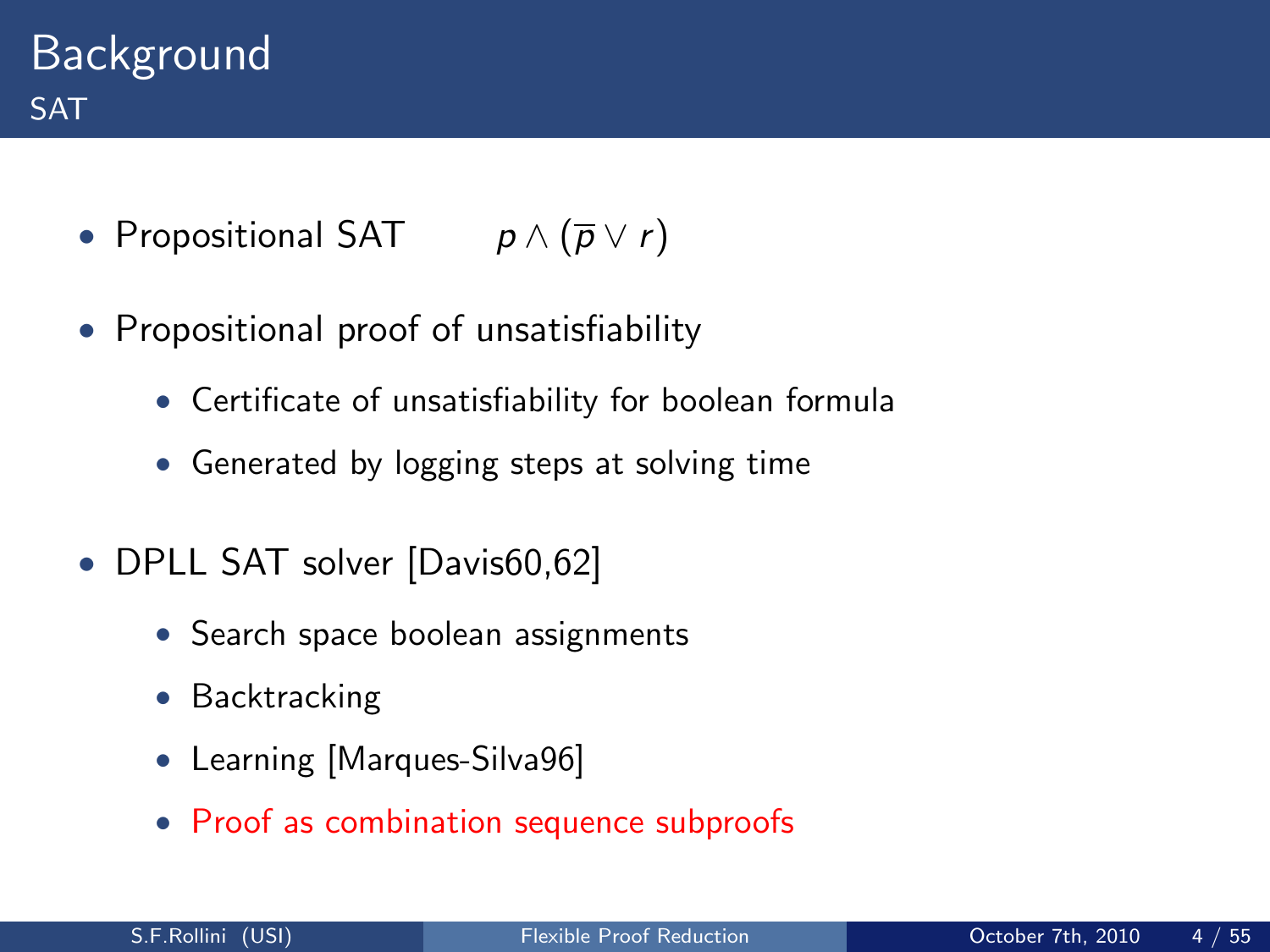# Background

## SAT

- Propositional SAT $\quad p \wedge (\overline{p} \vee r)$
- Propositional proof of unsatisfiability
  - Certificate of unsatisfiability for boolean formula
  - Generated by logging steps at solving time
- DPLL SAT solver [Davis60,62]
  - Search space boolean assignments
  - Backtracking
  - Learning [Marques-Silva96]
  - Proof as combination sequence subproofs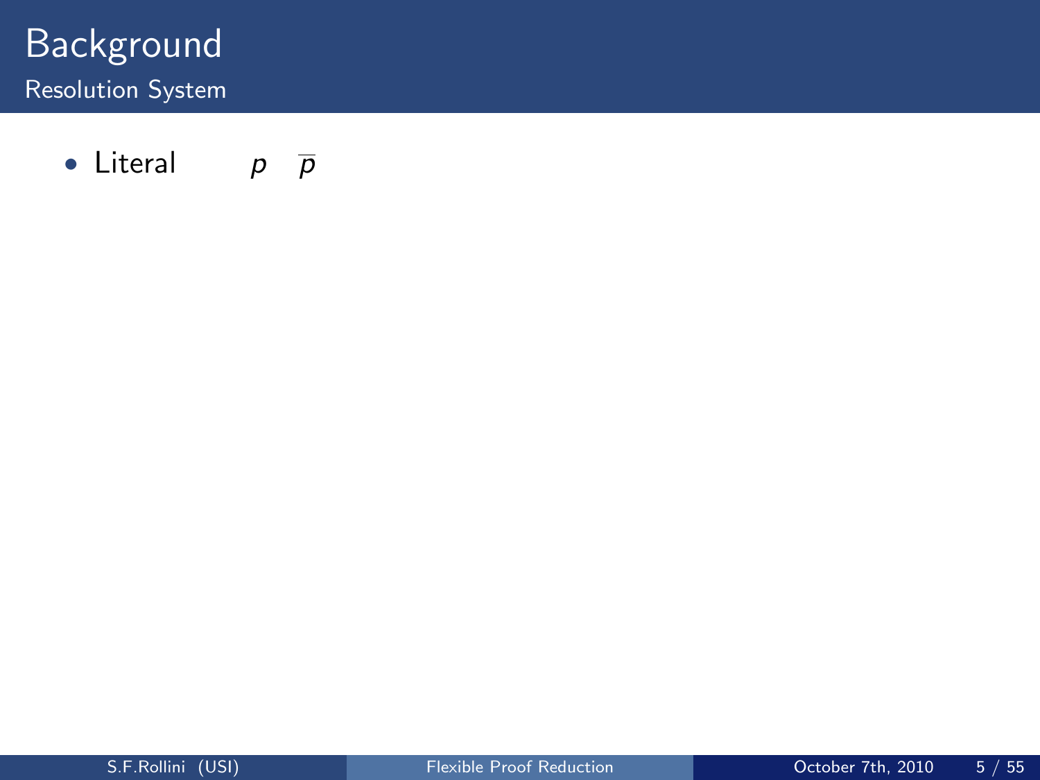# Background

## Resolution System

- Literal $p$ $\overline{p}$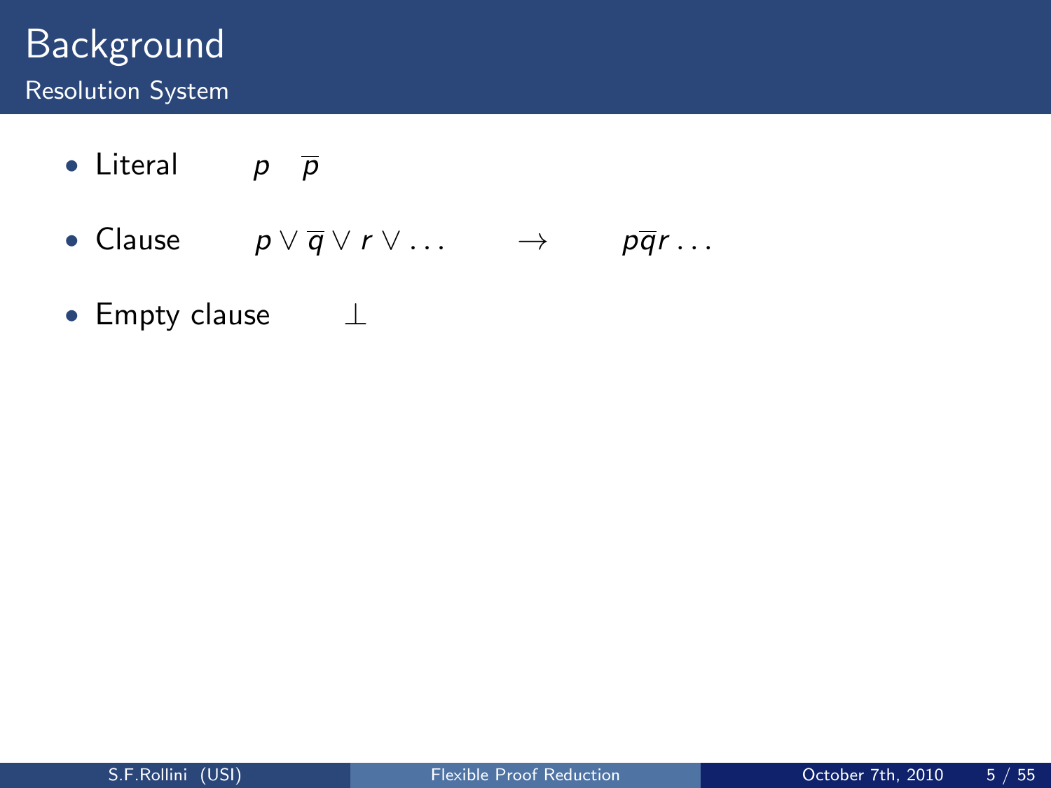# Background

## Resolution System

- Literal $p \quad \overline{p}$
- Clause $p \vee \overline{q} \vee r \vee \ldots \quad \rightarrow \quad p\overline{q}r\ldots$
- Empty clause $\bot$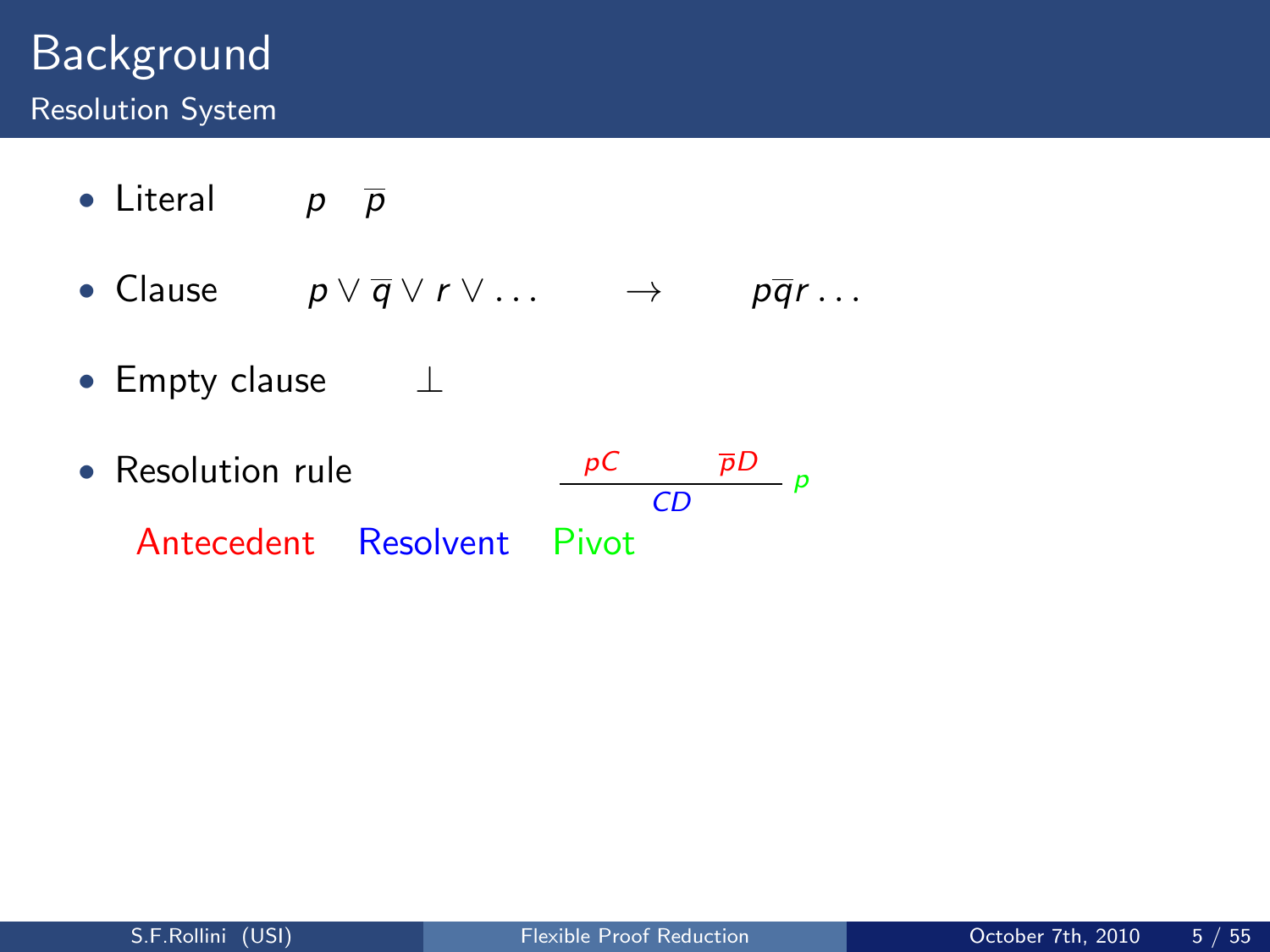# Background

## Resolution System

- Literal $p \quad \overline{p}$
- Clause $p \vee \overline{q} \vee r \vee \ldots \quad \rightarrow \quad p\overline{q}r\ldots$
- Empty clause $\perp$
- Resolution rule $\dfrac{pC \qquad \overline{p}D}{CD}\, p$

  Antecedent Resolvent Pivot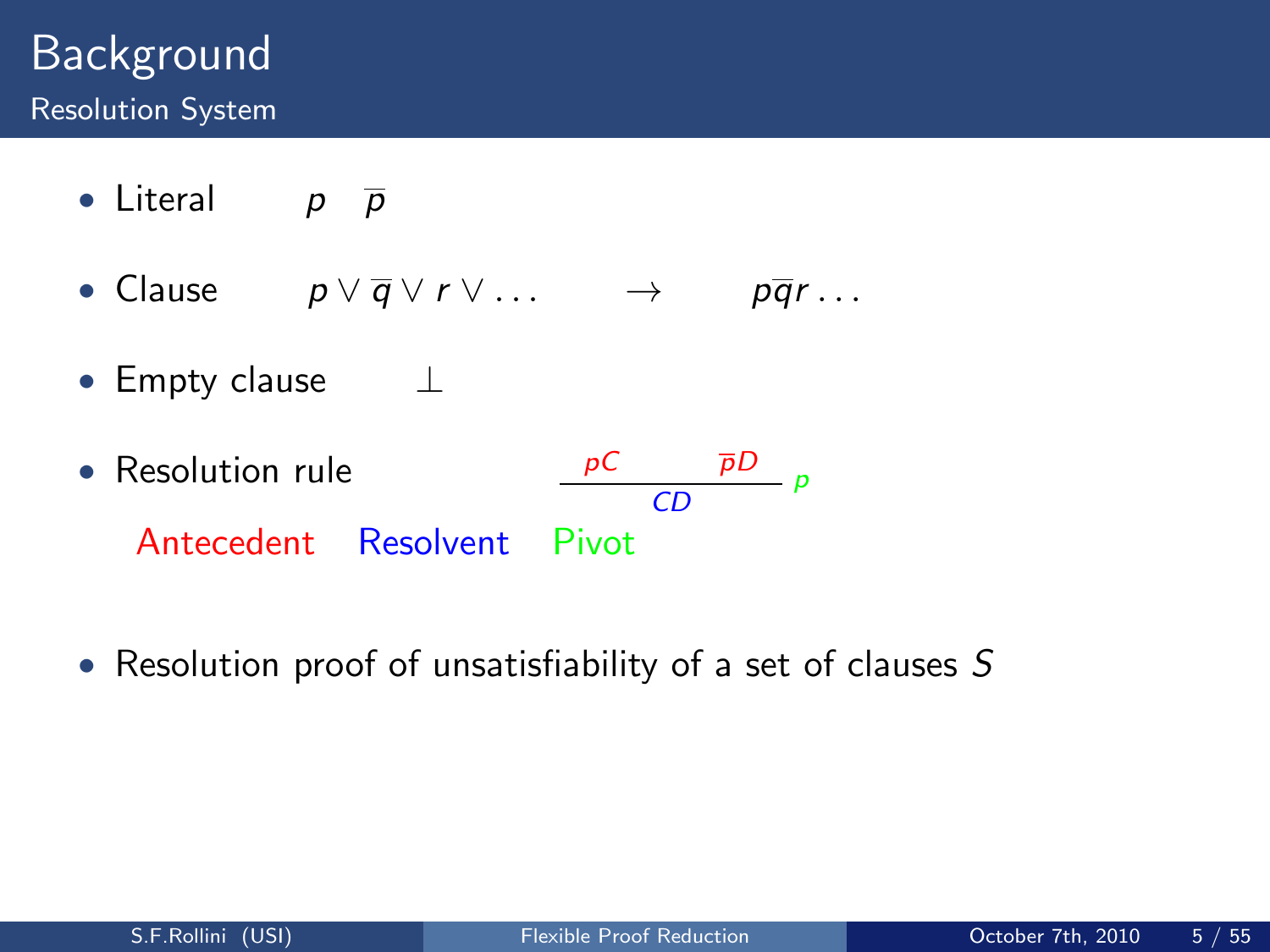# Background

## Resolution System

- Literal $p \quad \overline{p}$
- Clause $p \vee \overline{q} \vee r \vee \ldots \quad \rightarrow \quad p\overline{q}r \ldots$
- Empty clause $\bot$
- Resolution rule $\dfrac{pC \qquad \overline{p}D}{CD}\, p$

  Antecedent Resolvent Pivot

- Resolution proof of unsatisfiability of a set of clauses $S$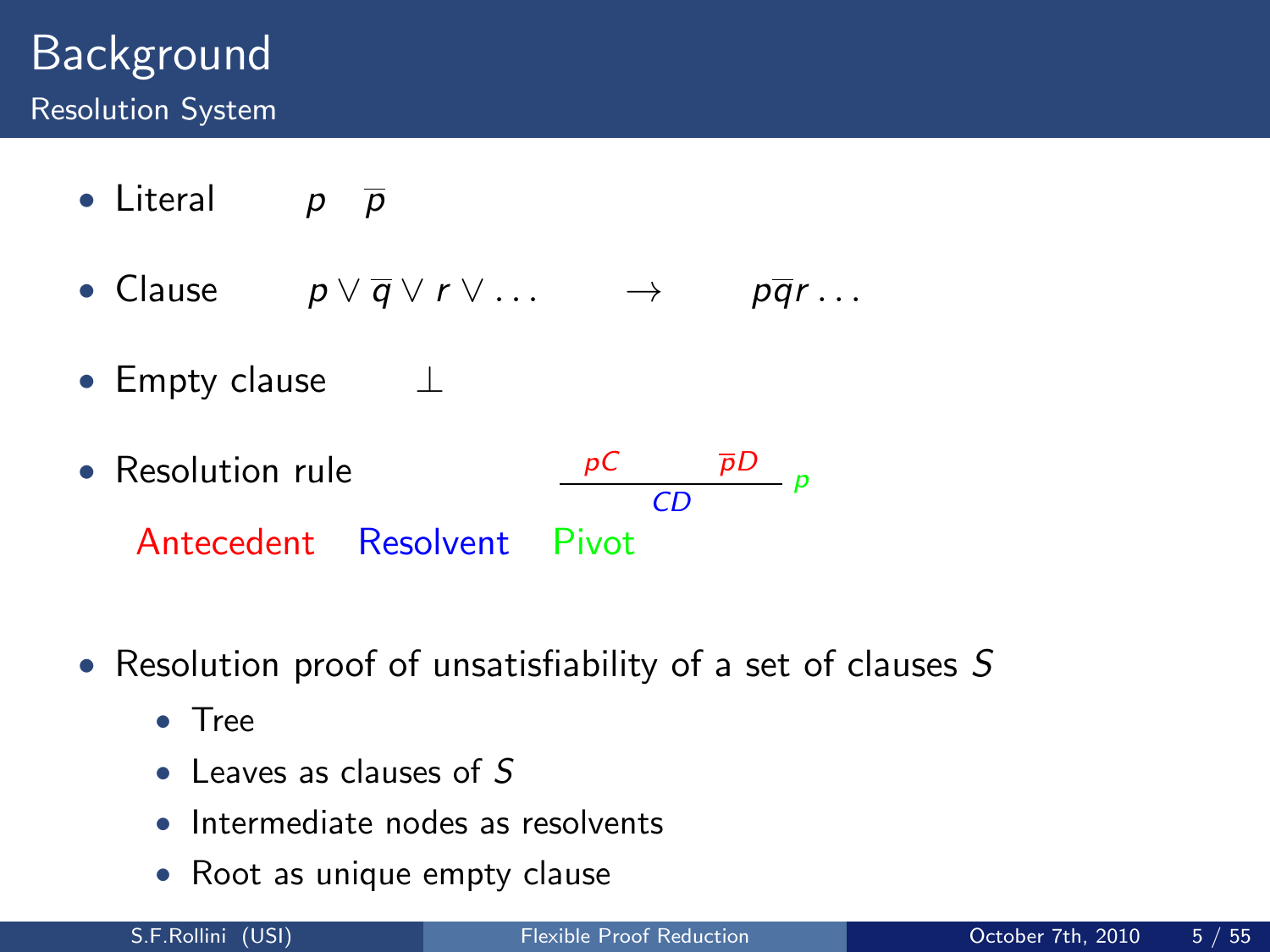# Background

## Resolution System

- Literal $p \quad \overline{p}$
- Clause $p \vee \overline{q} \vee r \vee \ldots \quad \rightarrow \quad p\overline{q}r\ldots$
- Empty clause $\perp$
- Resolution rule $\dfrac{pC \qquad \overline{p}D}{CD}\, p$

  Antecedent Resolvent Pivot

- Resolution proof of unsatisfiability of a set of clauses $S$
  - Tree
  - Leaves as clauses of $S$
  - Intermediate nodes as resolvents
  - Root as unique empty clause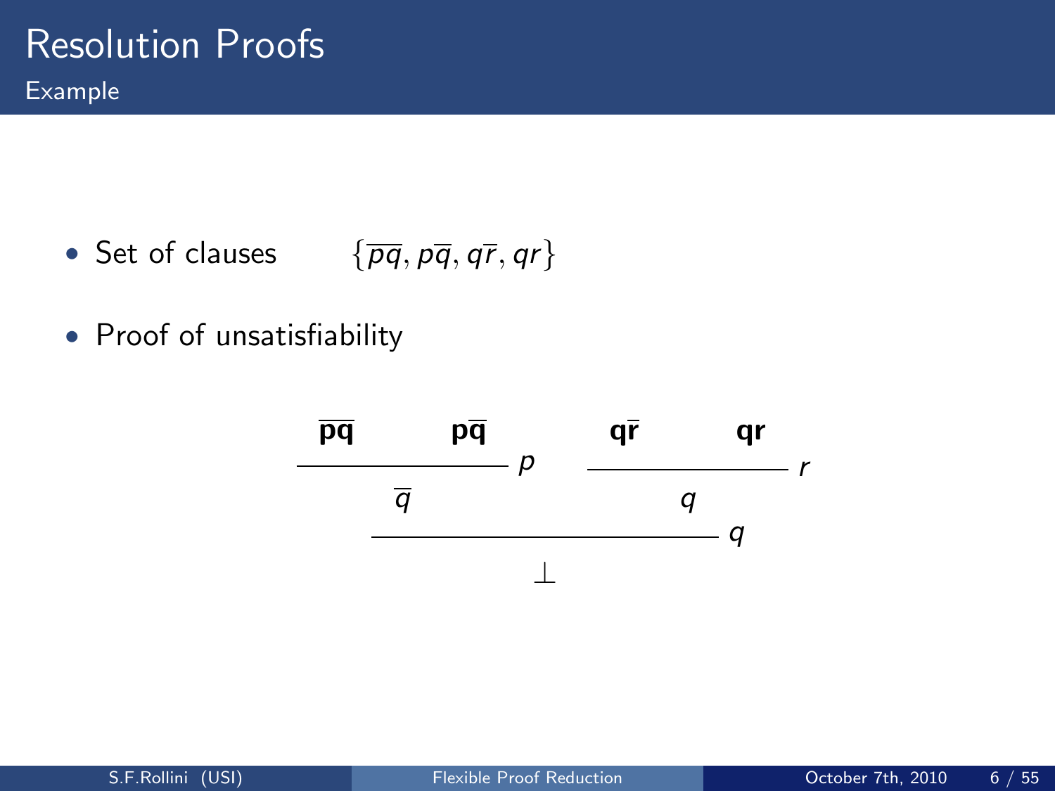# Resolution Proofs

## Example

- Set of clauses $\{\overline{pq}, p\overline{q}, q\overline{r}, qr\}$

- Proof of unsatisfiability

$$
\dfrac{\dfrac{\overline{\mathbf{pq}} \qquad \mathbf{p}\overline{\mathbf{q}}}{\overline{q}}\,p \qquad \dfrac{\mathbf{q}\overline{\mathbf{r}} \qquad \mathbf{qr}}{q}\,r}{\bot}\,q
$$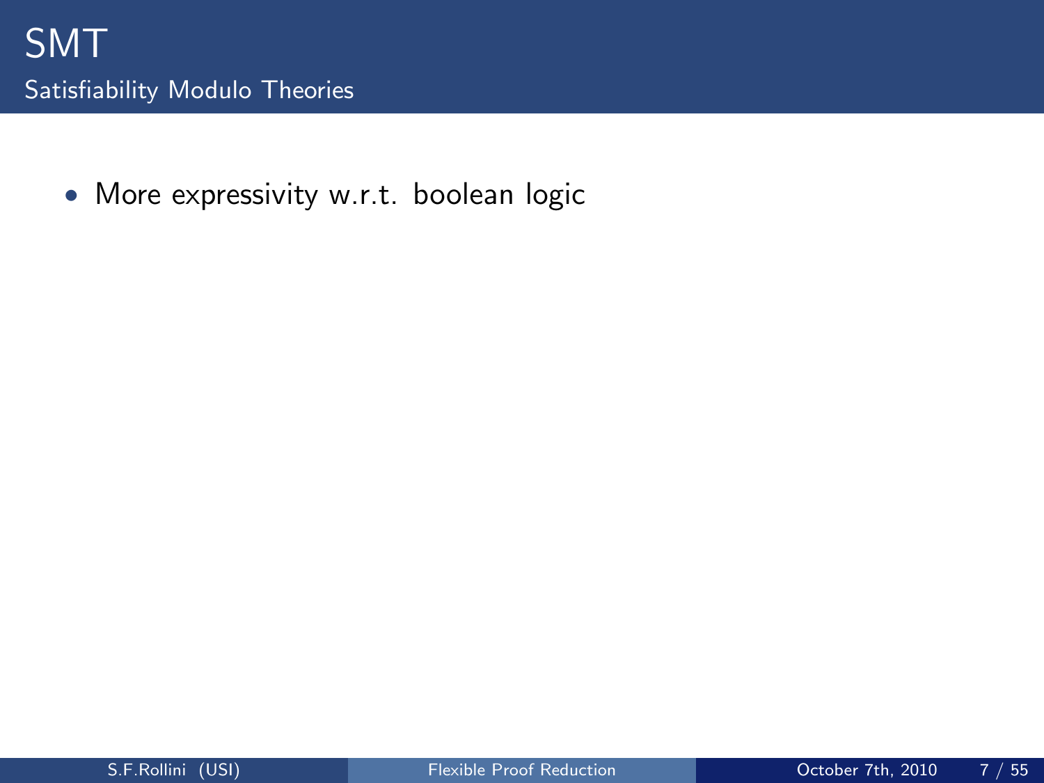# SMT

## Satisfiability Modulo Theories

- More expressivity w.r.t. boolean logic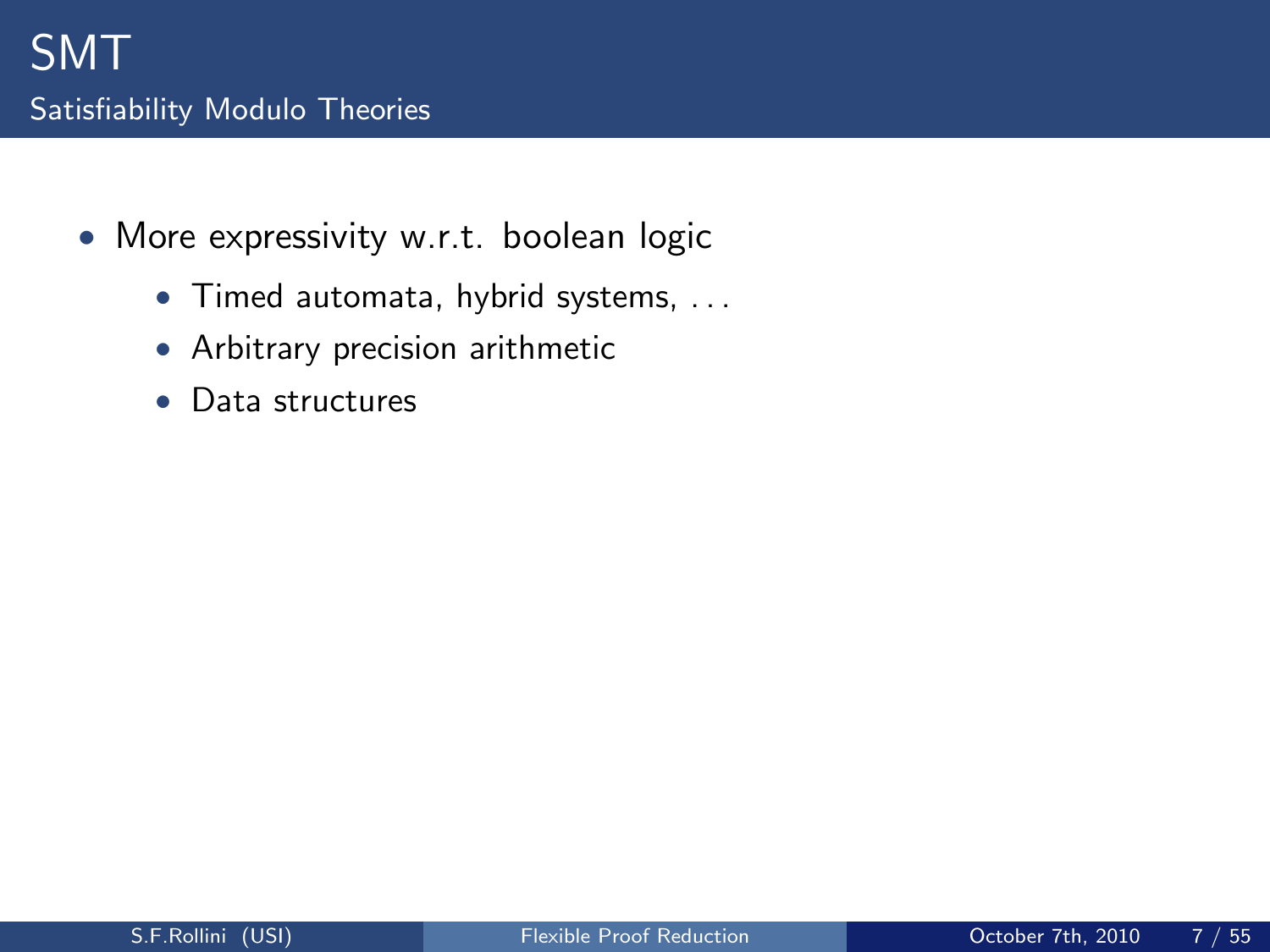# SMT

## Satisfiability Modulo Theories

- More expressivity w.r.t. boolean logic
  - Timed automata, hybrid systems, ...
  - Arbitrary precision arithmetic
  - Data structures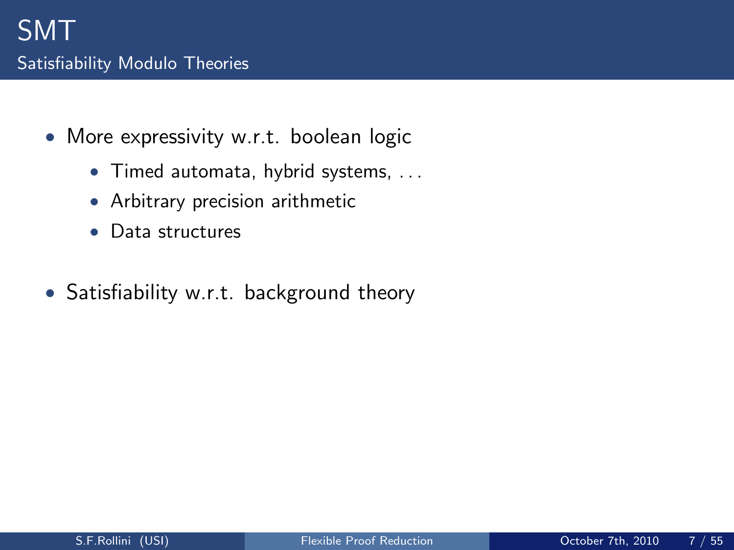# SMT

## Satisfiability Modulo Theories

- More expressivity w.r.t. boolean logic
  - Timed automata, hybrid systems, ...
  - Arbitrary precision arithmetic
  - Data structures

- Satisfiability w.r.t. background theory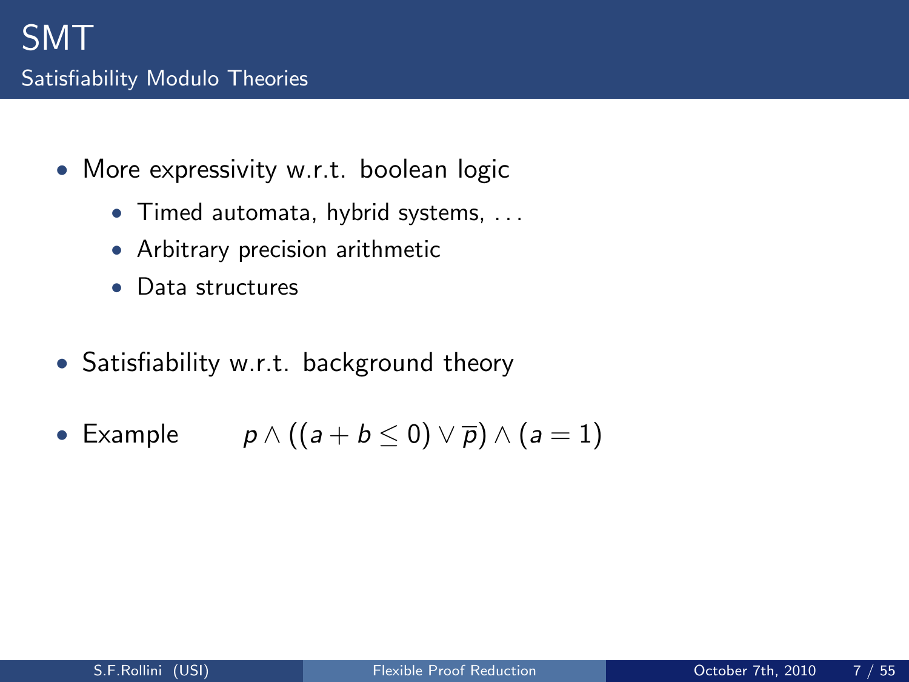# SMT

## Satisfiability Modulo Theories

- More expressivity w.r.t. boolean logic
  - Timed automata, hybrid systems, ...
  - Arbitrary precision arithmetic
  - Data structures
- Satisfiability w.r.t. background theory
- Example $\quad p \wedge ((a + b \leq 0) \vee \overline{p}) \wedge (a = 1)$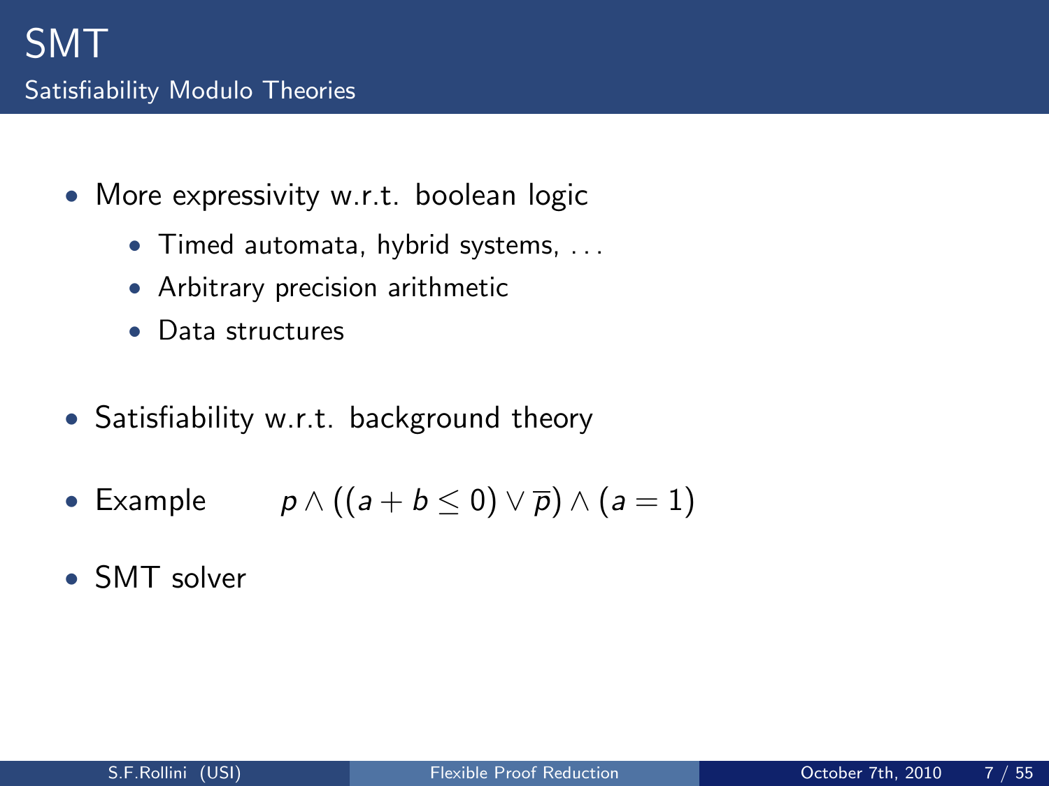# SMT

## Satisfiability Modulo Theories

- More expressivity w.r.t. boolean logic
  - Timed automata, hybrid systems, ...
  - Arbitrary precision arithmetic
  - Data structures

- Satisfiability w.r.t. background theory

- Example $p \wedge ((a + b \leq 0) \vee \overline{p}) \wedge (a = 1)$

- SMT solver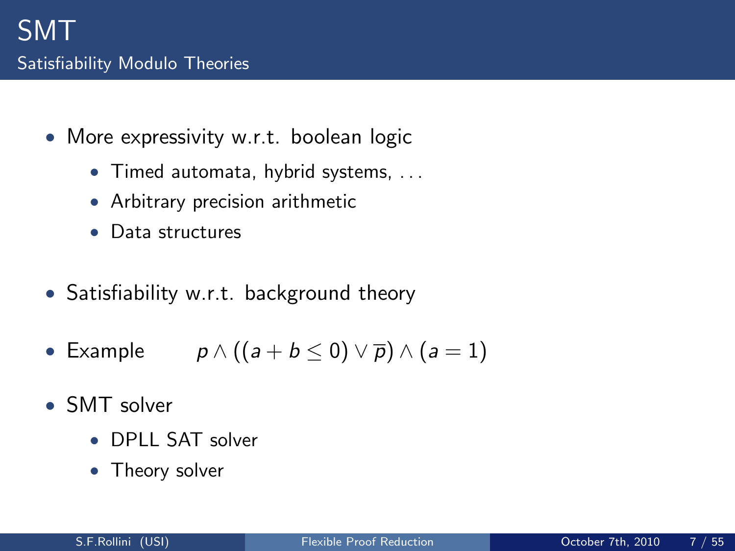# SMT

## Satisfiability Modulo Theories

- More expressivity w.r.t. boolean logic
  - Timed automata, hybrid systems, ...
  - Arbitrary precision arithmetic
  - Data structures

- Satisfiability w.r.t. background theory

- Example $\quad p \land ((a + b \leq 0) \lor \overline{p}) \land (a = 1)$

- SMT solver
  - DPLL SAT solver
  - Theory solver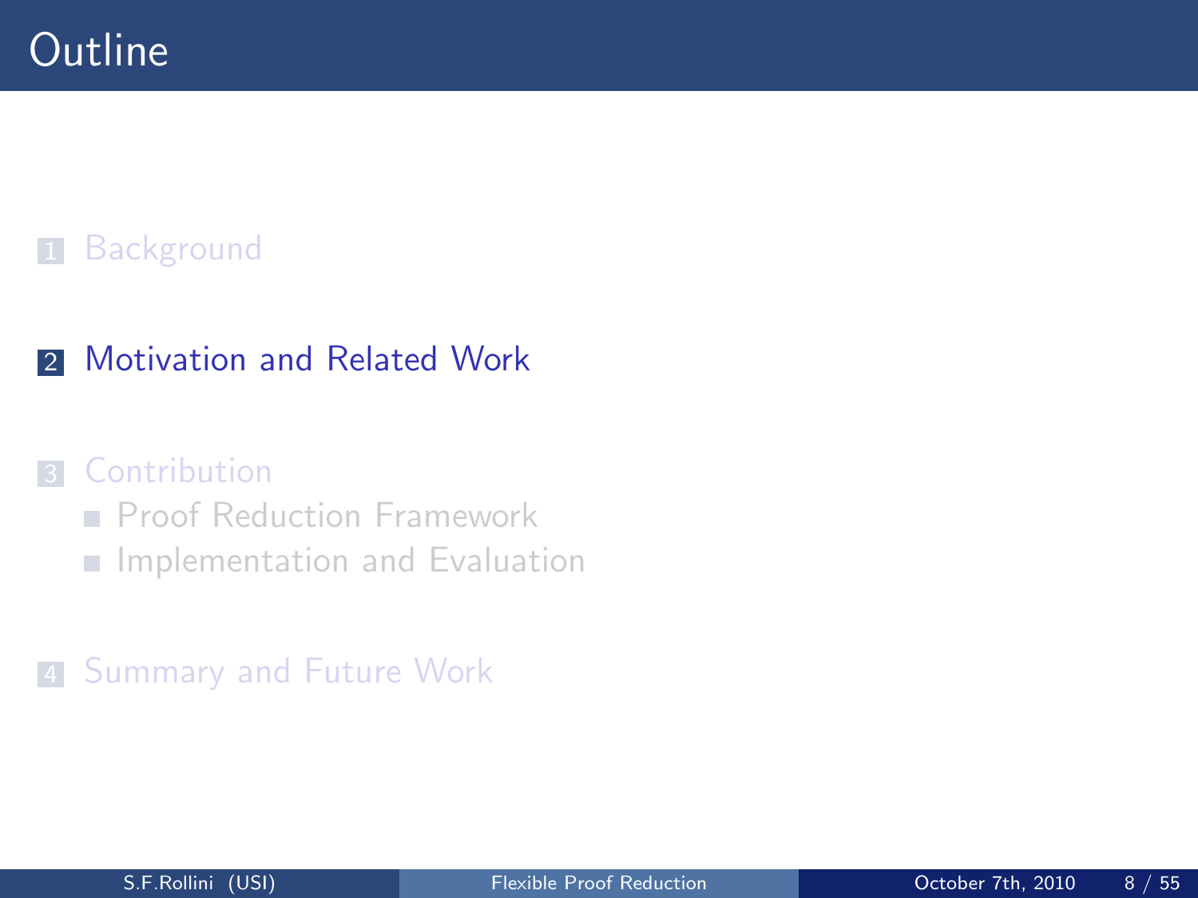# Outline

1. Background
2. Motivation and Related Work
3. Contribution
   - Proof Reduction Framework
   - Implementation and Evaluation
4. Summary and Future Work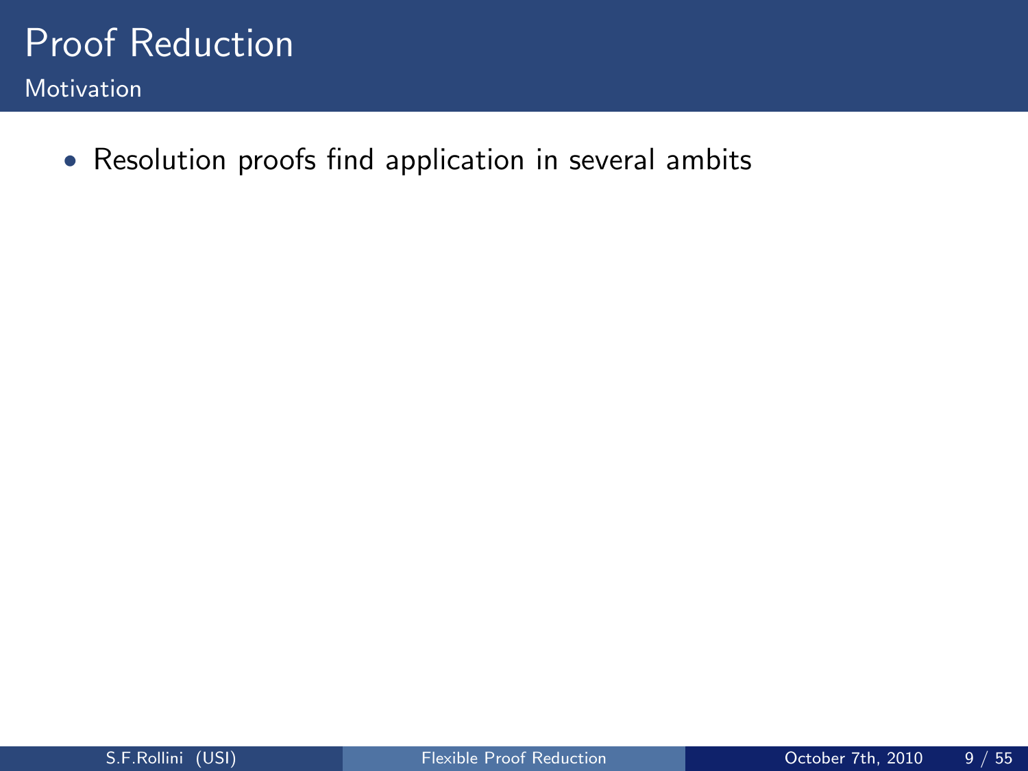# Proof Reduction

## Motivation

- Resolution proofs find application in several ambits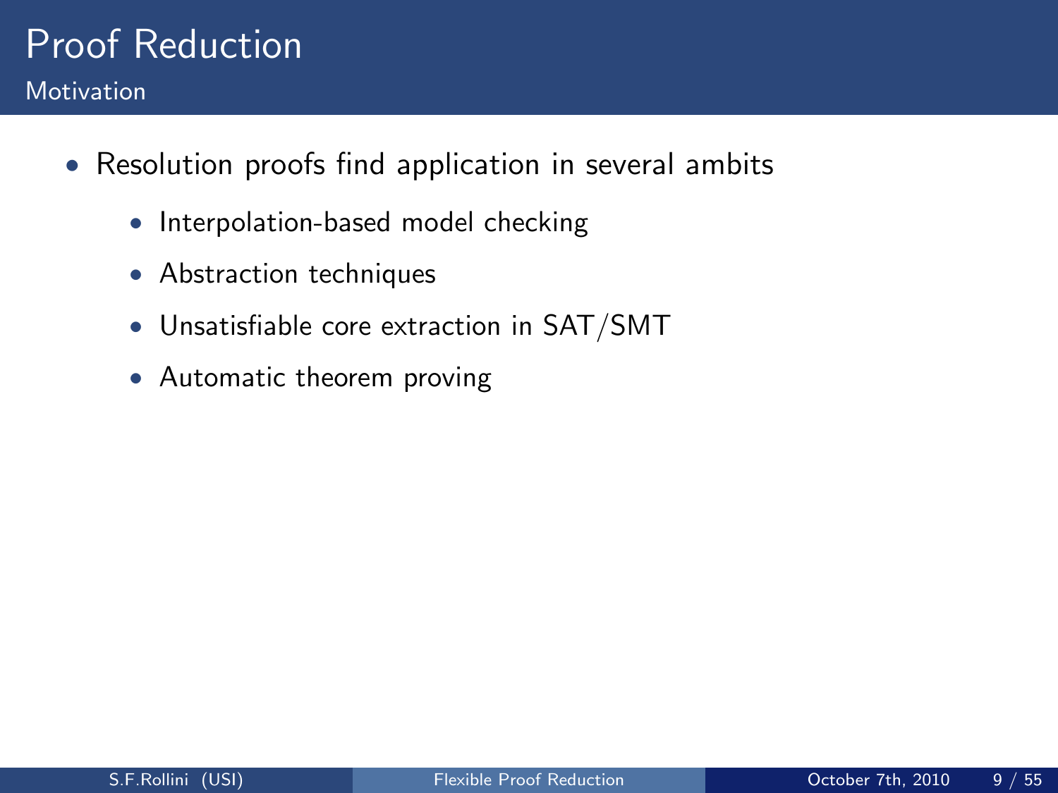# Proof Reduction

## Motivation

- Resolution proofs find application in several ambits
  - Interpolation-based model checking
  - Abstraction techniques
  - Unsatisfiable core extraction in SAT/SMT
  - Automatic theorem proving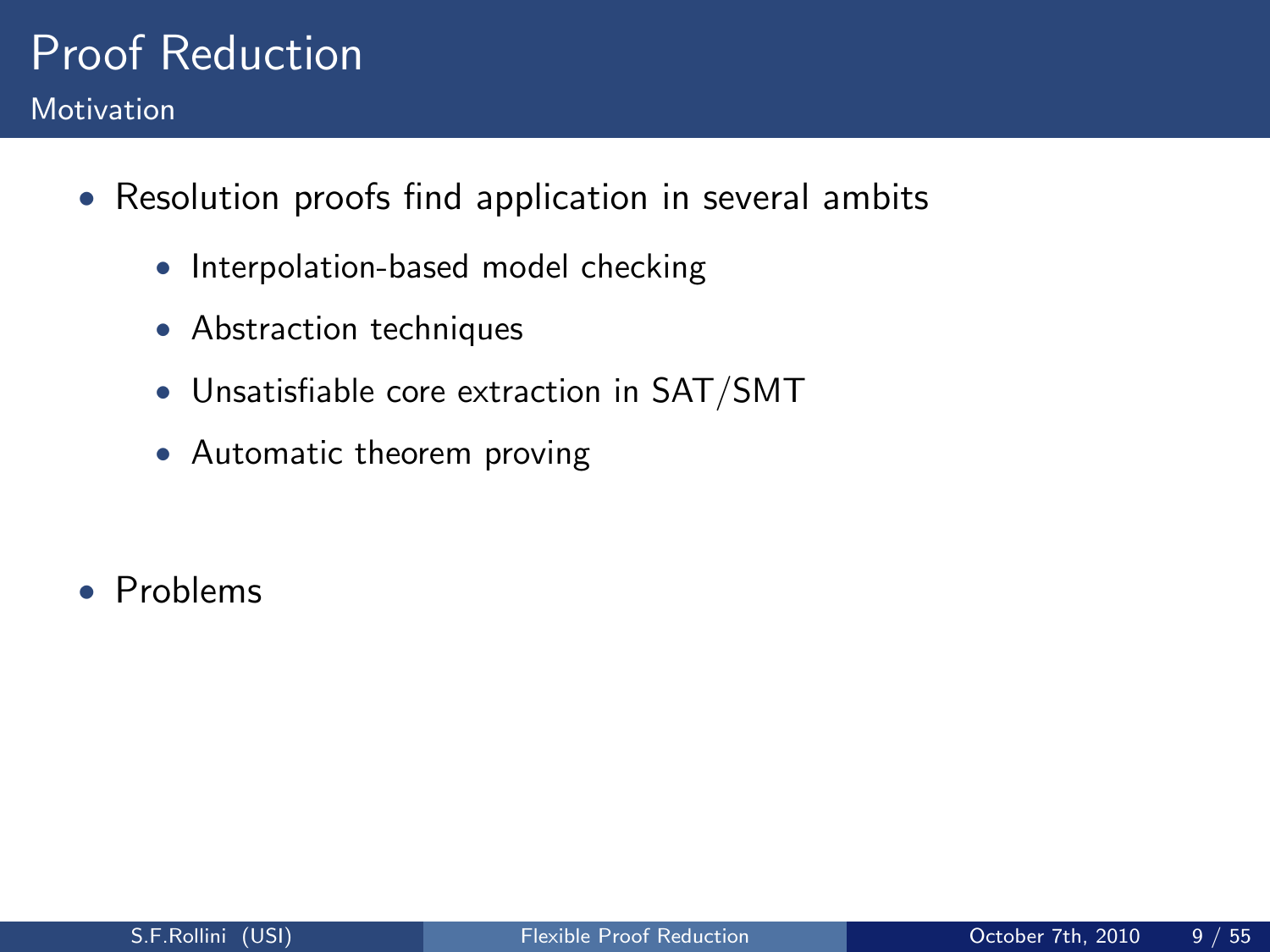# Proof Reduction

## Motivation

- Resolution proofs find application in several ambits
  - Interpolation-based model checking
  - Abstraction techniques
  - Unsatisfiable core extraction in SAT/SMT
  - Automatic theorem proving
- Problems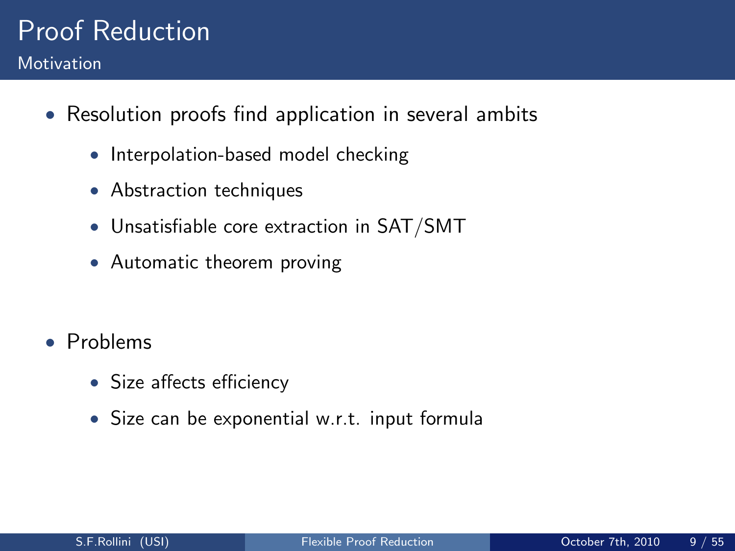# Proof Reduction

## Motivation

- Resolution proofs find application in several ambits
  - Interpolation-based model checking
  - Abstraction techniques
  - Unsatisfiable core extraction in SAT/SMT
  - Automatic theorem proving
- Problems
  - Size affects efficiency
  - Size can be exponential w.r.t. input formula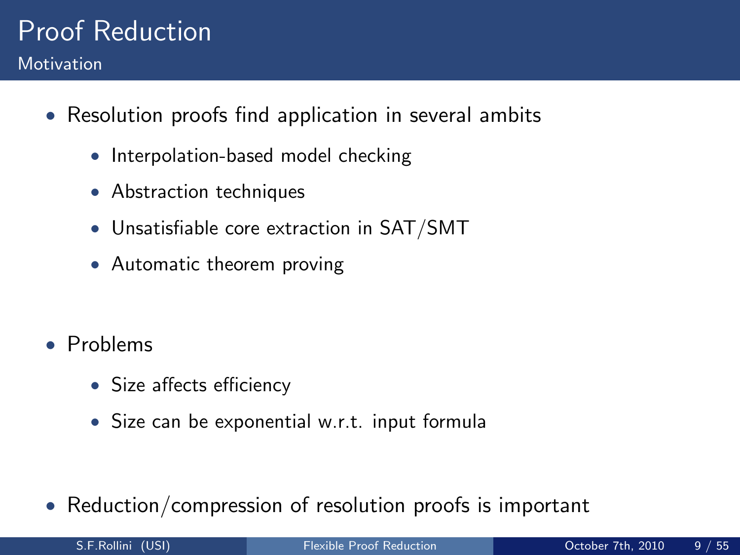# Proof Reduction

## Motivation

- Resolution proofs find application in several ambits
  - Interpolation-based model checking
  - Abstraction techniques
  - Unsatisfiable core extraction in SAT/SMT
  - Automatic theorem proving
- Problems
  - Size affects efficiency
  - Size can be exponential w.r.t. input formula
- Reduction/compression of resolution proofs is important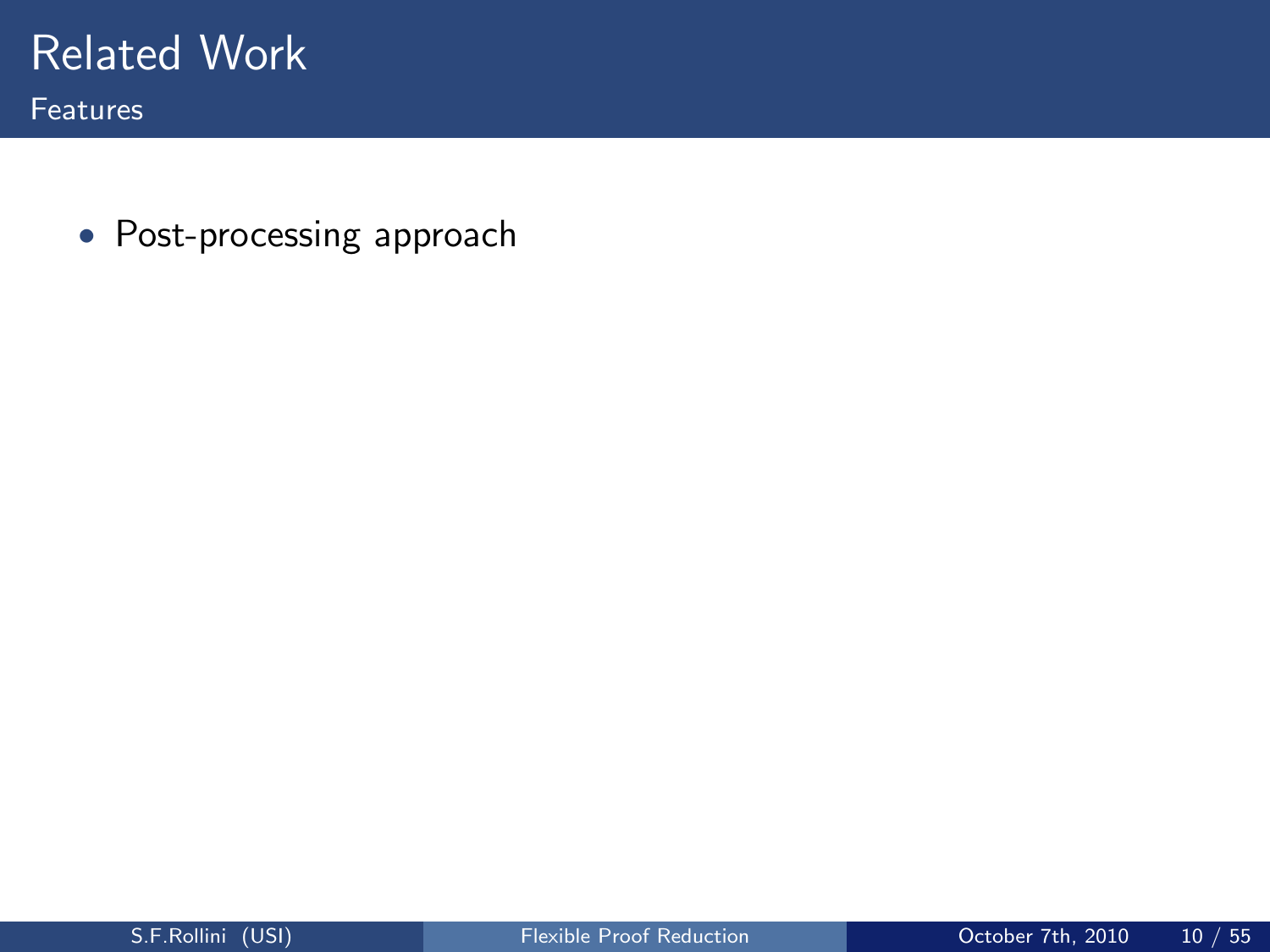# Related Work

## Features

- Post-processing approach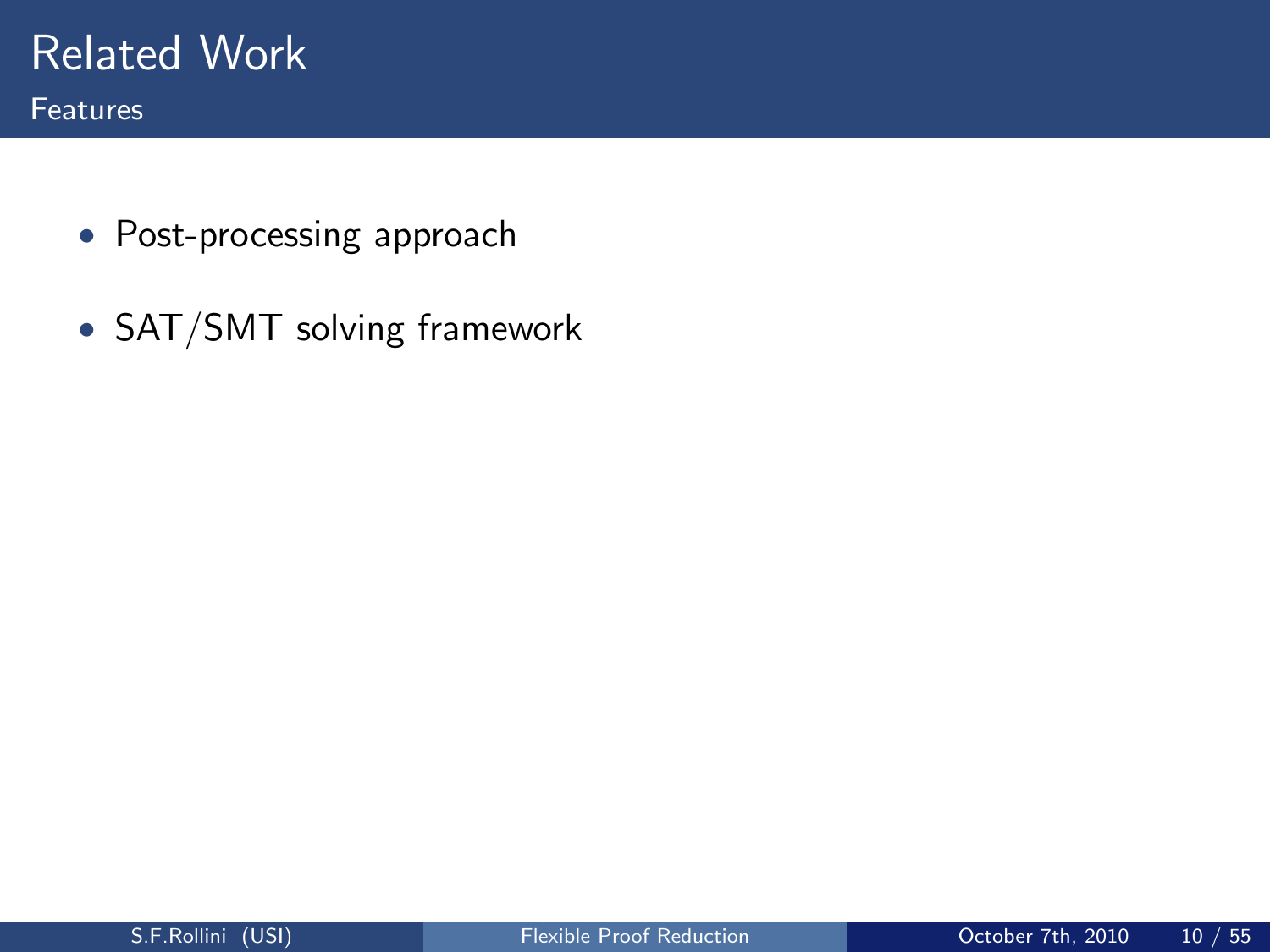# Related Work

## Features

- Post-processing approach
- SAT/SMT solving framework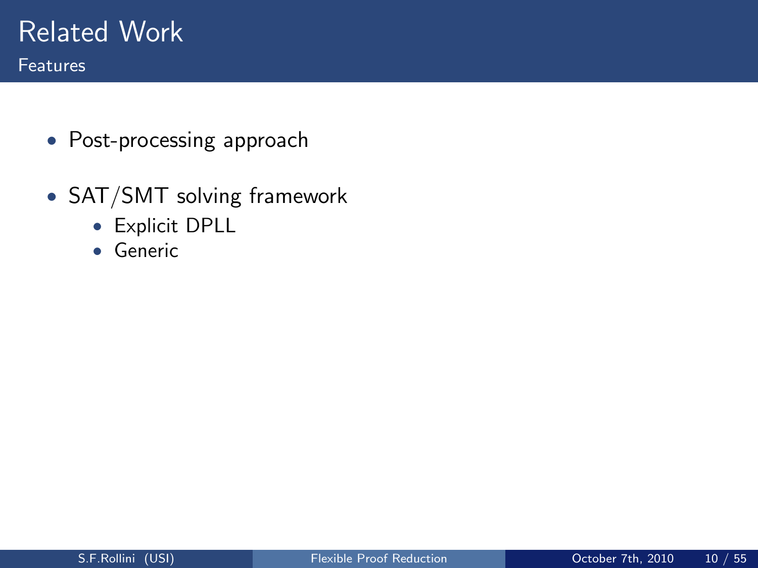# Related Work

## Features

- Post-processing approach
- SAT/SMT solving framework
  - Explicit DPLL
  - Generic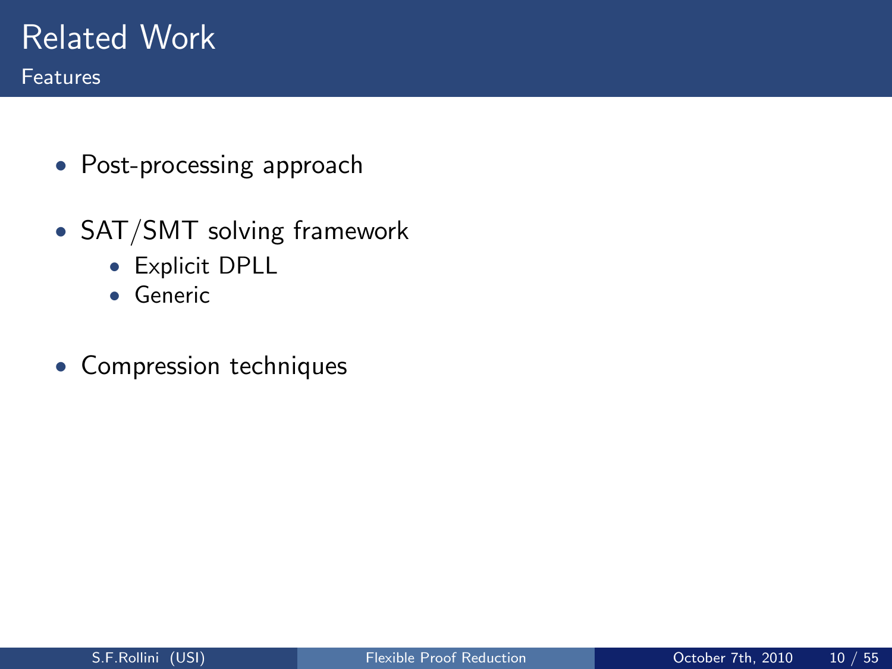# Related Work

## Features

- Post-processing approach
- SAT/SMT solving framework
  - Explicit DPLL
  - Generic
- Compression techniques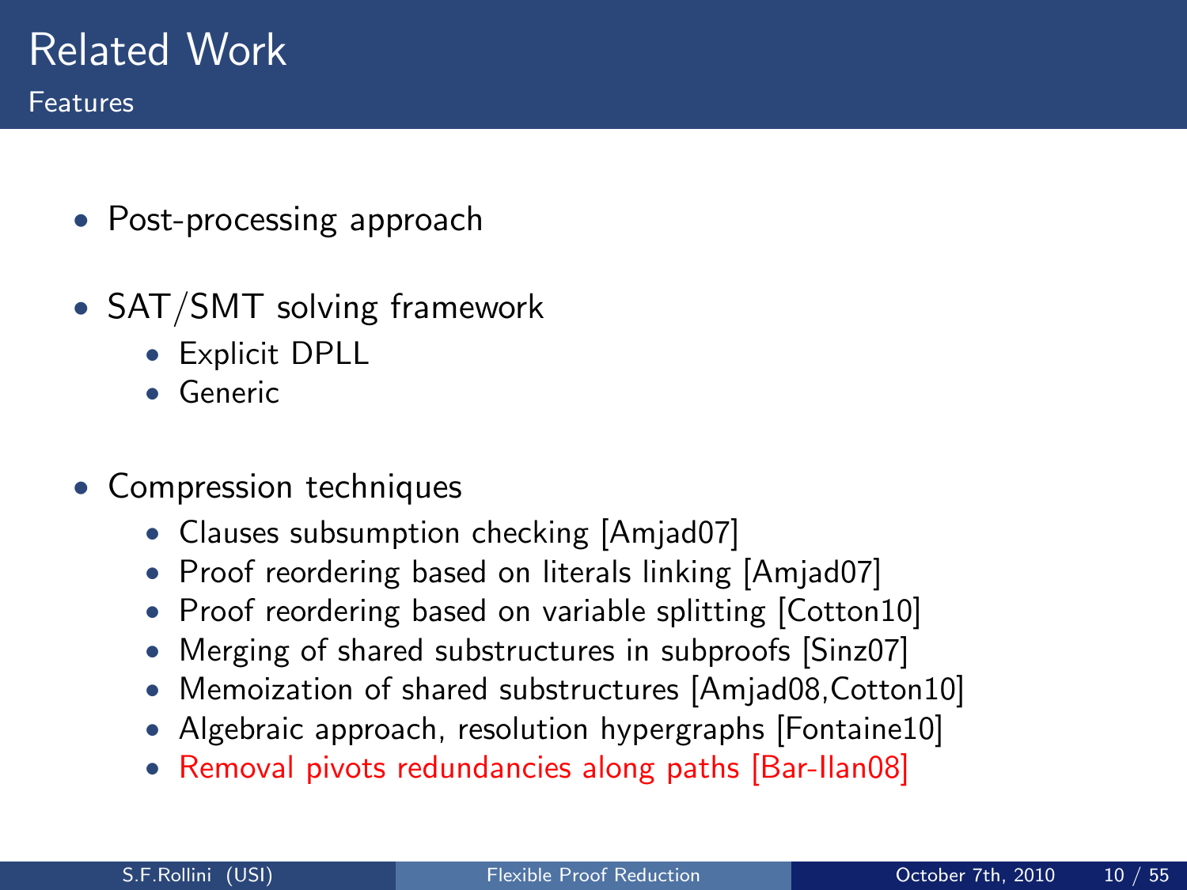# Related Work

## Features

- Post-processing approach
- SAT/SMT solving framework
  - Explicit DPLL
  - Generic
- Compression techniques
  - Clauses subsumption checking [Amjad07]
  - Proof reordering based on literals linking [Amjad07]
  - Proof reordering based on variable splitting [Cotton10]
  - Merging of shared substructures in subproofs [Sinz07]
  - Memoization of shared substructures [Amjad08,Cotton10]
  - Algebraic approach, resolution hypergraphs [Fontaine10]
  - Removal pivots redundancies along paths [Bar-Ilan08]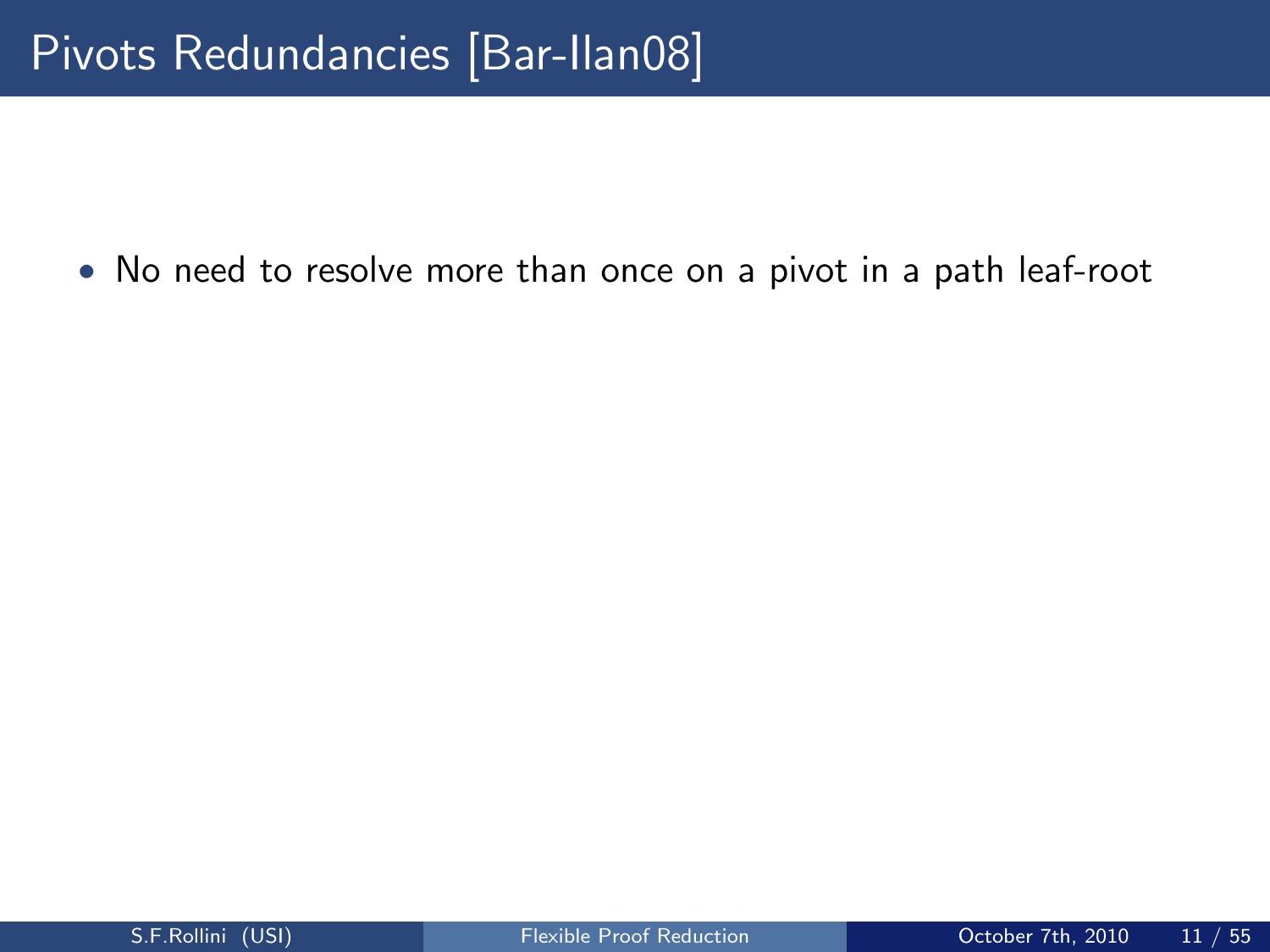# Pivots Redundancies [Bar-Ilan08]

- No need to resolve more than once on a pivot in a path leaf-root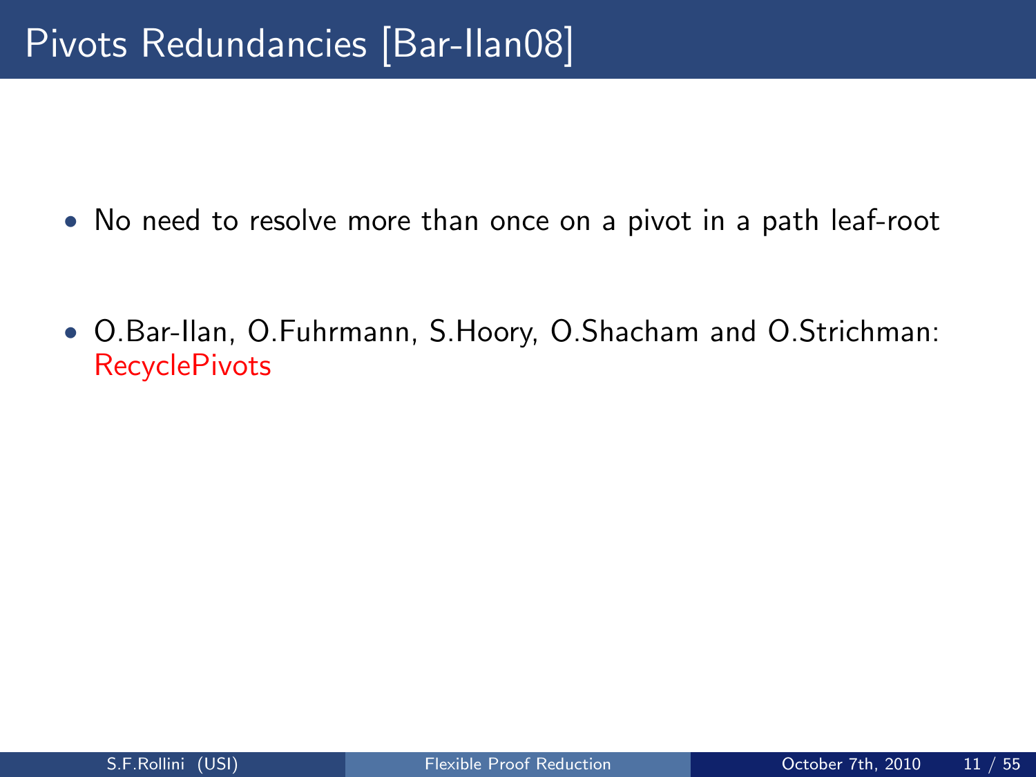# Pivots Redundancies [Bar-Ilan08]

- No need to resolve more than once on a pivot in a path leaf-root
- O.Bar-Ilan, O.Fuhrmann, S.Hoory, O.Shacham and O.Strichman: RecyclePivots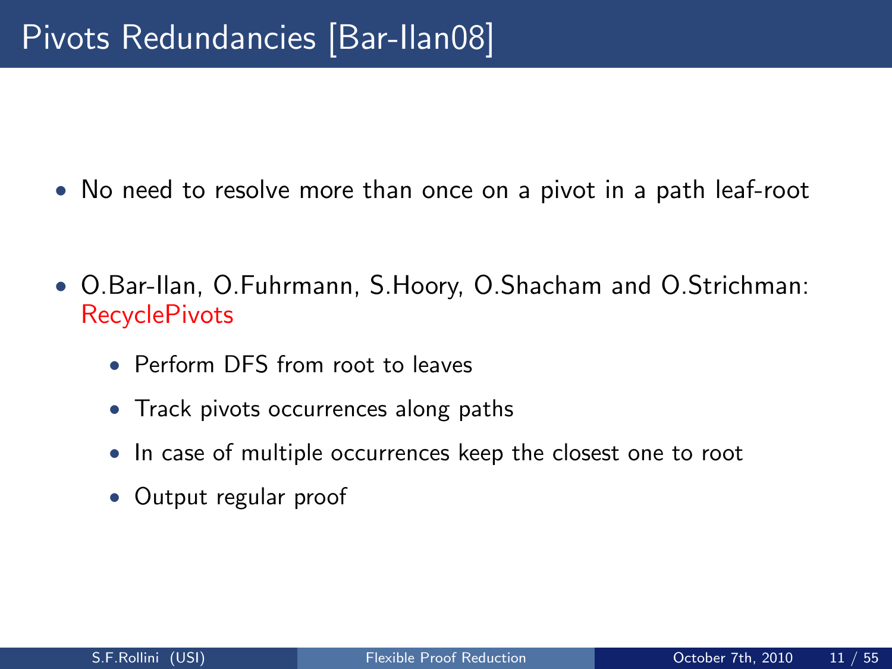# Pivots Redundancies [Bar-Ilan08]

- No need to resolve more than once on a pivot in a path leaf-root
- O.Bar-Ilan, O.Fuhrmann, S.Hoory, O.Shacham and O.Strichman: RecyclePivots
  - Perform DFS from root to leaves
  - Track pivots occurrences along paths
  - In case of multiple occurrences keep the closest one to root
  - Output regular proof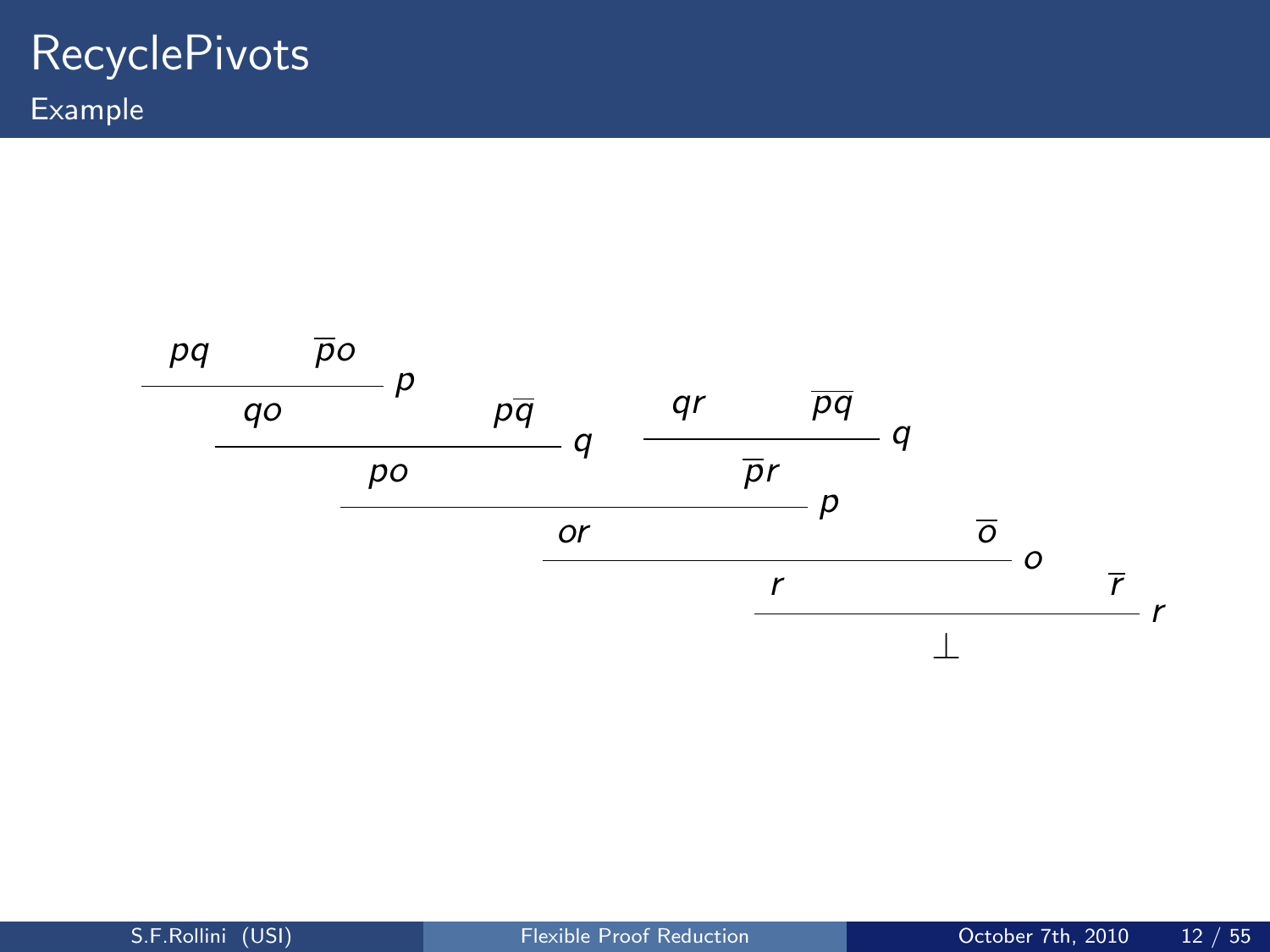# RecyclePivots

## Example

$$
\dfrac{
  \dfrac{
    \dfrac{
      \dfrac{pq \qquad \overline{p}o}{qo}\, p \qquad p\overline{q}
    }{po}\, q
    \qquad
    \dfrac{qr \qquad \overline{pq}}{\overline{p}r}\, q
  }{or}\, p
  \qquad \overline{o}
}{r}\, o
$$

$$
\dfrac{r \qquad \overline{r}}{\bot}\, r
$$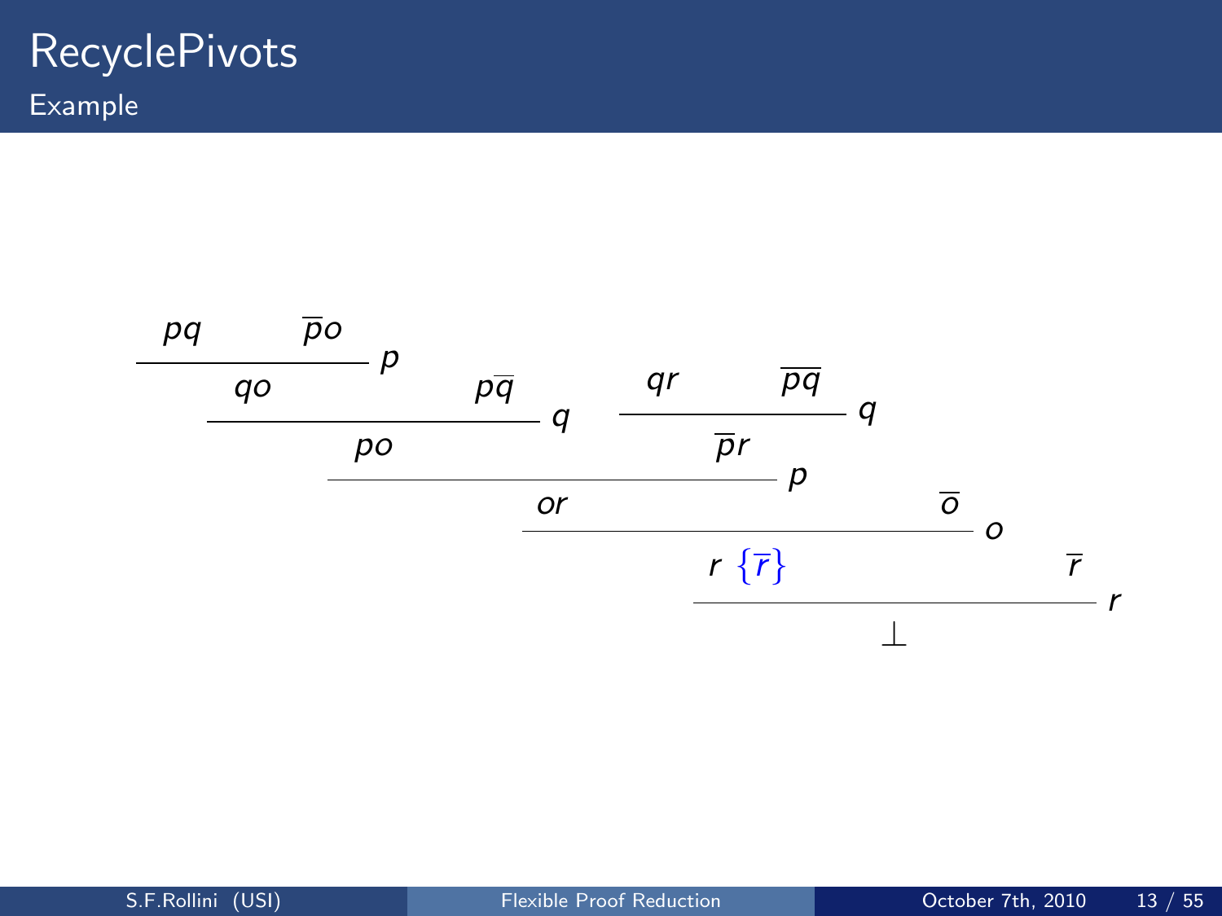# RecyclePivots

## Example

$$
\dfrac{\dfrac{\dfrac{\dfrac{\dfrac{pq \qquad \overline{p}o}{qo}\, p \qquad p\overline{q}}{po}\, q \qquad \dfrac{qr \qquad \overline{pq}}{\overline{p}r}\, q}{or}\, p \qquad \overline{o}}{r\ {\color{blue}\{\overline{r}\}}}\, o \qquad \overline{r}}{\bot}\, r
$$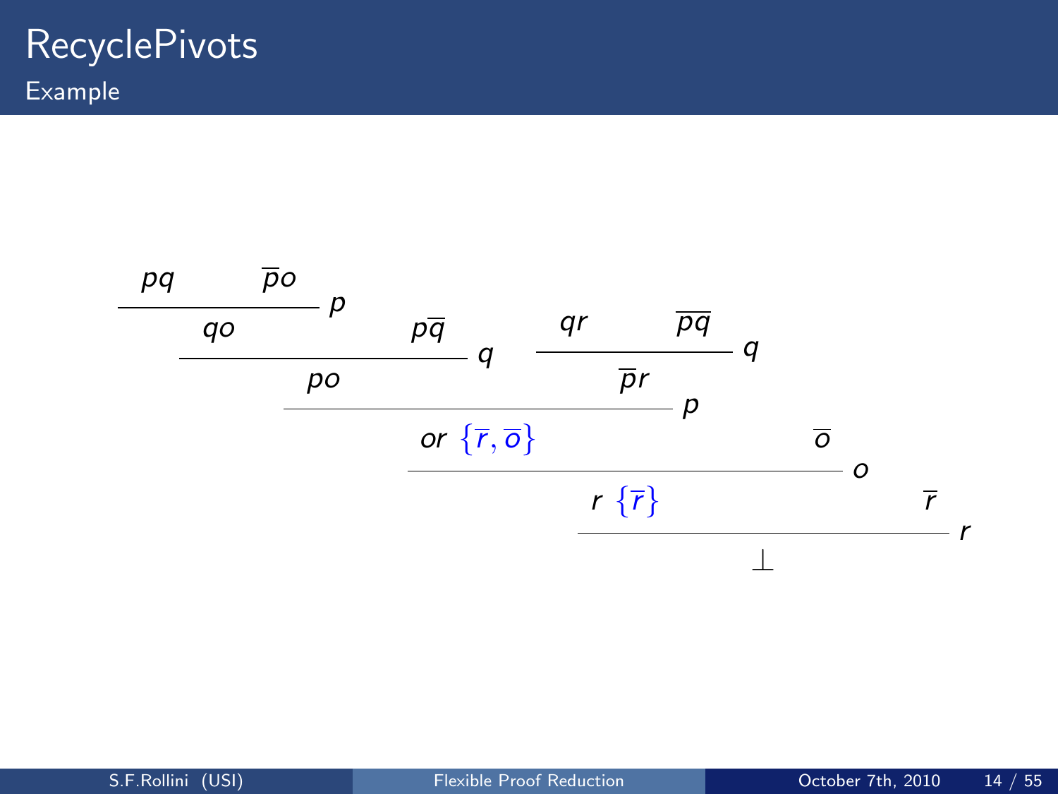# RecyclePivots

## Example

$$
\dfrac{\dfrac{\dfrac{\dfrac{pq \quad \overline{p}o}{qo}\,p \qquad p\overline{q}}{po}\,q \qquad \dfrac{qr \quad \overline{pq}}{\overline{p}r}\,q}{or\ \color{blue}{\{\overline{r},\overline{o}\}}}\,p \qquad \overline{o}}{r\ \color{blue}{\{\overline{r}\}}}\,o \qquad \overline{r}
$$

$$
\dfrac{r\ \color{blue}{\{\overline{r}\}} \qquad \overline{r}}{\perp}\,r
$$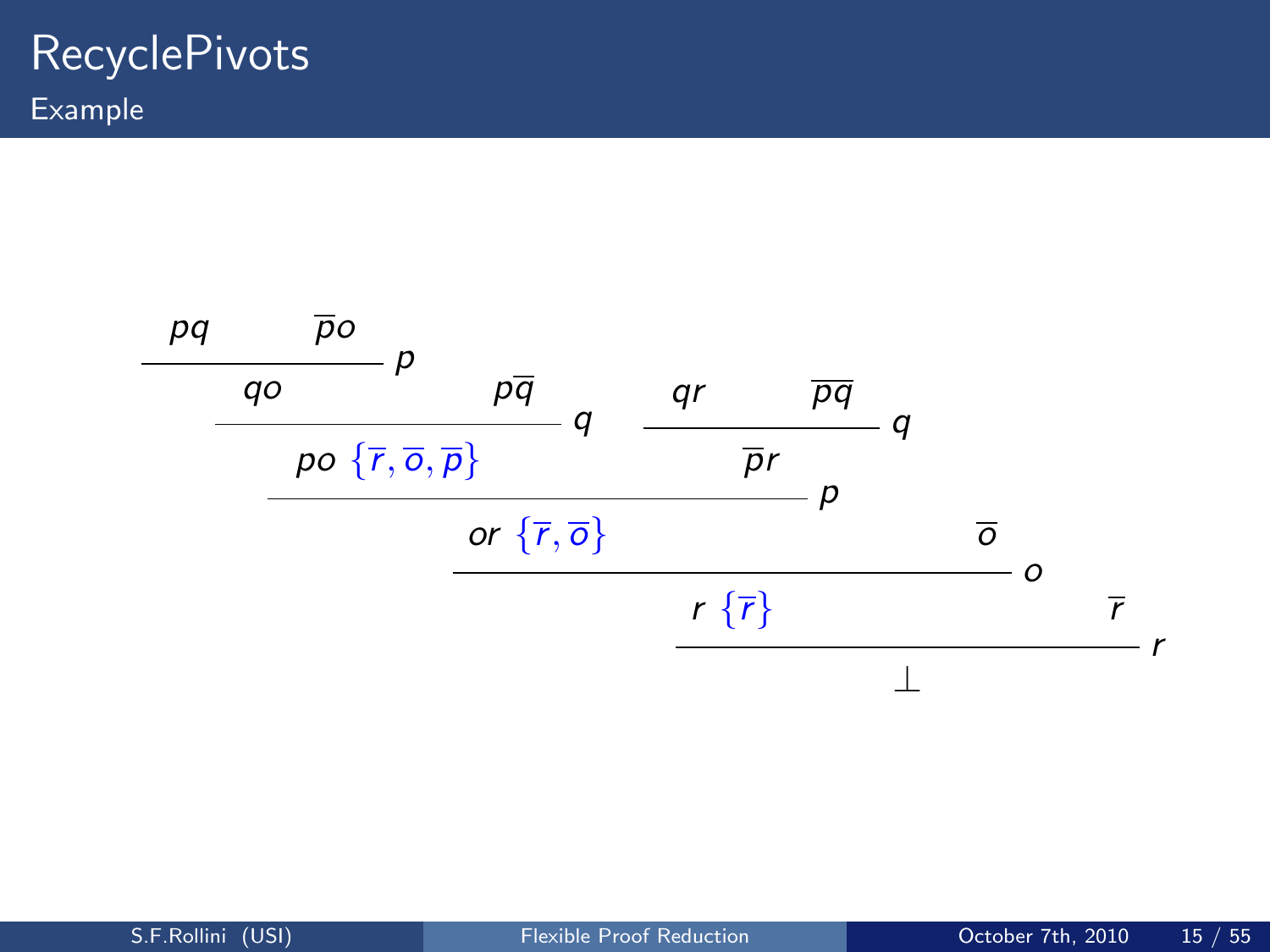# RecyclePivots

## Example

$$
\dfrac{\dfrac{\dfrac{\dfrac{\dfrac{pq \qquad \overline{p}o}{qo}\,p \qquad p\overline{q}}{po\ \color{blue}{\{\overline{r},\overline{o},\overline{p}\}}}\,q \qquad \dfrac{qr \qquad \overline{pq}}{\overline{p}r}\,q}{or\ \color{blue}{\{\overline{r},\overline{o}\}}}\,p \qquad \overline{o}}{r\ \color{blue}{\{\overline{r}\}}}\,o \qquad \overline{r}}{\bot}\,r
$$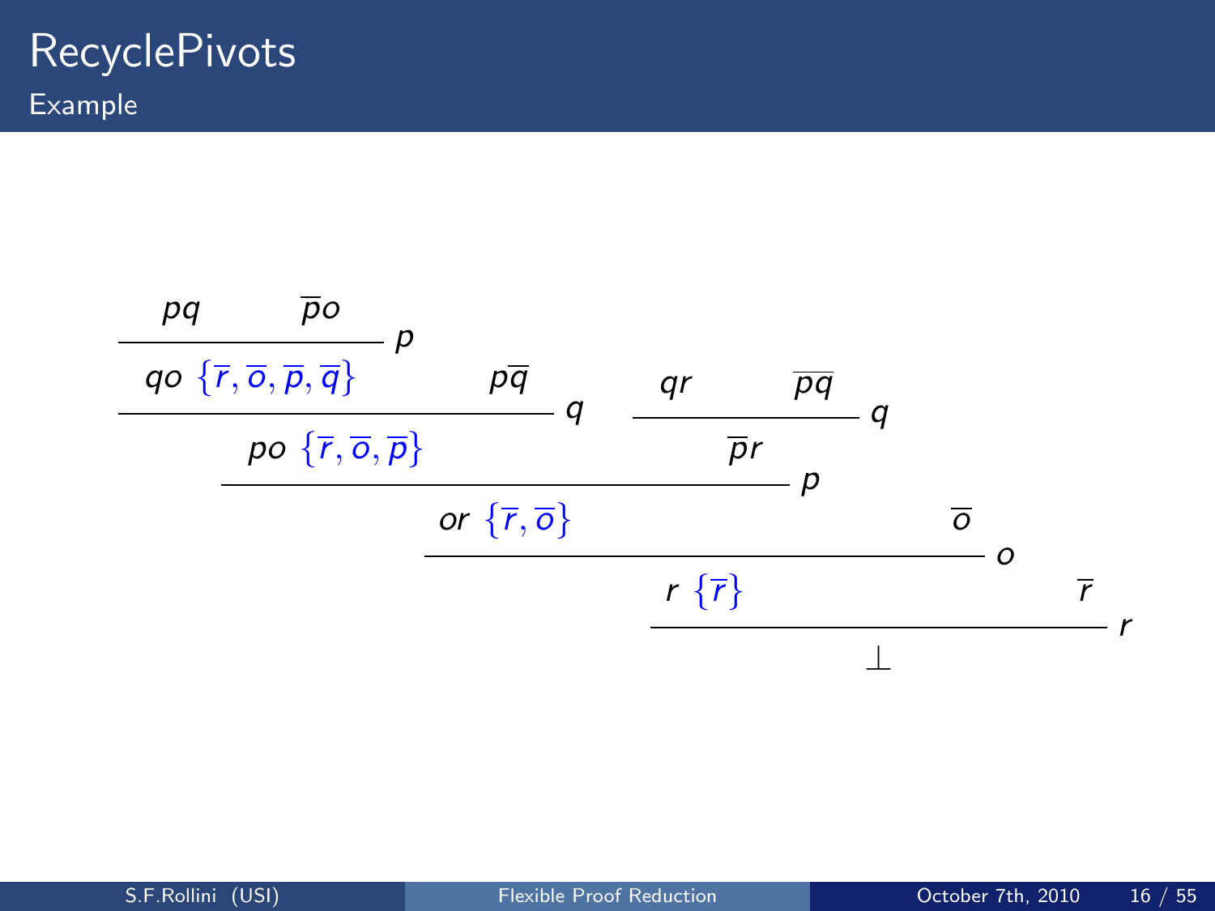# RecyclePivots

## Example

$$
\dfrac{\dfrac{\dfrac{\dfrac{\dfrac{pq \qquad \overline{p}o}{qo\ \{\overline{r},\overline{o},\overline{p},\overline{q}\}}\ p \qquad p\overline{q}}{po\ \{\overline{r},\overline{o},\overline{p}\}}\ q \qquad \dfrac{qr \qquad \overline{pq}}{\overline{p}r}\ q}{or\ \{\overline{r},\overline{o}\}}\ p \qquad \overline{o}}{r\ \{\overline{r}\}}\ o \qquad \overline{r}}{\bot}\ r
$$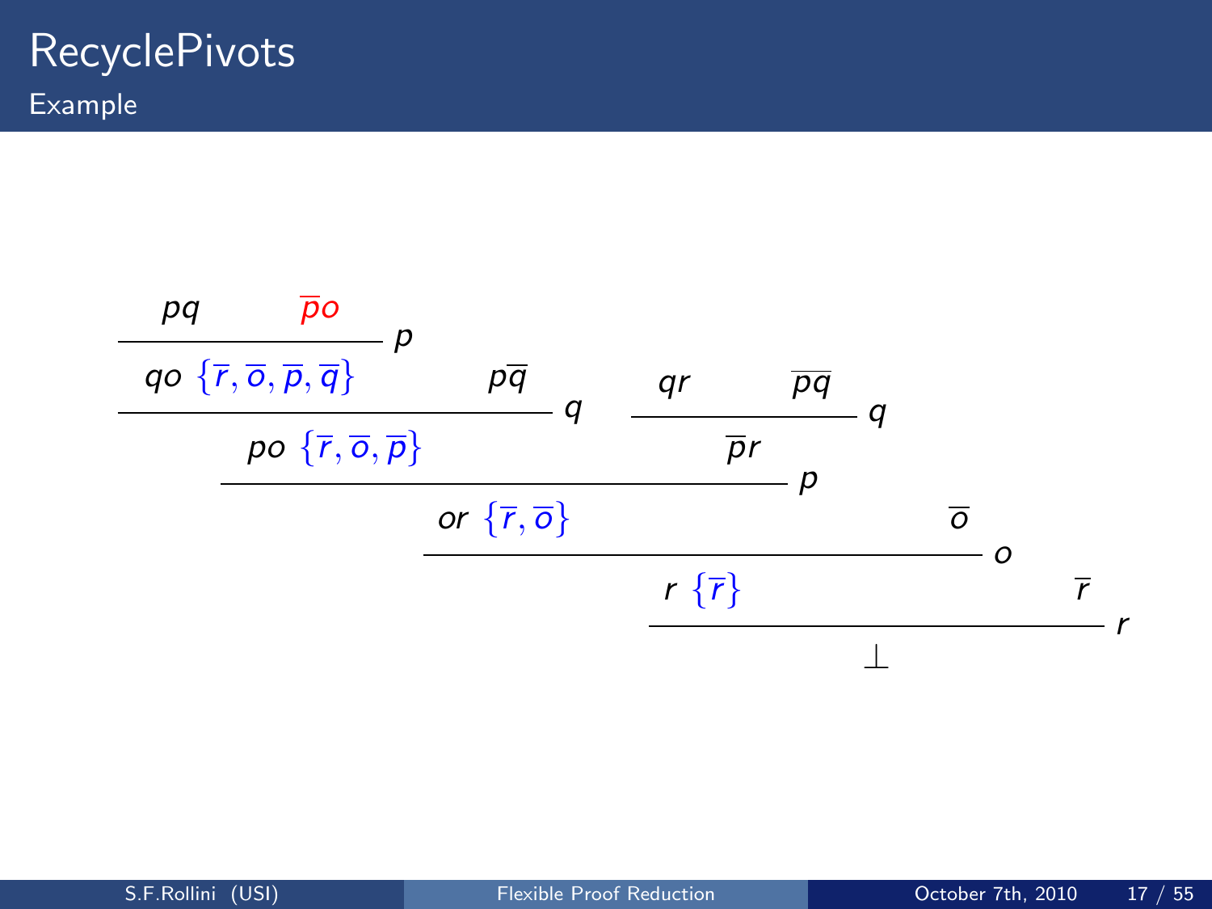# RecyclePivots

## Example

$$
\dfrac{\dfrac{\dfrac{\dfrac{\dfrac{pq \qquad \color{red}{\overline{p}o}}{qo\ \color{blue}{\{\overline{r},\overline{o},\overline{p},\overline{q}\}}}\,p \qquad p\overline{q}}{po\ \color{blue}{\{\overline{r},\overline{o},\overline{p}\}}}\,q \qquad \dfrac{qr \qquad \overline{pq}}{\overline{p}r}\,q}{or\ \color{blue}{\{\overline{r},\overline{o}\}}}\,p \qquad \overline{o}}{r\ \color{blue}{\{\overline{r}\}}}\,o \qquad \overline{r}}{\bot}\,r
$$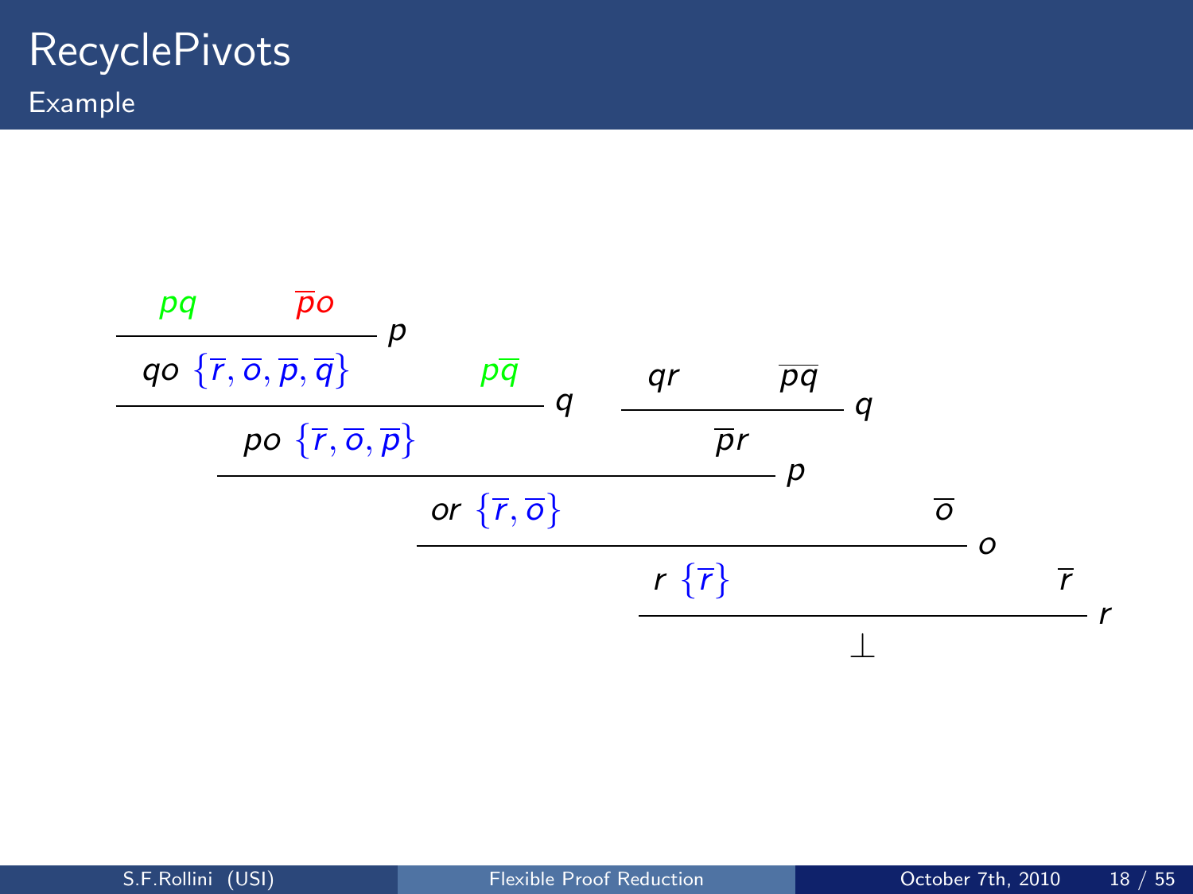# RecyclePivots

## Example

$$
\dfrac{\dfrac{\dfrac{\dfrac{\dfrac{pq \qquad \overline{p}o}{qo\ \{\overline{r},\overline{o},\overline{p},\overline{q}\}}\,p \qquad p\overline{q}}{po\ \{\overline{r},\overline{o},\overline{p}\}}\,q \qquad \dfrac{qr \qquad \overline{pq}}{\overline{p}r}\,q}{or\ \{\overline{r},\overline{o}\}}\,p \qquad \overline{o}}{r\ \{\overline{r}\}}\,o \qquad \overline{r}}{\bot}\,r
$$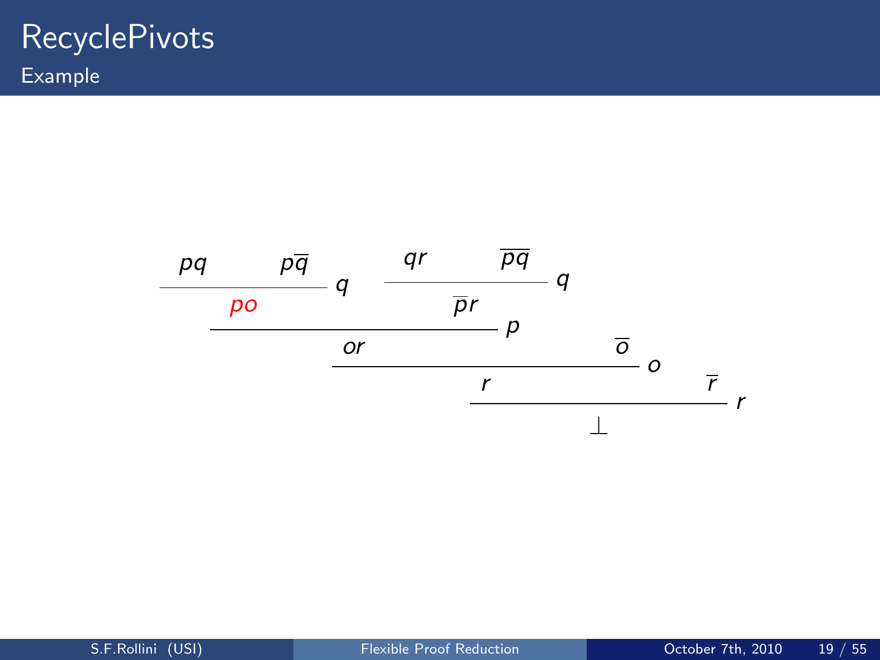# RecyclePivots

## Example

$$
\dfrac{\dfrac{pq \qquad p\overline{q}}{po}\,q \qquad \dfrac{qr \qquad \overline{pq}}{\overline{p}r}\,q}{\dfrac{or \qquad \overline{o}}{\dfrac{r \qquad \overline{r}}{\bot}\,r}\,o}\,p
$$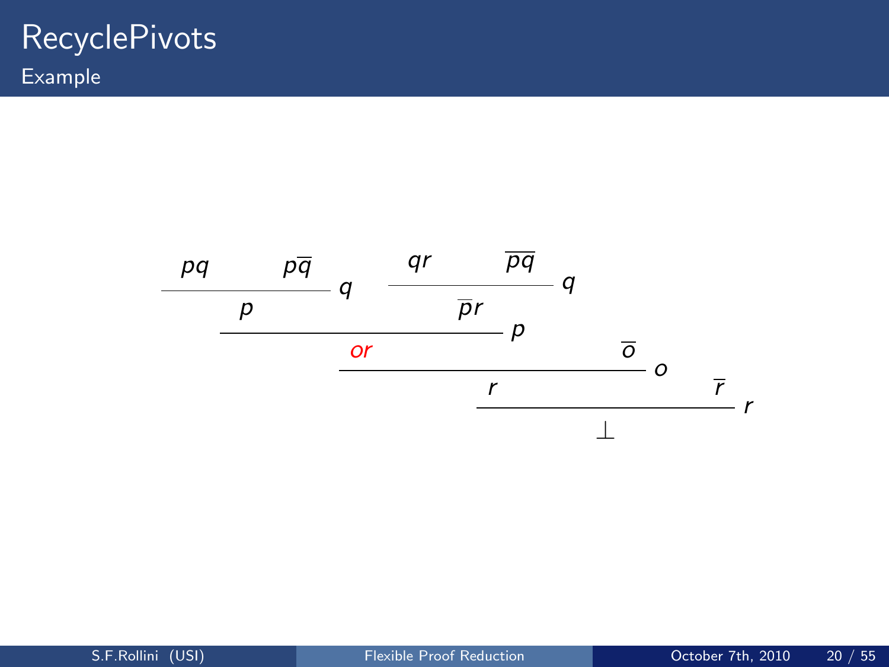# RecyclePivots

## Example

$$
\cfrac{
  \cfrac{
    \cfrac{pq \qquad p\overline{q}}{p}\,q
    \qquad
    \cfrac{qr \qquad \overline{pq}}{\overline{p}r}\,q
  }{\color{red}{or}}\,p
  \qquad \overline{o}
}{r}\,o
$$

$$
\cfrac{r \qquad \overline{r}}{\bot}\,r
$$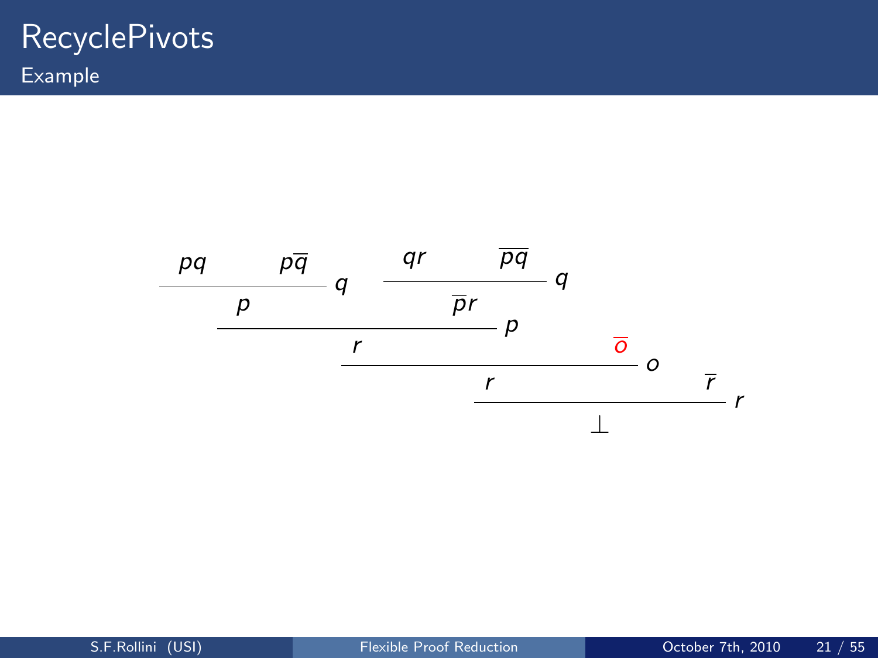# RecyclePivots

## Example

$$
\dfrac{\dfrac{\dfrac{pq \qquad p\overline{q}}{p}\,q \qquad \dfrac{qr \qquad \overline{pq}}{\overline{p}r}\,q}{r}\,p \qquad \overline{o}}{\dfrac{r}{\qquad} \quad o}
$$

$$
\dfrac{r \qquad \overline{r}}{\bot}\,r
$$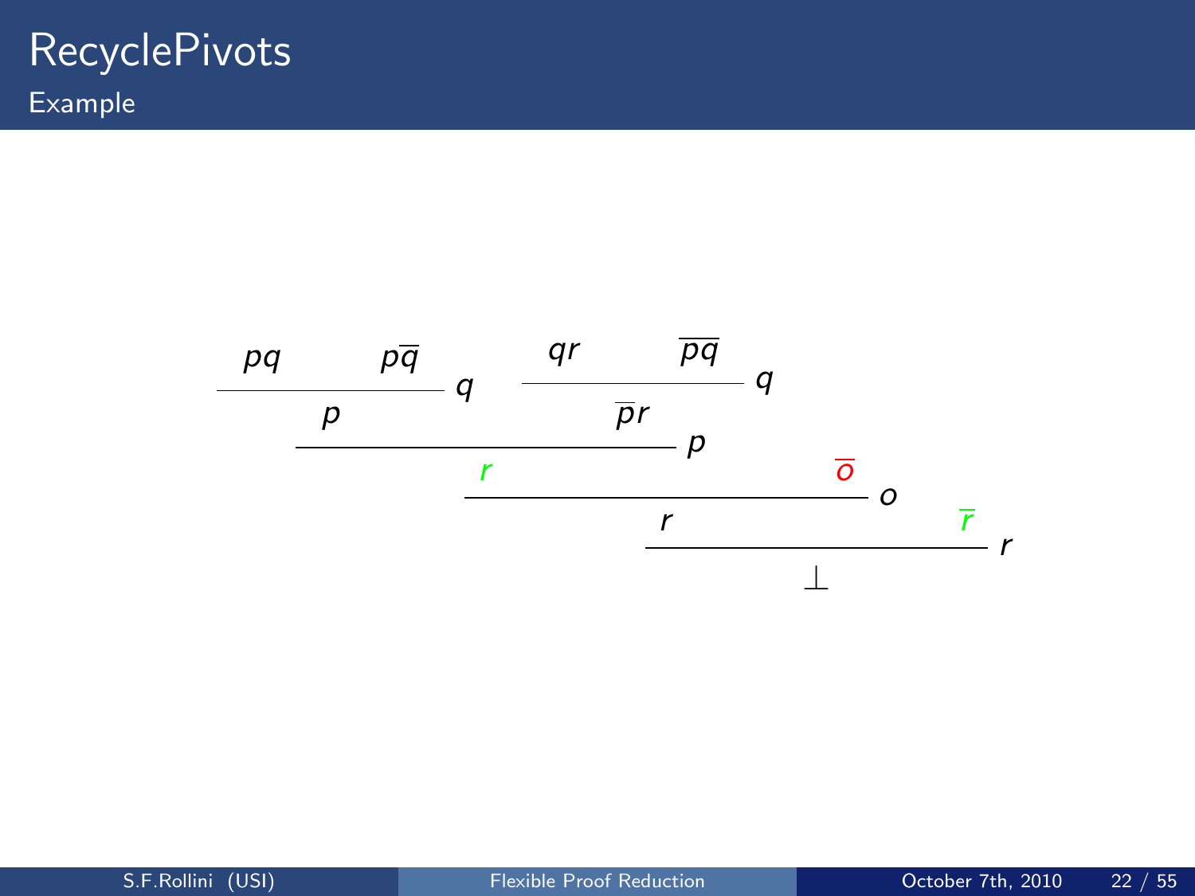# RecyclePivots

## Example

$$\dfrac{\dfrac{\dfrac{pq \qquad p\overline{q}}{p}\,q \qquad \dfrac{qr \qquad \overline{pq}}{\overline{p}r}\,q}{r}\,p \qquad \overline{o}}{\dfrac{r}{\bot}\,r \qquad \overline{r}}\,o$$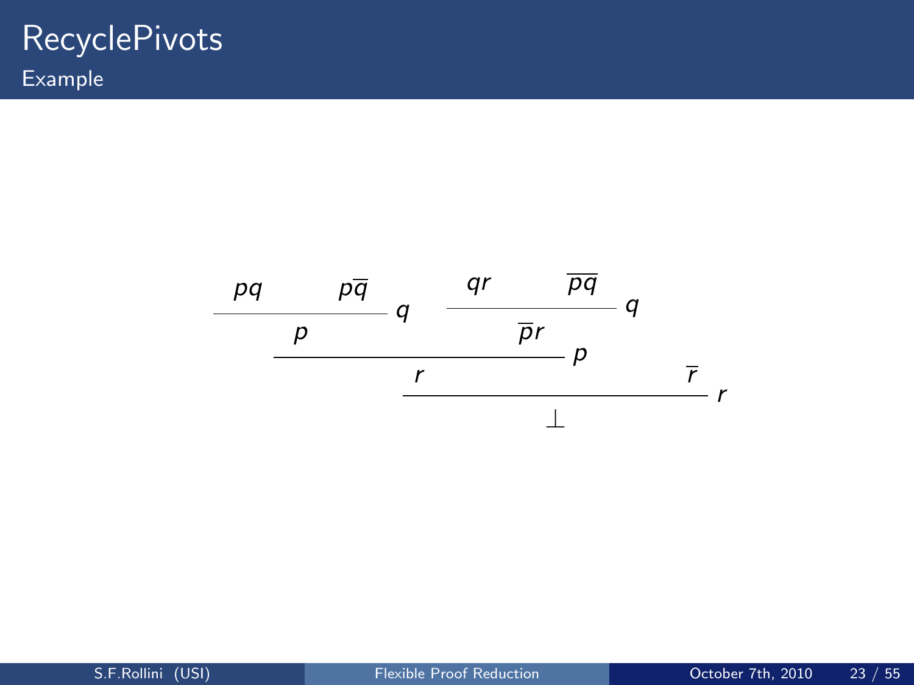# RecyclePivots

## Example

$$
\dfrac{\dfrac{pq \qquad p\overline{q}}{p}\,q \qquad \dfrac{qr \qquad \overline{pq}}{\overline{p}r}\,q}{\dfrac{r}{} \qquad\qquad}\,p
$$

$$
\dfrac{r \qquad \overline{r}}{\bot}\,r
$$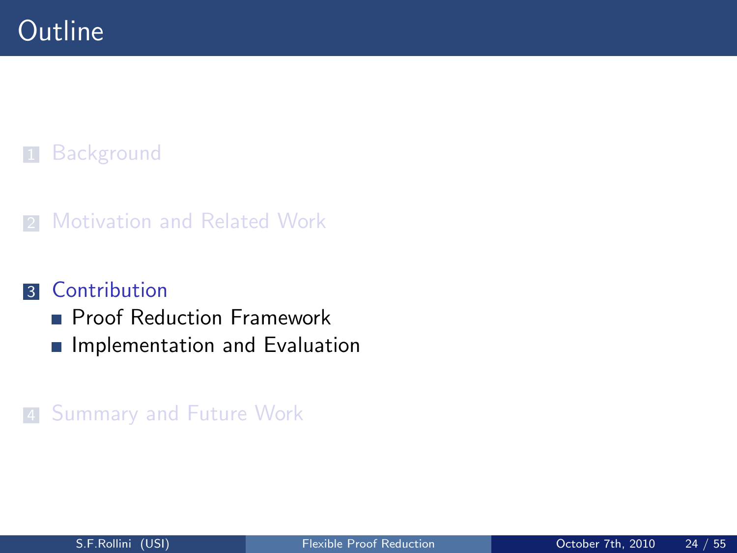# Outline

1. Background

2. Motivation and Related Work

3. Contribution
   - Proof Reduction Framework
   - Implementation and Evaluation

4. Summary and Future Work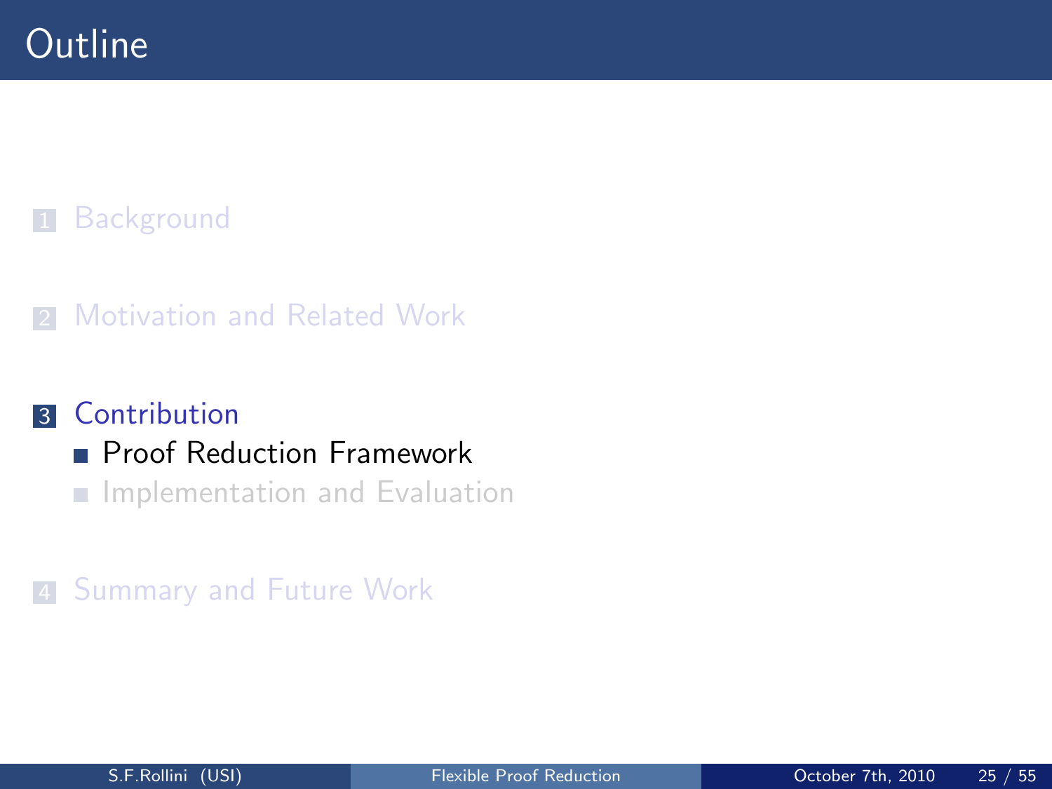# Outline

1. Background
2. Motivation and Related Work
3. Contribution
   - Proof Reduction Framework
   - Implementation and Evaluation
4. Summary and Future Work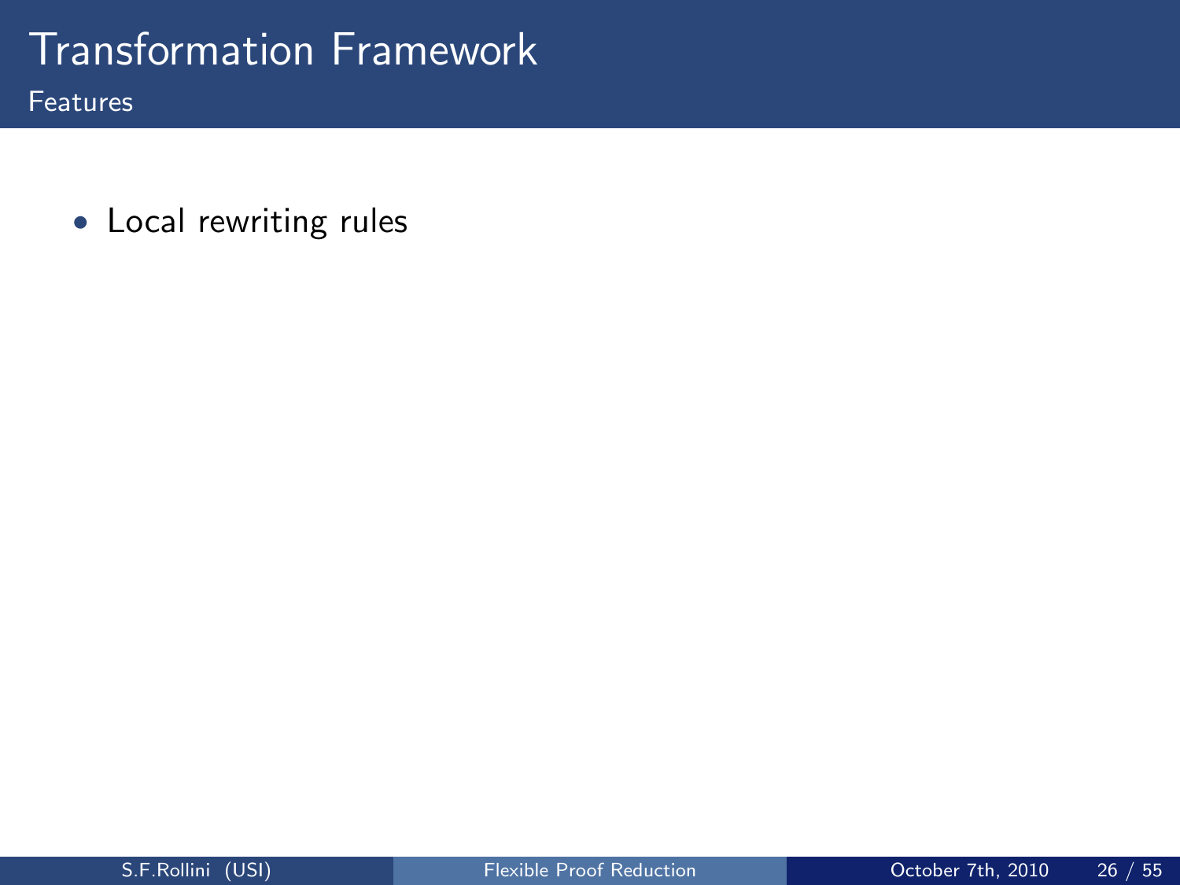# Transformation Framework

## Features

- Local rewriting rules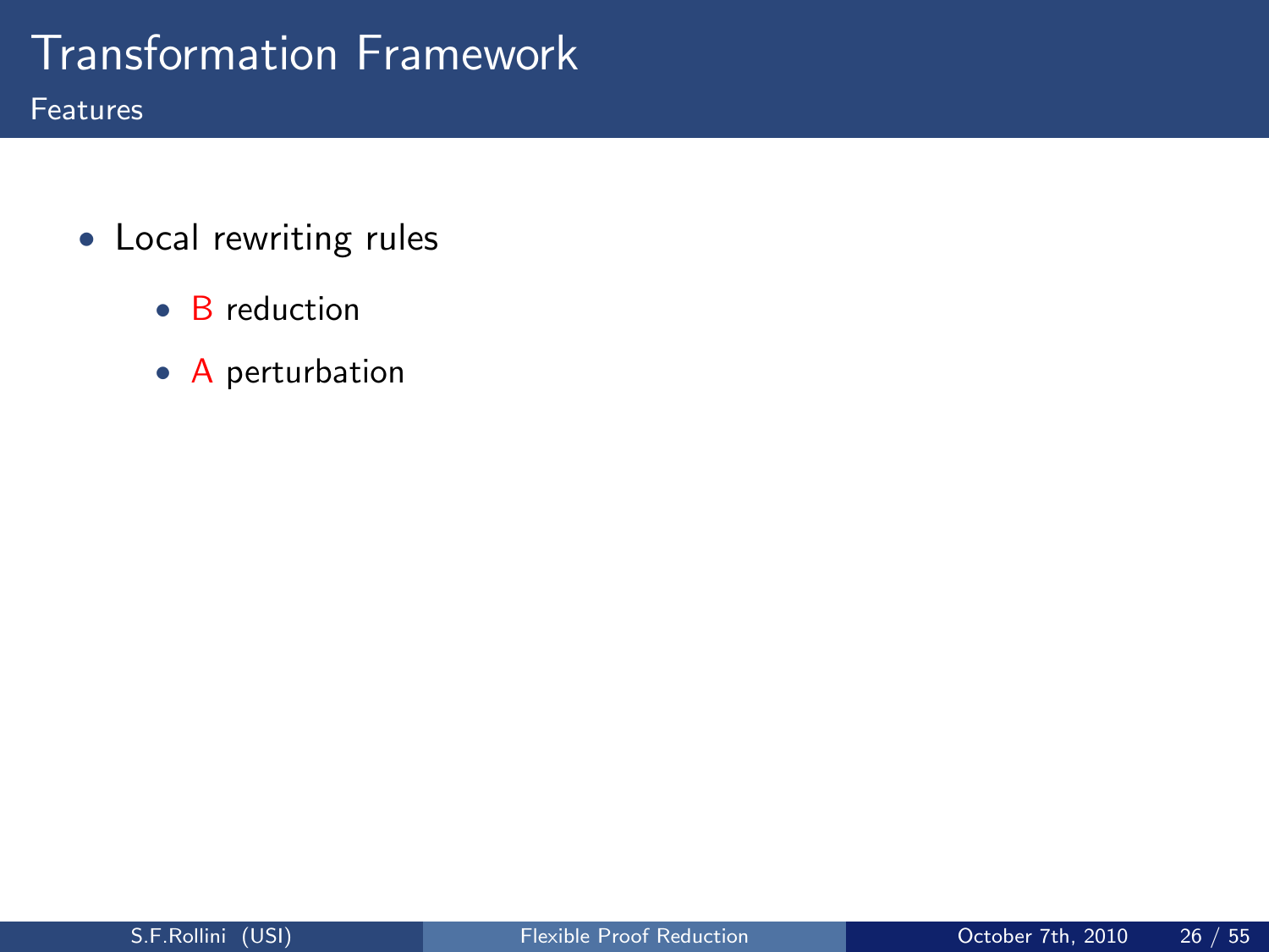# Transformation Framework

## Features

- Local rewriting rules
  - B reduction
  - A perturbation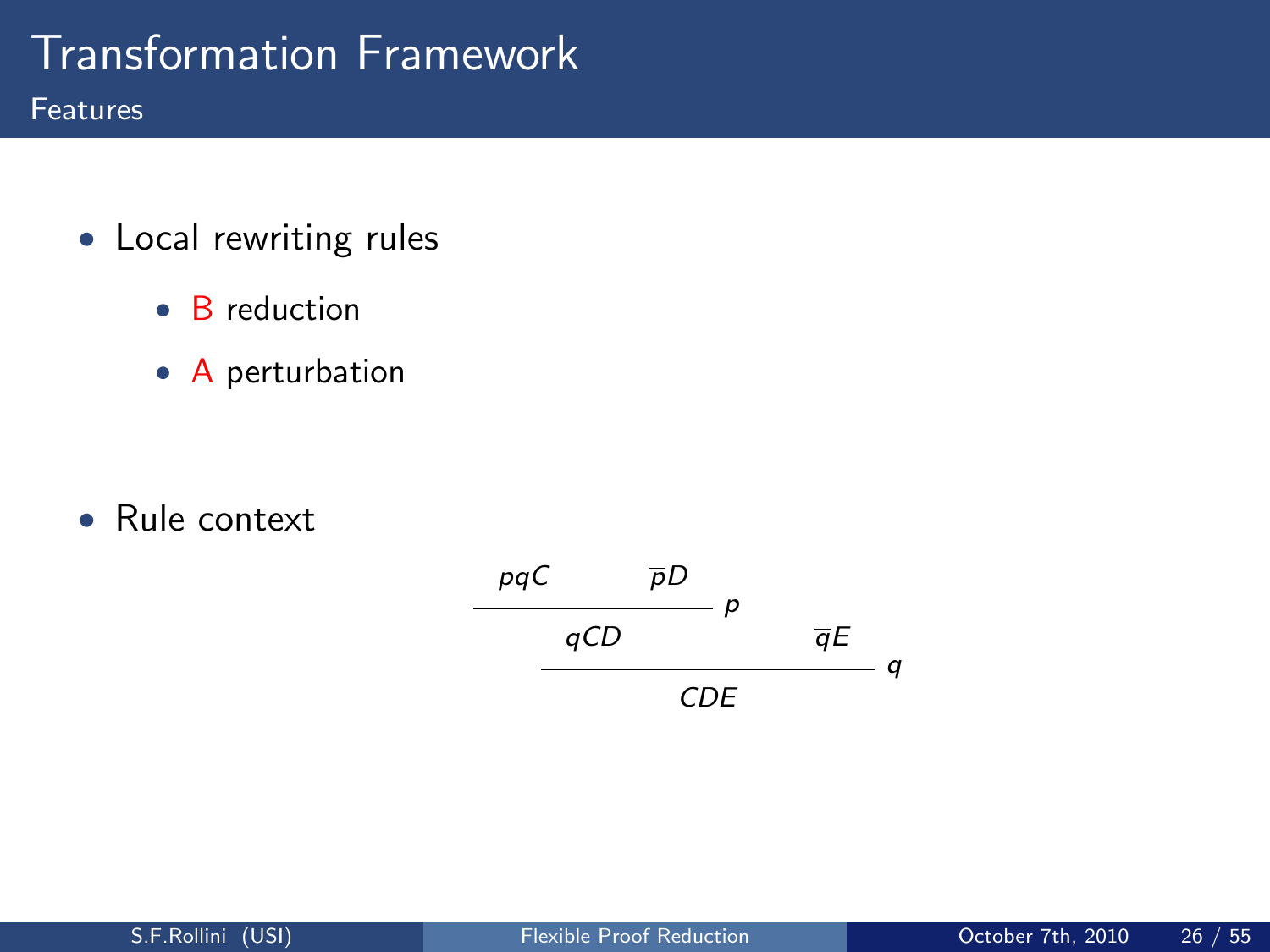# Transformation Framework

## Features

- Local rewriting rules
  - B reduction
  - A perturbation

- Rule context

$$
\dfrac{\dfrac{pqC \qquad \overline{p}D}{qCD}\,p \qquad \overline{q}E}{CDE}\,q
$$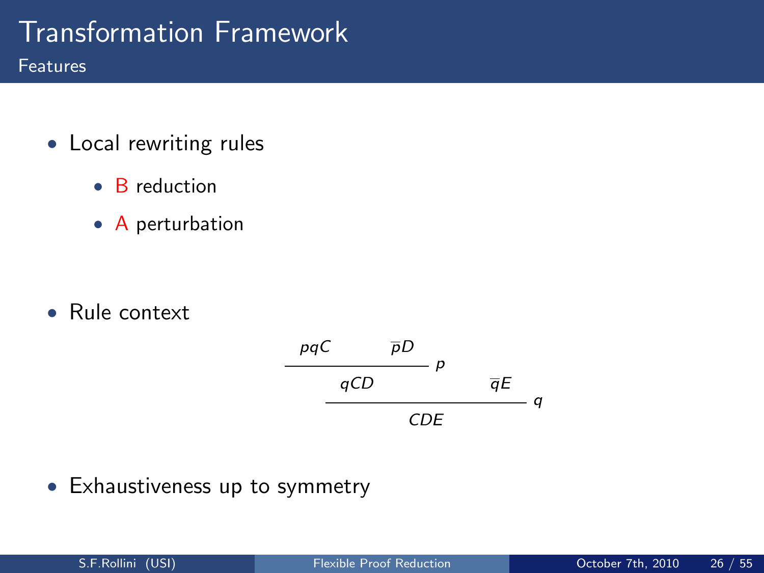# Transformation Framework

## Features

- Local rewriting rules
  - B reduction
  - A perturbation

- Rule context

$$
\dfrac{\dfrac{pqC \qquad \overline{p}D}{qCD}\,p \qquad \overline{q}E}{CDE}\,q
$$

- Exhaustiveness up to symmetry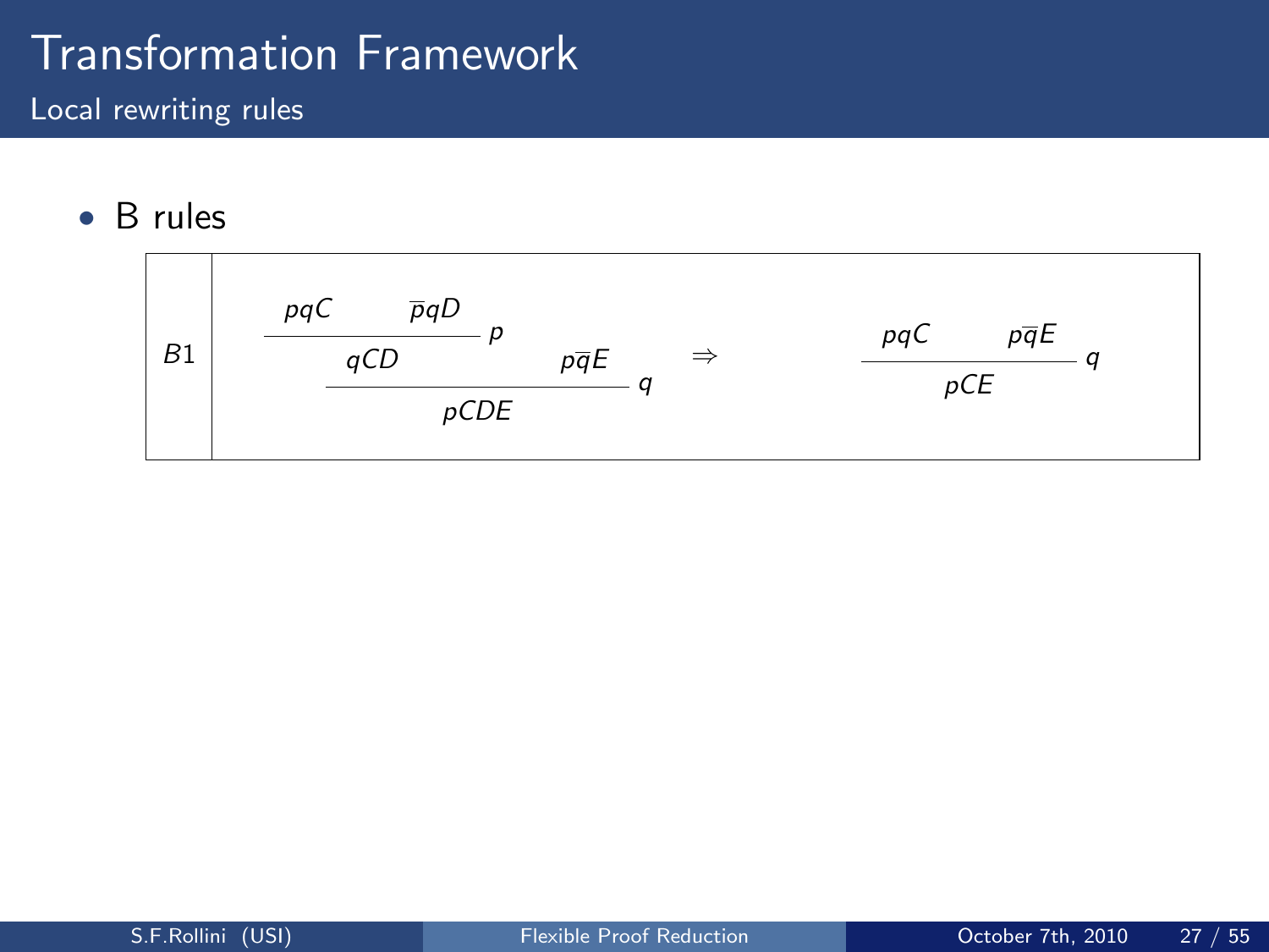# Transformation Framework

## Local rewriting rules

- B rules

| | | | |
|---|---|---|---|
| $B1$ | $$\dfrac{\dfrac{pqC \qquad \overline{p}qD}{qCD}\,p \qquad p\overline{q}E}{pCDE}\,q$$ | $\Rightarrow$ | $$\dfrac{pqC \qquad p\overline{q}E}{pCE}\,q$$ |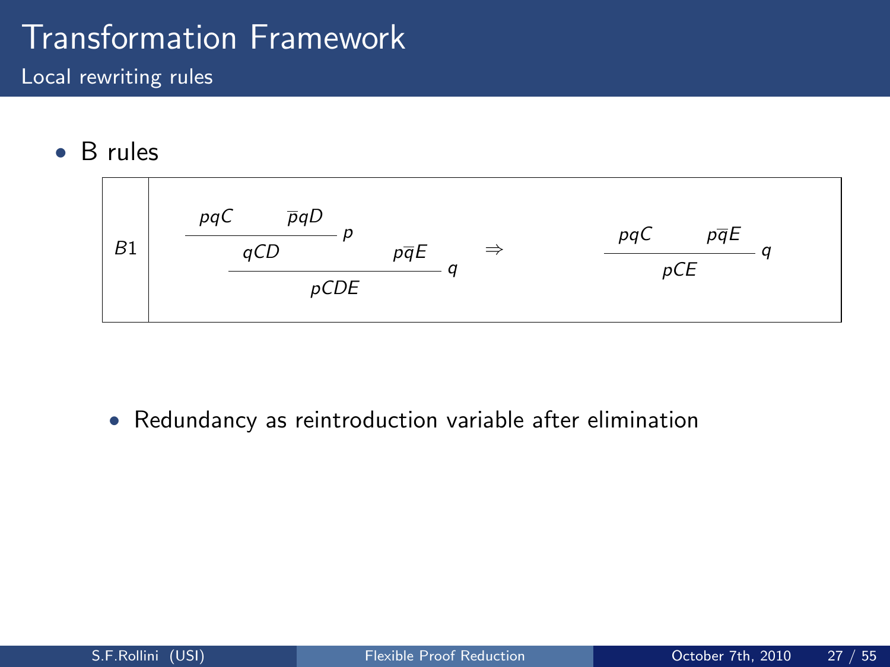# Transformation Framework

## Local rewriting rules

- B rules

| | | | |
|---|---|---|---|
| $B1$ | $$\dfrac{\dfrac{pqC \qquad \overline{p}qD}{qCD}\,p \qquad p\overline{q}E}{pCDE}\,q$$ | $\Rightarrow$ | $$\dfrac{pqC \qquad p\overline{q}E}{pCE}\,q$$ |

- Redundancy as reintroduction variable after elimination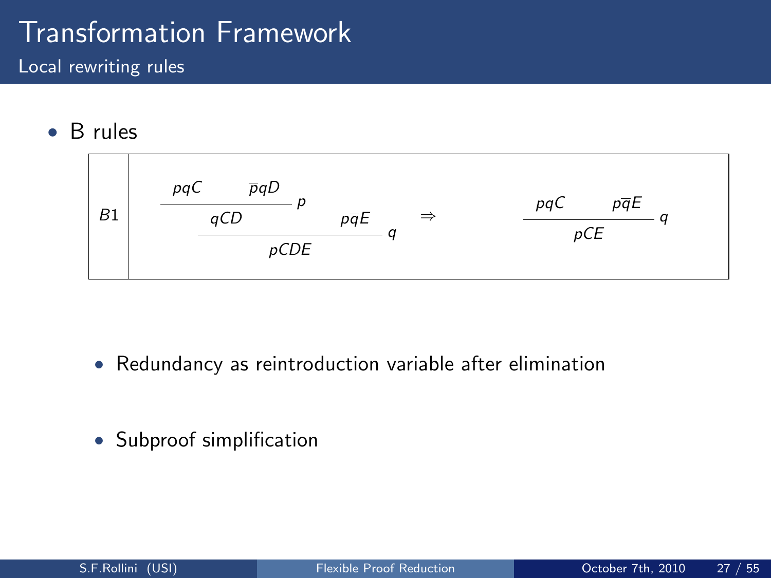# Transformation Framework

## Local rewriting rules

- B rules

| | | | |
|---|---|---|---|
| $B1$ | $$\cfrac{\cfrac{pqC \qquad \overline{p}qD}{qCD}\, p \qquad p\overline{q}E}{pCDE}\, q$$ | $\Rightarrow$ | $$\cfrac{pqC \qquad p\overline{q}E}{pCE}\, q$$ |

- Redundancy as reintroduction variable after elimination

- Subproof simplification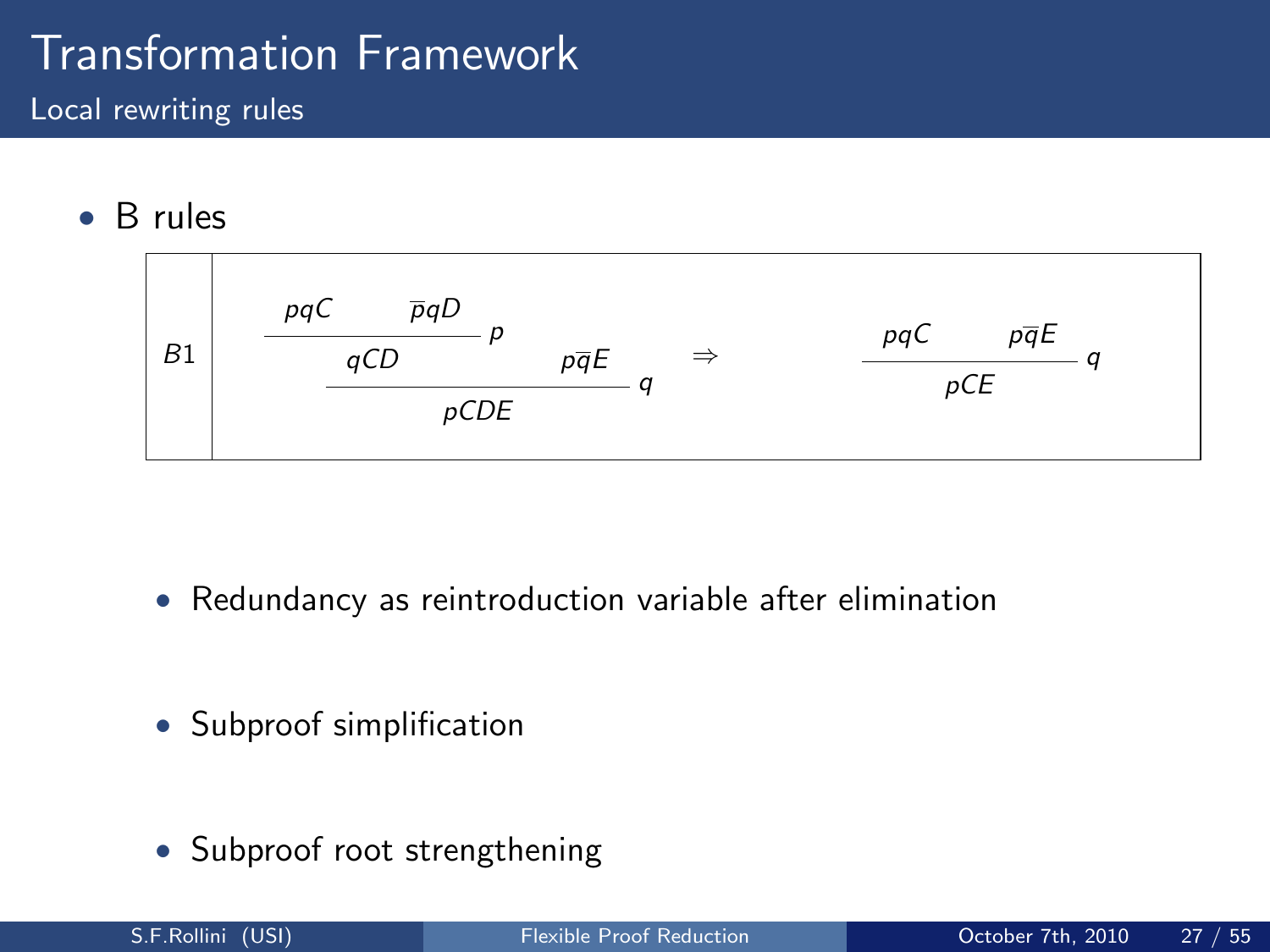# Transformation Framework

## Local rewriting rules

- B rules

| B1 | $$\dfrac{\dfrac{pqC \qquad \overline{p}qD}{qCD}\,p \qquad p\overline{q}E}{pCDE}\,q \quad \Rightarrow \quad \dfrac{pqC \qquad p\overline{q}E}{pCE}\,q$$ |
|---|---|

- Redundancy as reintroduction variable after elimination
- Subproof simplification
- Subproof root strengthening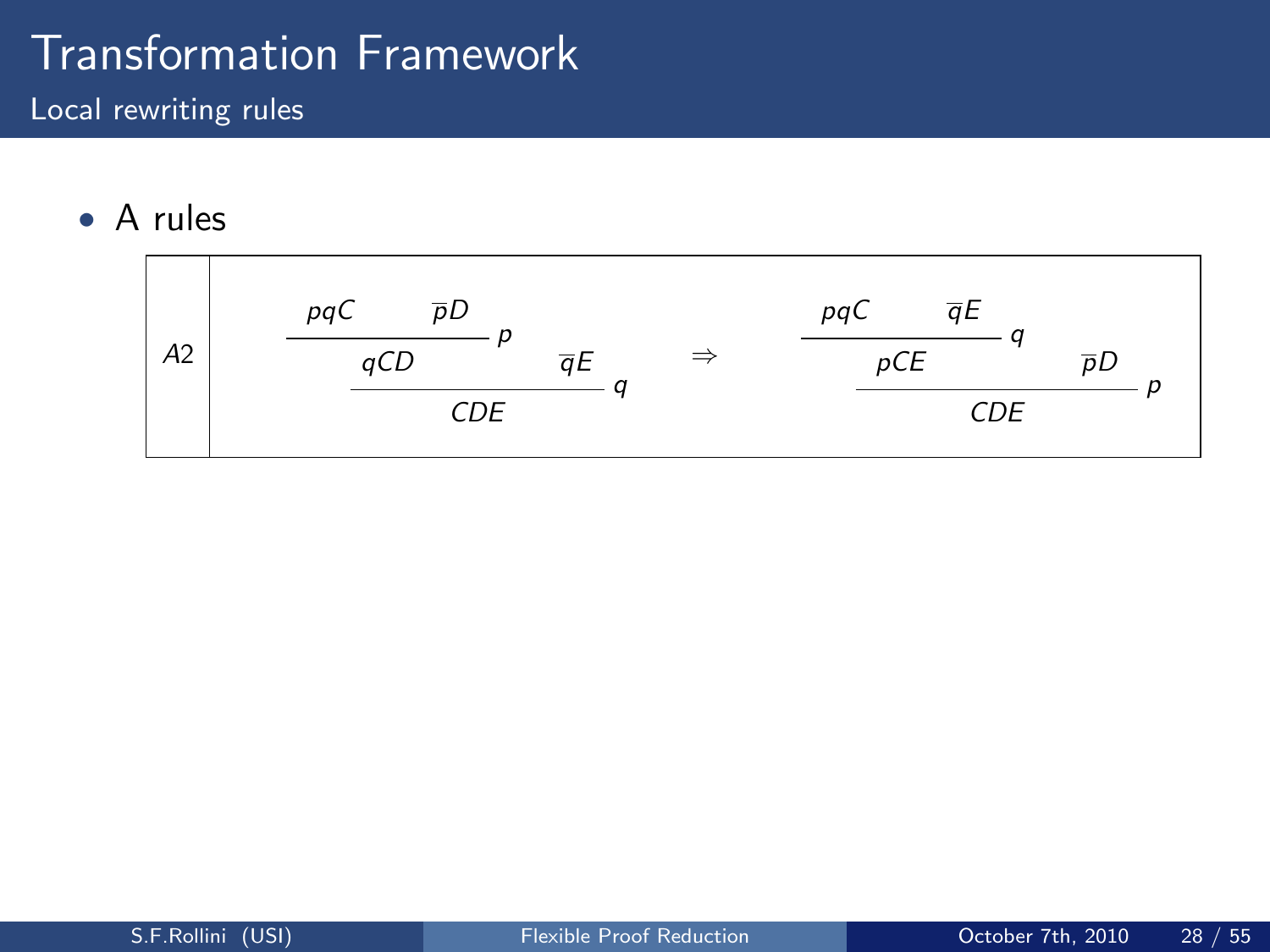# Transformation Framework

## Local rewriting rules

- A rules

| | |
|---|---|
| $A2$ | $$\dfrac{\dfrac{pqC \qquad \overline{p}D}{qCD}\,p \qquad \overline{q}E}{CDE}\,q \quad \Rightarrow \quad \dfrac{\dfrac{pqC \qquad \overline{q}E}{pCE}\,q \qquad \overline{p}D}{CDE}\,p$$ |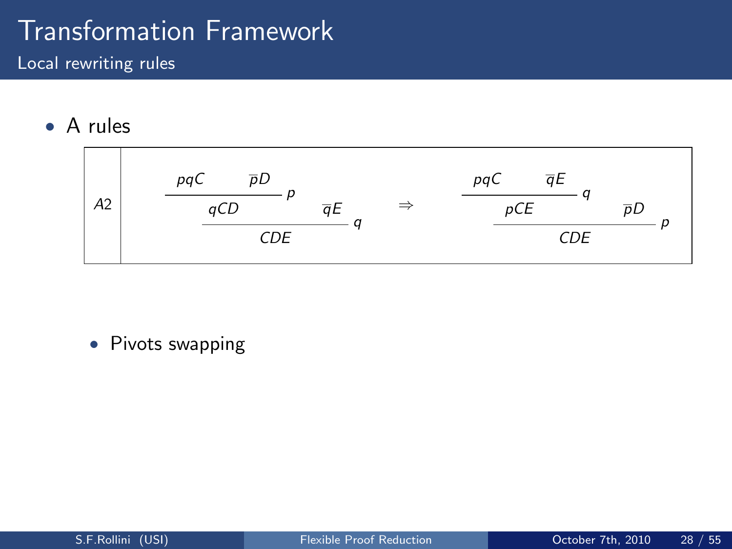# Transformation Framework

## Local rewriting rules

- A rules

| | |
|---|---|
| $A2$ | $$\dfrac{\dfrac{pqC \qquad \overline{p}D}{qCD}\,p \qquad \overline{q}E}{CDE}\,q \quad \Rightarrow \quad \dfrac{\dfrac{pqC \qquad \overline{q}E}{pCE}\,q \qquad \overline{p}D}{CDE}\,p$$ |

- Pivots swapping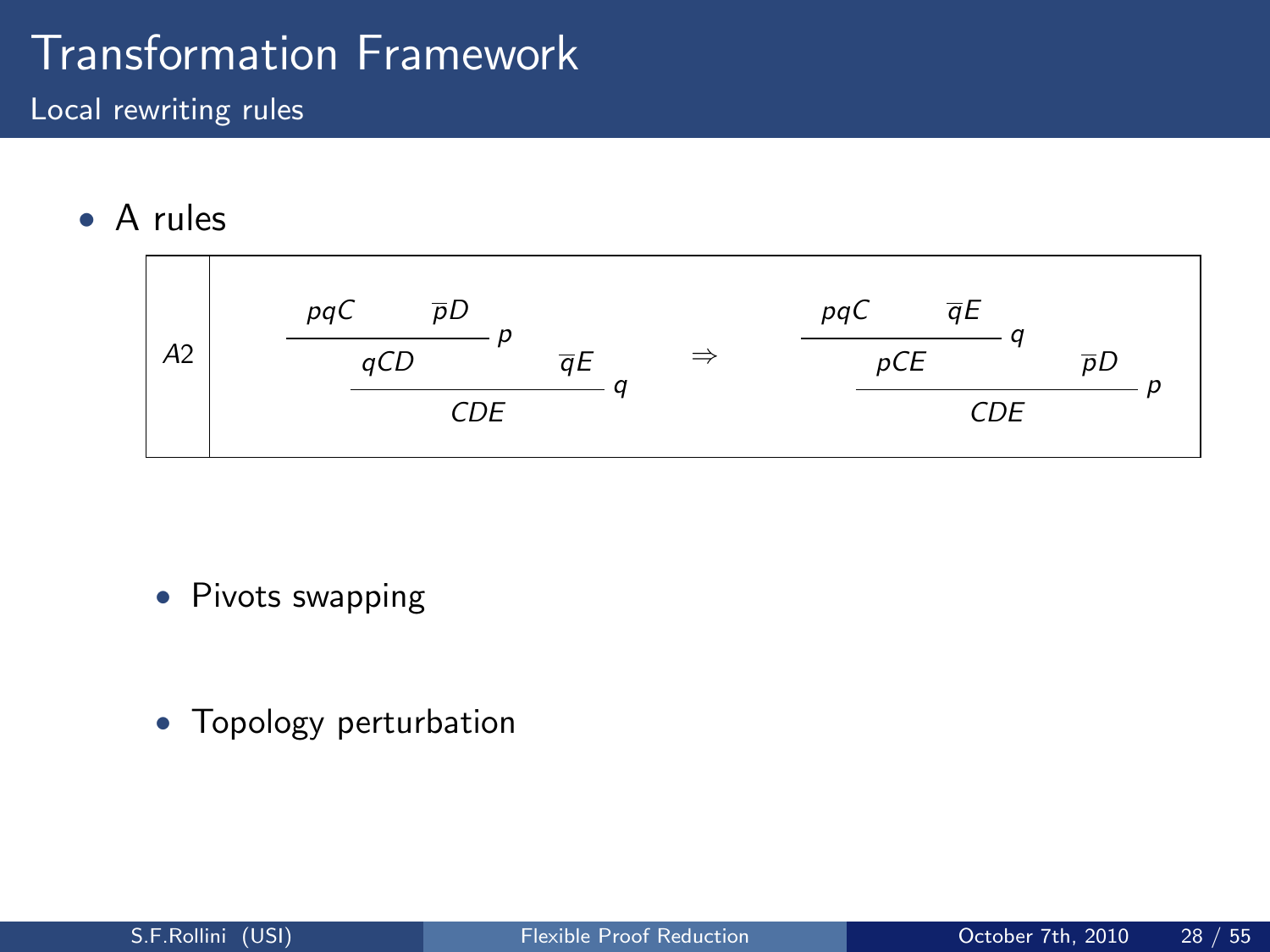# Transformation Framework

## Local rewriting rules

- A rules

| | |
|---|---|
| $A2$ | $$\dfrac{\dfrac{pqC \qquad \overline{p}D}{qCD}\,p \qquad \overline{q}E}{CDE}\,q \quad \Rightarrow \quad \dfrac{\dfrac{pqC \qquad \overline{q}E}{pCE}\,q \qquad \overline{p}D}{CDE}\,p$$ |

- Pivots swapping

- Topology perturbation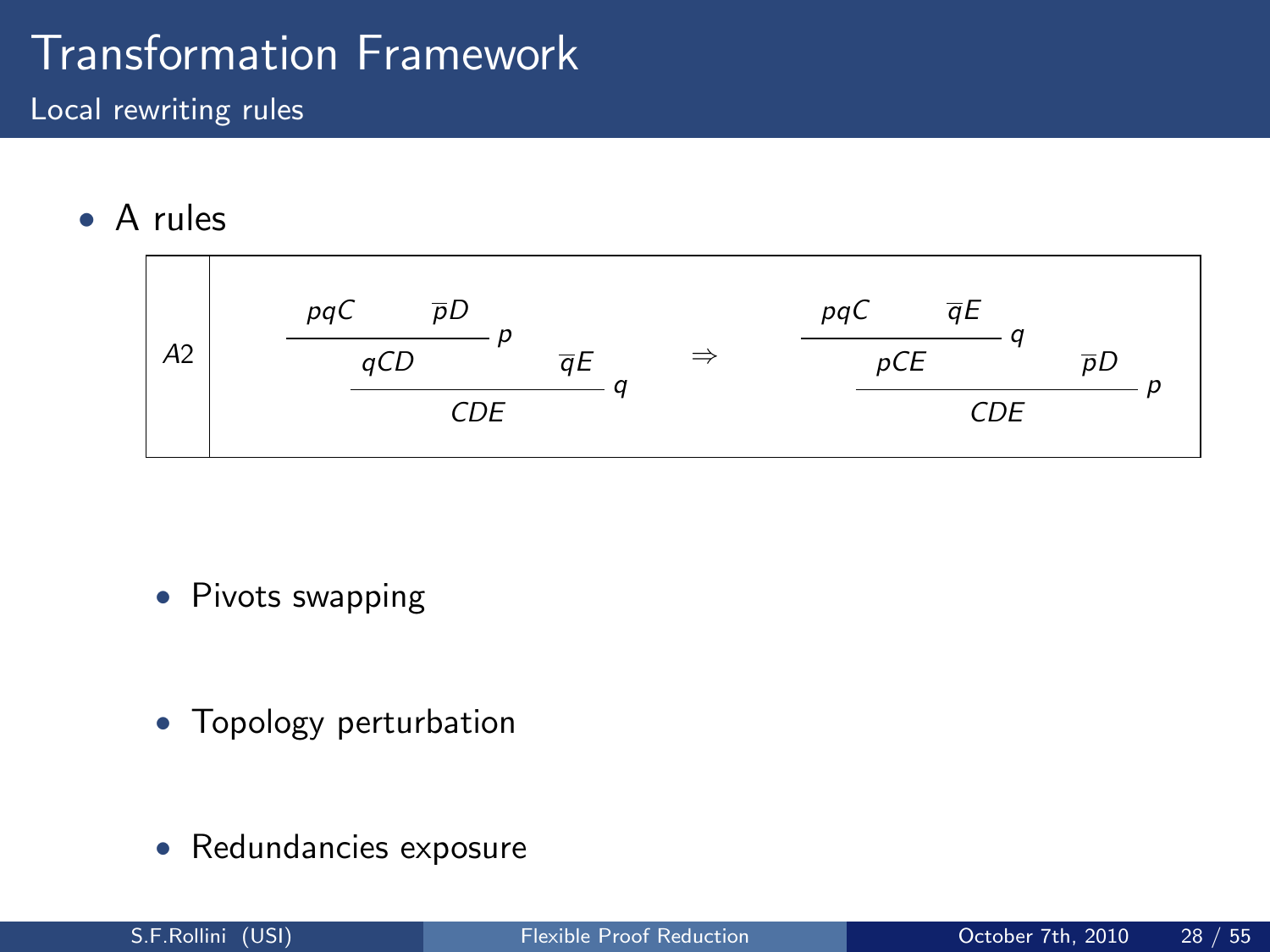# Transformation Framework

## Local rewriting rules

- A rules

| | |
|---|---|
| $A2$ | $\dfrac{\dfrac{pqC \qquad \overline{p}D}{qCD}\,p \qquad \overline{q}E}{CDE}\,q \quad \Rightarrow \quad \dfrac{\dfrac{pqC \qquad \overline{q}E}{pCE}\,q \qquad \overline{p}D}{CDE}\,p$ |

- Pivots swapping
- Topology perturbation
- Redundancies exposure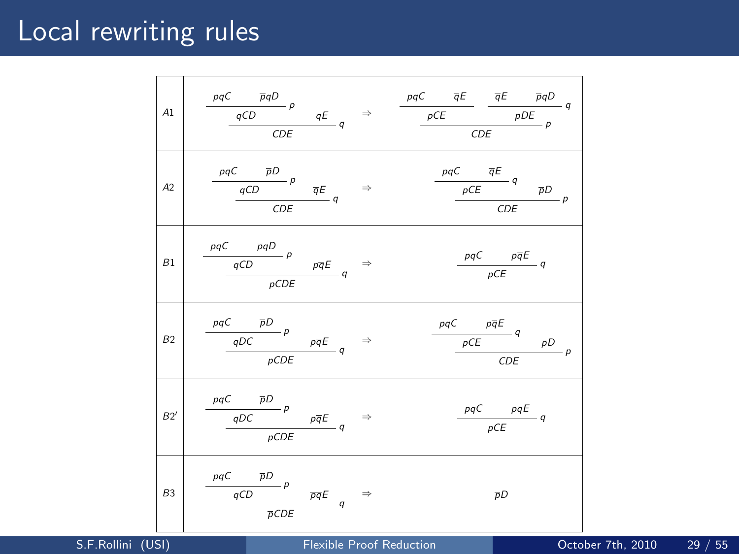# Local rewriting rules

| | | | |
|---|---|---|---|
| A1 | $\dfrac{\dfrac{pqC \quad \overline{p}qD}{qCD}\,p \qquad \overline{q}E}{CDE}\,q$ | $\Rightarrow$ | $\dfrac{\dfrac{pqC \quad \overline{q}E}{pCE} \qquad \dfrac{\overline{q}E \quad \overline{p}qD}{\overline{p}DE}\,q}{CDE}\,p$ |
| A2 | $\dfrac{\dfrac{pqC \quad \overline{p}D}{qCD}\,p \qquad \overline{q}E}{CDE}\,q$ | $\Rightarrow$ | $\dfrac{\dfrac{pqC \quad \overline{q}E}{pCE}\,q \qquad \overline{p}D}{CDE}\,p$ |
| B1 | $\dfrac{\dfrac{pqC \quad \overline{p}qD}{qCD}\,p \qquad p\overline{q}E}{pCDE}\,q$ | $\Rightarrow$ | $\dfrac{pqC \quad p\overline{q}E}{pCE}\,q$ |
| B2 | $\dfrac{\dfrac{pqC \quad \overline{p}D}{qDC}\,p \qquad p\overline{q}E}{pCDE}\,q$ | $\Rightarrow$ | $\dfrac{\dfrac{pqC \quad p\overline{q}E}{pCE}\,q \qquad \overline{p}D}{CDE}\,p$ |
| B2′ | $\dfrac{\dfrac{pqC \quad \overline{p}D}{qDC}\,p \qquad p\overline{q}E}{pCDE}\,q$ | $\Rightarrow$ | $\dfrac{pqC \quad p\overline{q}E}{pCE}\,q$ |
| B3 | $\dfrac{\dfrac{pqC \quad \overline{p}D}{qCD}\,p \qquad \overline{p}\overline{q}E}{\overline{p}CDE}\,q$ | $\Rightarrow$ | $\overline{p}D$ |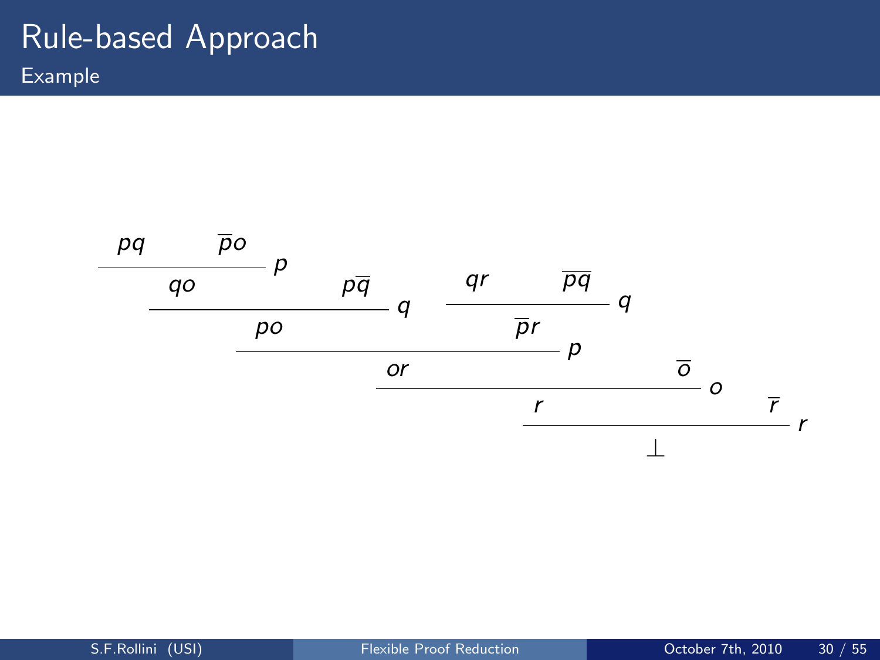# Rule-based Approach

## Example

$$
\cfrac{\cfrac{\cfrac{\cfrac{pq \qquad \overline{p}o}{qo}\,p \qquad p\overline{q}}{po}\,q \qquad \cfrac{qr \qquad \overline{pq}}{\overline{p}r}\,q}{or}\,p \qquad \overline{o}}{\cfrac{r \qquad\qquad \overline{r}}{\bot}\,r}\,o
$$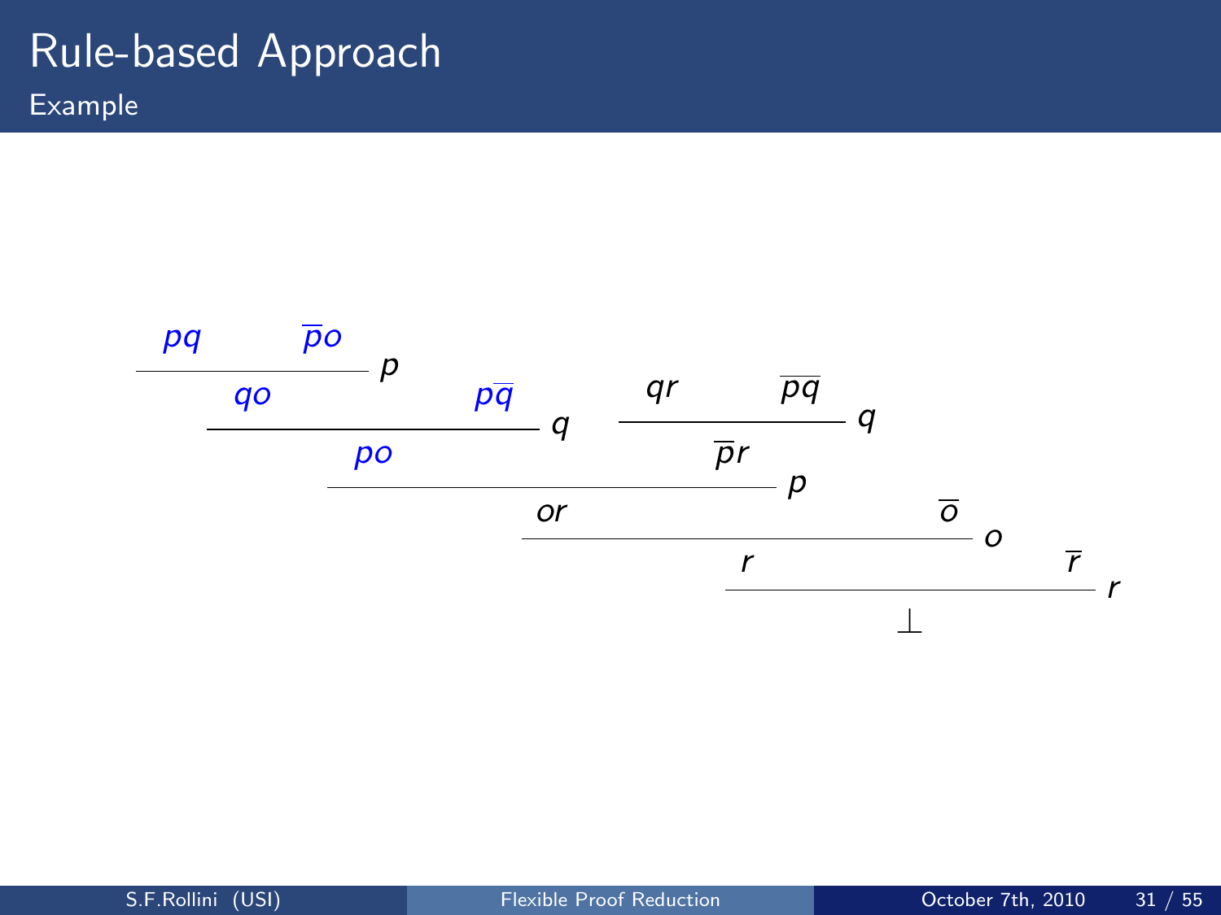# Rule-based Approach

## Example

$$
\dfrac{\dfrac{\dfrac{\dfrac{\dfrac{pq \qquad \overline{p}o}{qo}\,p \qquad p\overline{q}}{po}\,q \qquad \dfrac{qr \qquad \overline{pq}}{\overline{p}r}\,q}{or}\,p \qquad \overline{o}}{r}\,o \qquad \overline{r}}{\bot}\,r
$$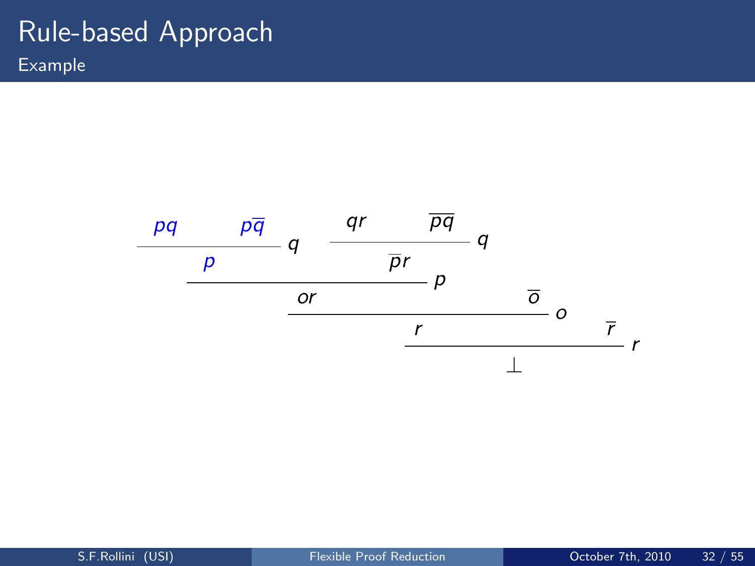# Rule-based Approach

## Example

$$
\cfrac{\cfrac{\cfrac{pq \qquad p\overline{q}}{p}\,q \qquad \cfrac{qr \qquad \overline{pq}}{\overline{p}r}\,q}{or}\,p \qquad \overline{o}}{r}\,o \qquad \overline{r}
$$

$$
\cfrac{r \qquad \overline{r}}{\bot}\,r
$$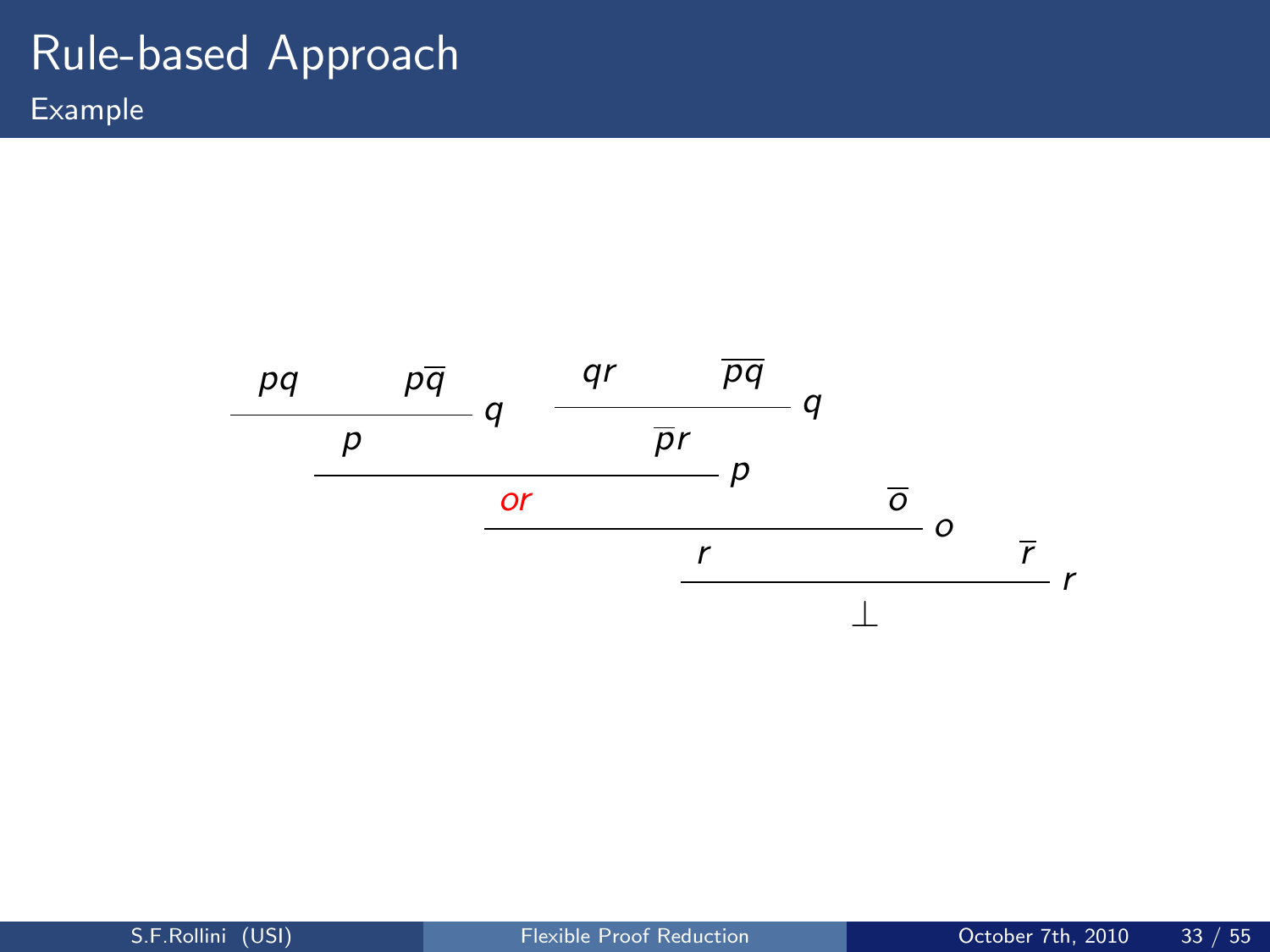# Rule-based Approach

## Example

$$
\cfrac{\cfrac{\cfrac{\cfrac{pq \qquad p\overline{q}}{p}\ q \qquad \cfrac{qr \qquad \overline{pq}}{\overline{p}r}\ q}{\color{red}{or}}\ p \qquad \overline{o}}{r}\ o \qquad \overline{r}}{\bot}\ r
$$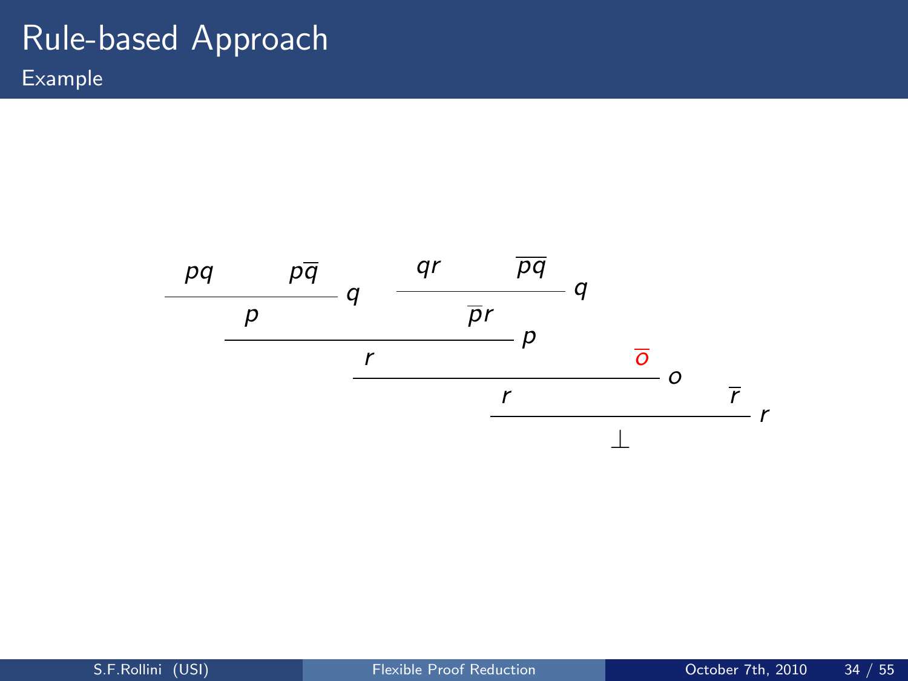# Rule-based Approach

## Example

$$
\dfrac{\dfrac{\dfrac{\dfrac{pq \qquad p\overline{q}}{p}\, q \qquad \dfrac{qr \qquad \overline{pq}}{\overline{p}r}\, q}{r}\, p \qquad {\color{red}\overline{o}}}{r}\, o \qquad \overline{r}}{\bot}\, r
$$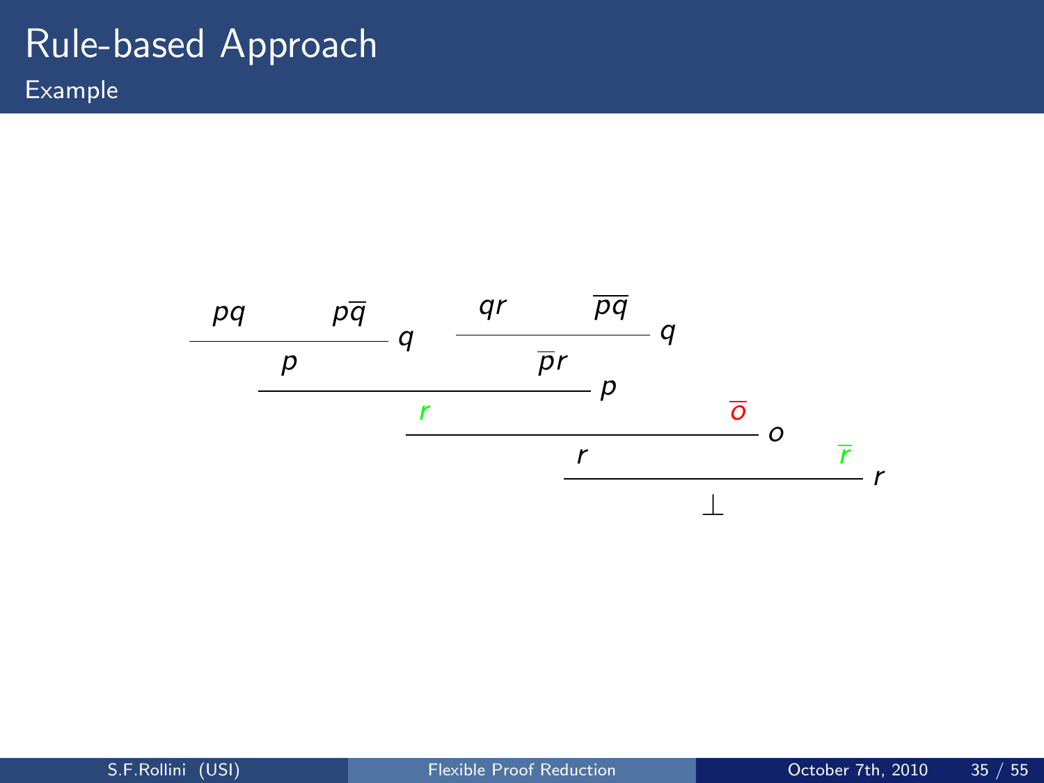# Rule-based Approach

## Example

$$
\dfrac{\dfrac{\dfrac{\dfrac{pq \qquad p\overline{q}}{p}\,q \qquad \dfrac{qr \qquad \overline{pq}}{\overline{p}r}\,q}{r}\,p \qquad \overline{o}}{r}\,o \qquad \overline{r}}{\bot}\,r
$$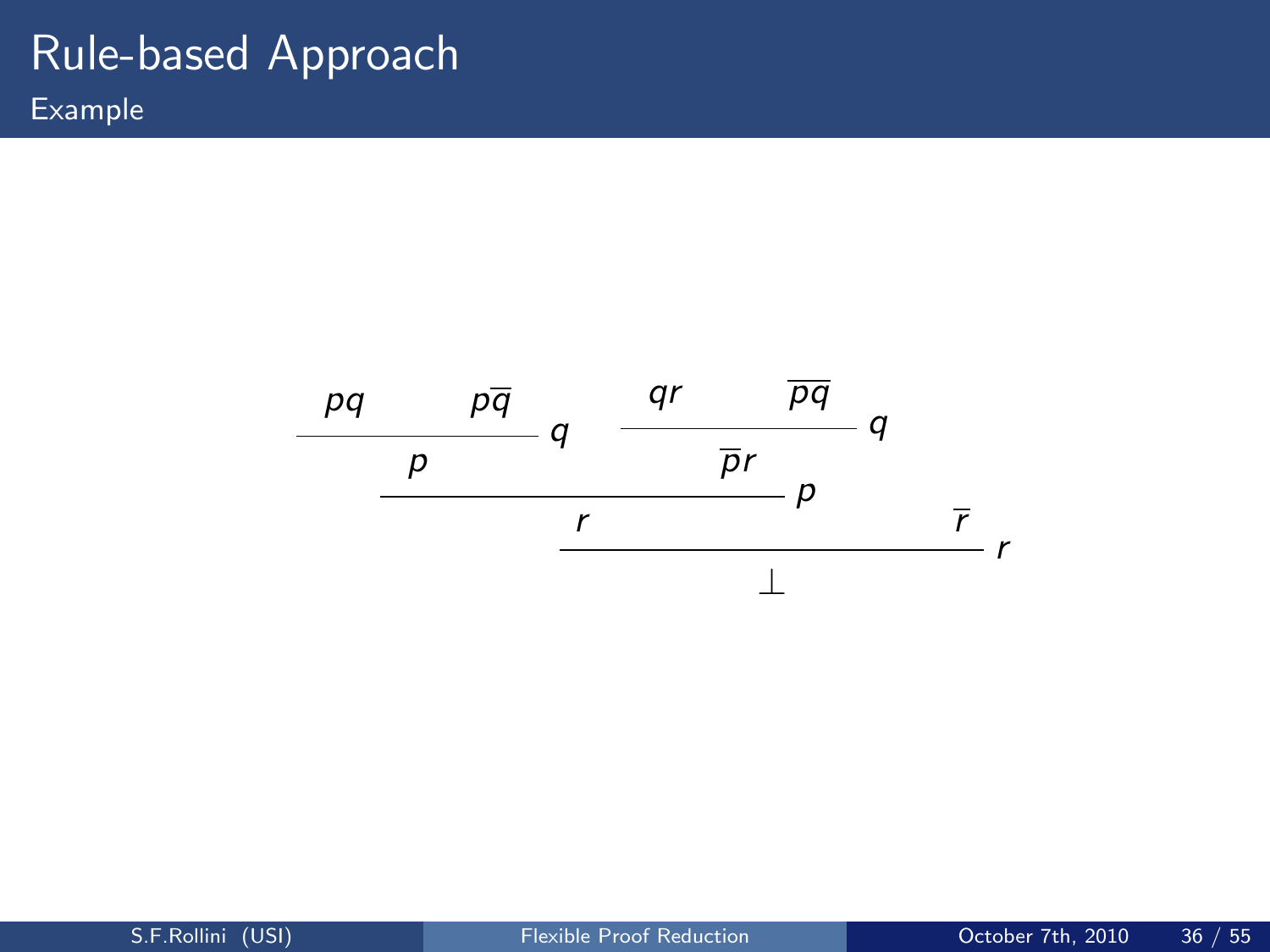# Rule-based Approach

## Example

$$\cfrac{\cfrac{\cfrac{pq \qquad p\overline{q}}{p}\;q \qquad \cfrac{qr \qquad \overline{pq}}{\overline{p}r}\;q}{r}\;p \qquad \overline{r}}{\bot}\;r$$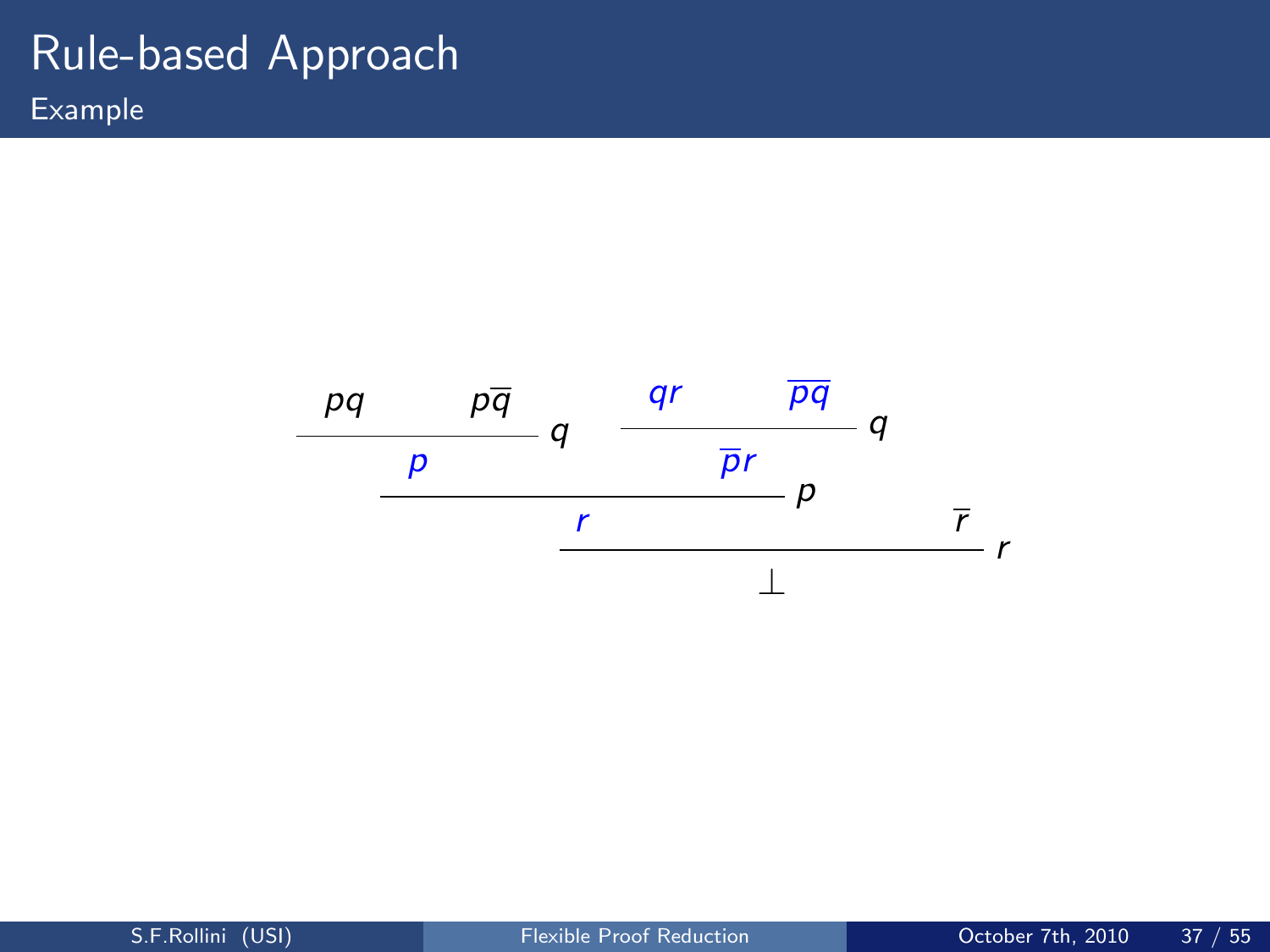# Rule-based Approach

## Example

$$
\dfrac{\dfrac{pq \qquad p\overline{q}}{p}\, q \qquad \dfrac{qr \qquad \overline{pq}}{\overline{p}r}\, q}{\dfrac{r \qquad\qquad \overline{r}}{\bot}\, r}\, p
$$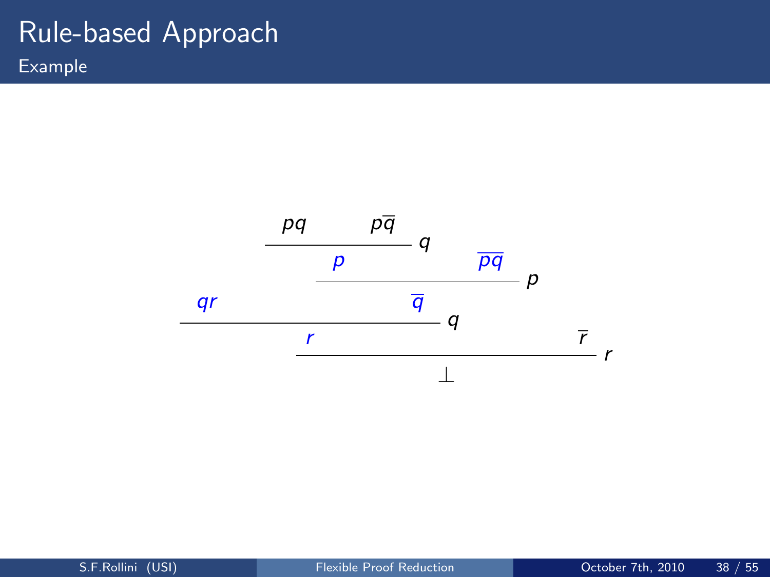# Rule-based Approach

## Example

$$
\dfrac{qr \qquad \dfrac{\dfrac{pq \qquad p\overline{q}}{p}\,q \qquad \overline{pq}}{\overline{q}}\,p}{\dfrac{r}{} \qquad \qquad \overline{r}}
$$

$$
\dfrac{\dfrac{qr \qquad \dfrac{\dfrac{pq \qquad p\overline{q}}{p}\,q \qquad \overline{pq}}{\overline{q}}\,p}{r}\,q \qquad \overline{r}}{\bot}\,r
$$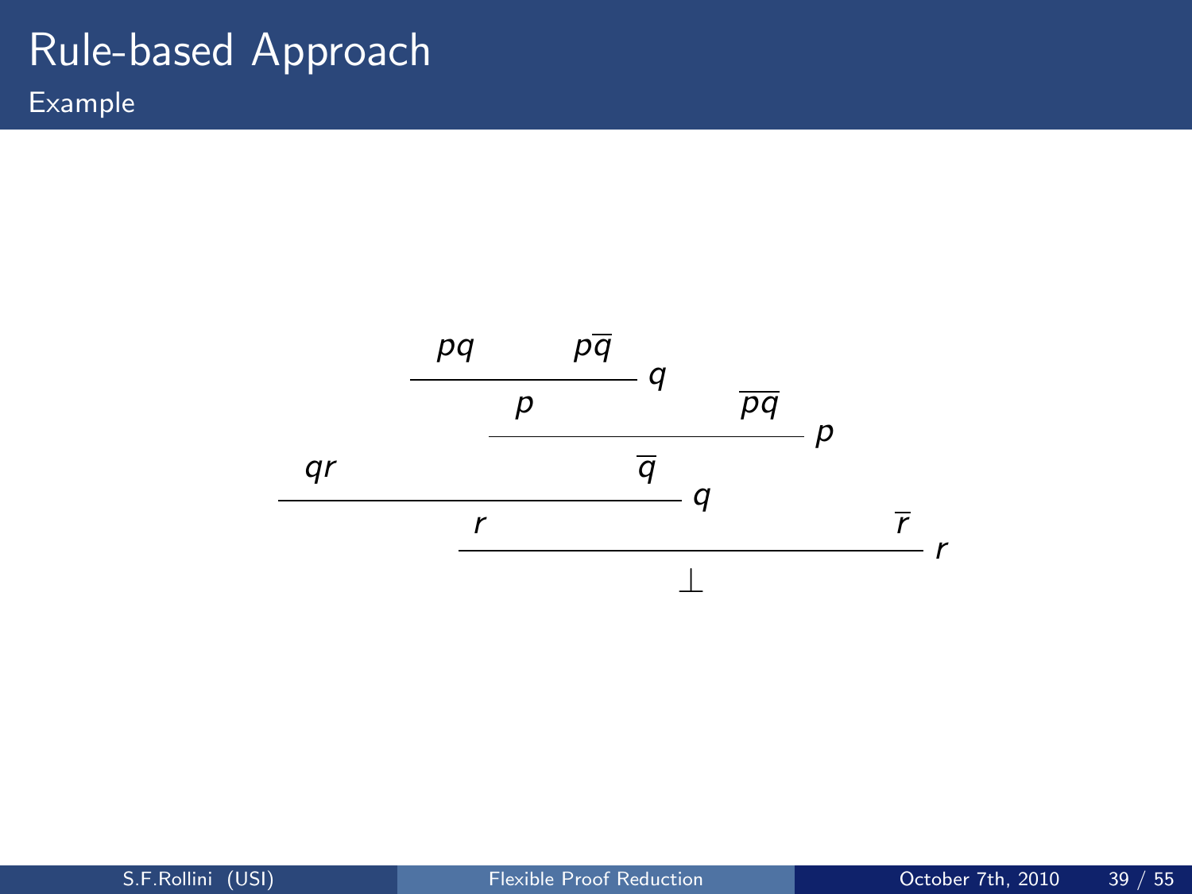# Rule-based Approach

## Example

$$
\dfrac{qr \qquad \dfrac{\dfrac{pq \qquad p\overline{q}}{p}\,q \qquad \overline{pq}}{\overline{q}}\,p}{\dfrac{r}{\;} \qquad \qquad}\,q
$$

$$
\dfrac{r \qquad \overline{r}}{\bot}\,r
$$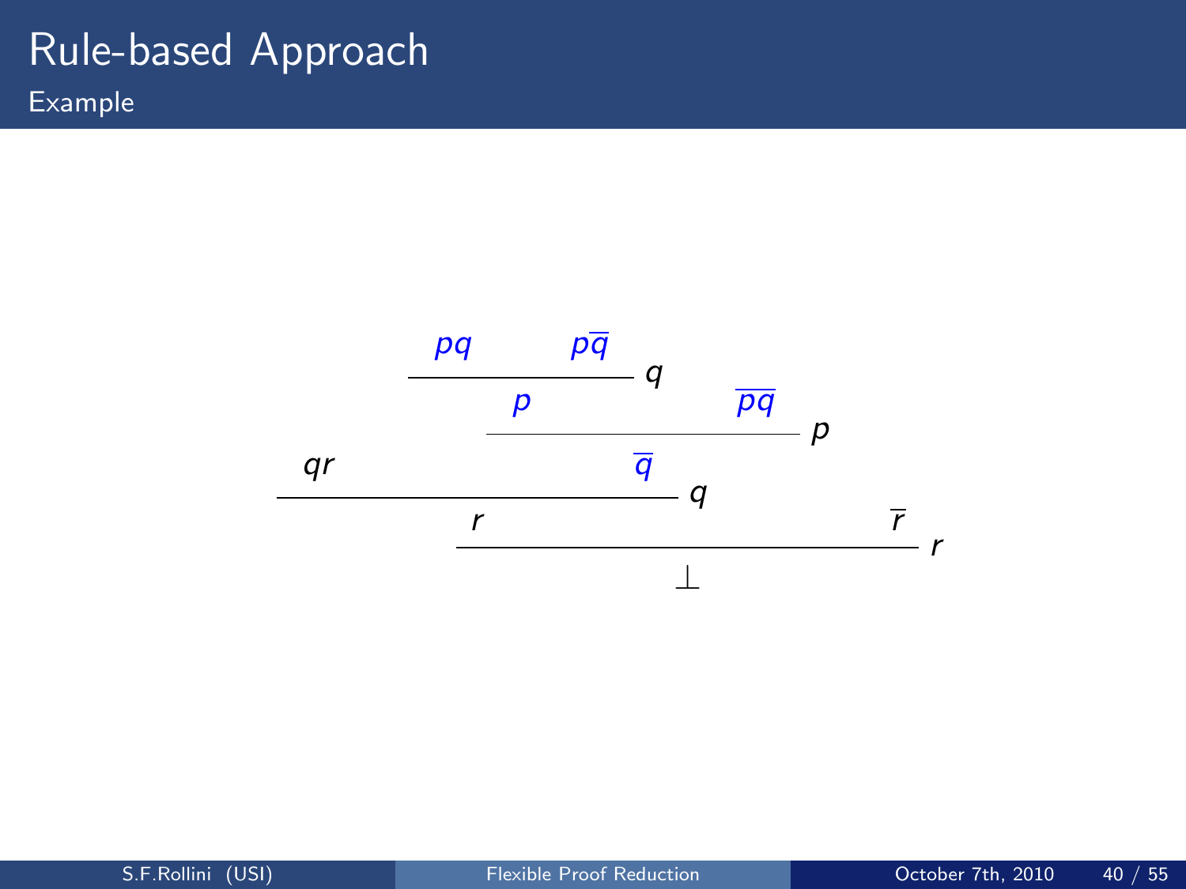# Rule-based Approach

## Example

$$
\dfrac{qr \qquad \dfrac{\dfrac{pq \qquad p\overline{q}}{p}\,q \qquad \overline{p}\overline{q}}{\overline{q}}\,p}{\dfrac{r}{\qquad}}\,q
$$

$$
\dfrac{r \qquad \overline{r}}{\bot}\,r
$$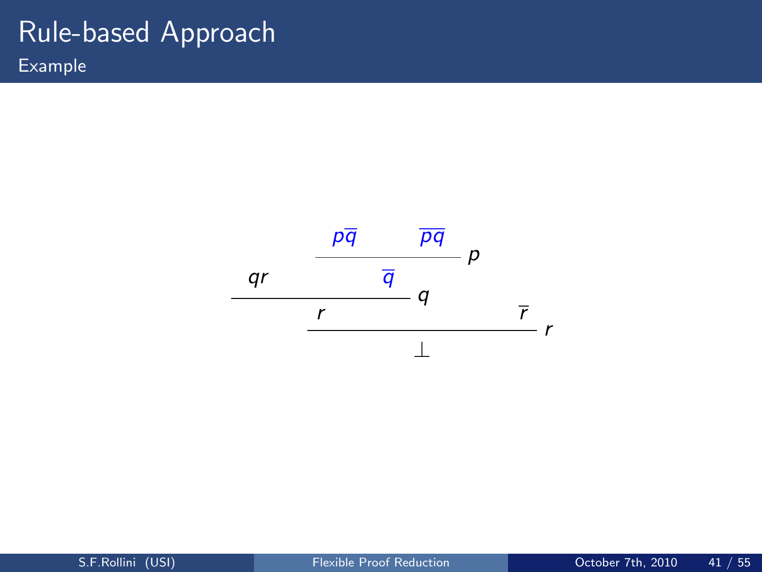# Rule-based Approach

## Example

$$
\dfrac{qr \qquad \dfrac{p\overline{q} \qquad \overline{pq}}{\overline{q}}\; p}{\dfrac{r \qquad\qquad \overline{r}}{\bot}\; r}\; q
$$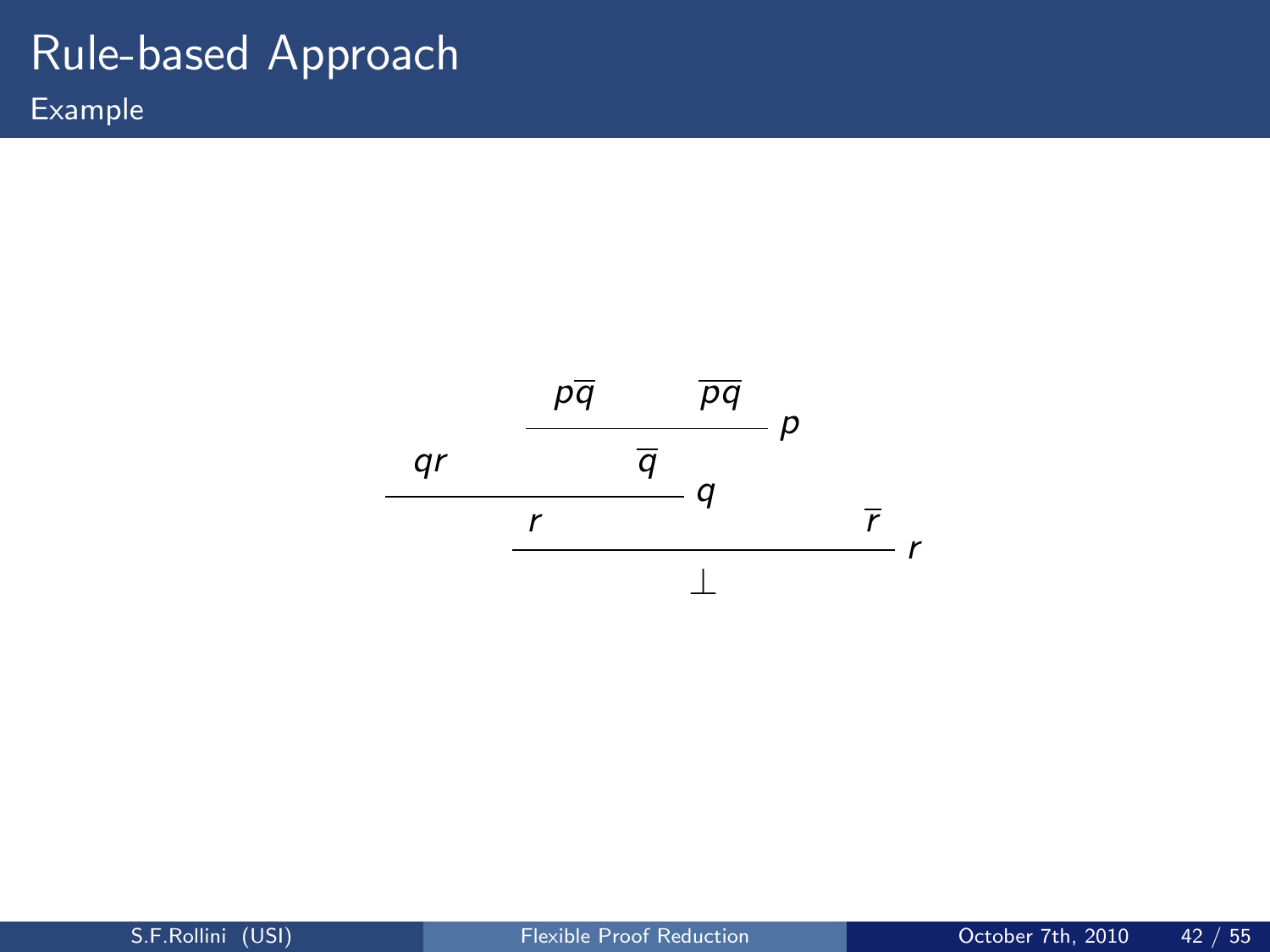# Rule-based Approach

## Example

$$
\dfrac{qr \qquad \dfrac{p\overline{q} \qquad \overline{pq}}{\overline{q}}\, p}{\dfrac{r \qquad\qquad\qquad \overline{r}}{\bot}\, r}\, q
$$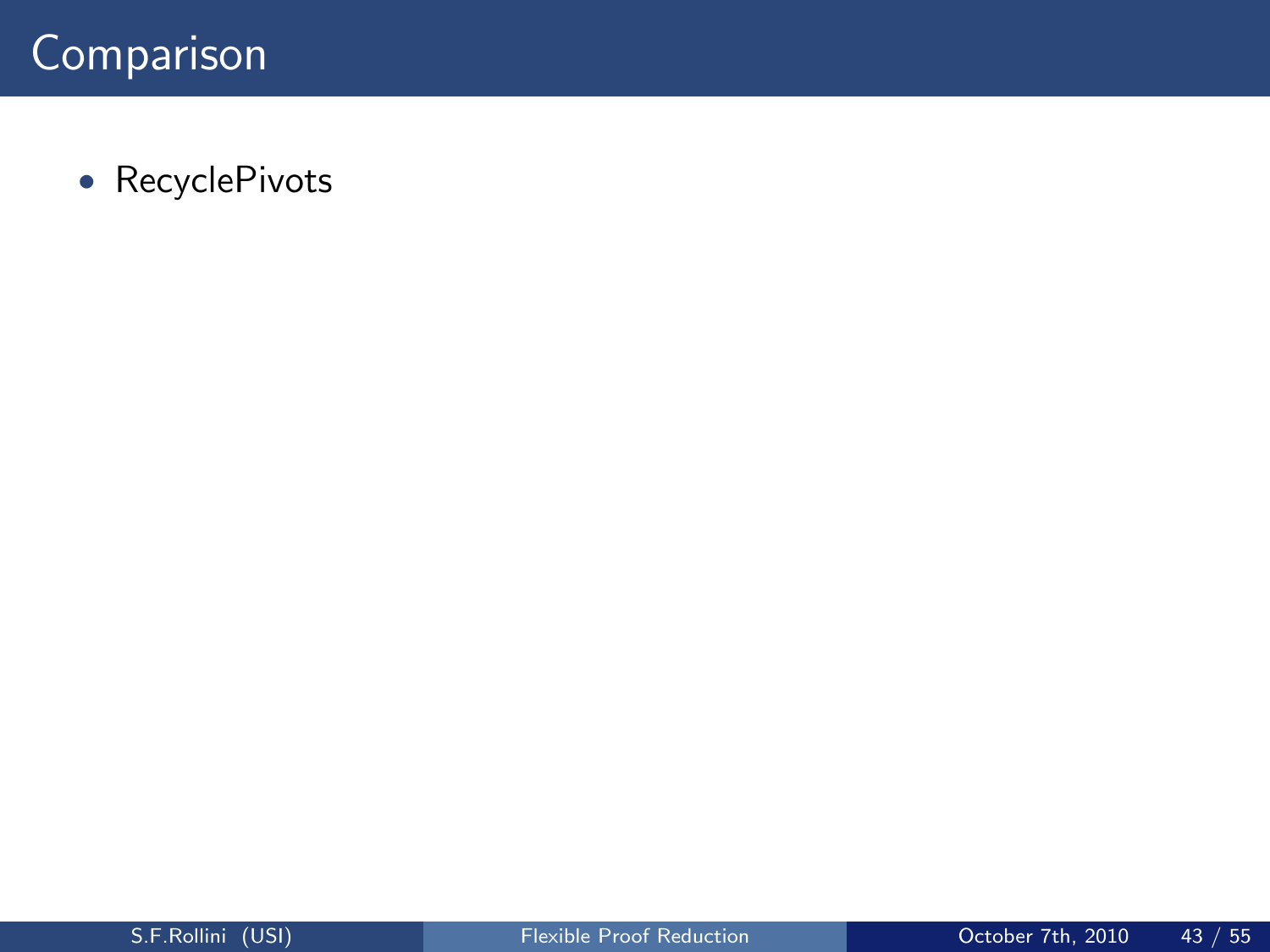# Comparison

- RecyclePivots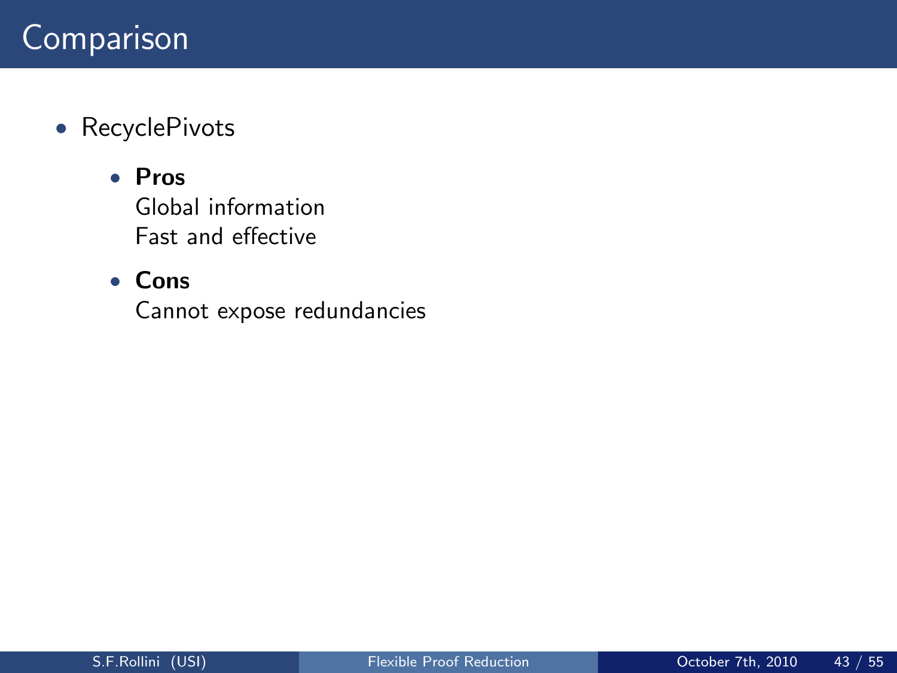# Comparison

- RecyclePivots
  - **Pros**
    Global information
    Fast and effective
  - **Cons**
    Cannot expose redundancies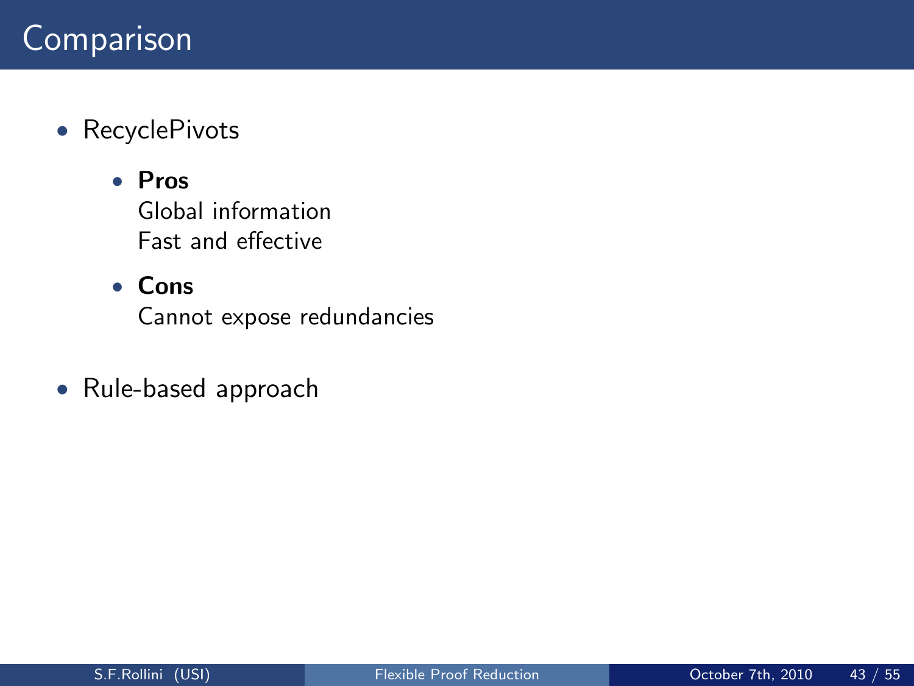# Comparison

- RecyclePivots
  - **Pros**
    Global information
    Fast and effective
  - **Cons**
    Cannot expose redundancies
- Rule-based approach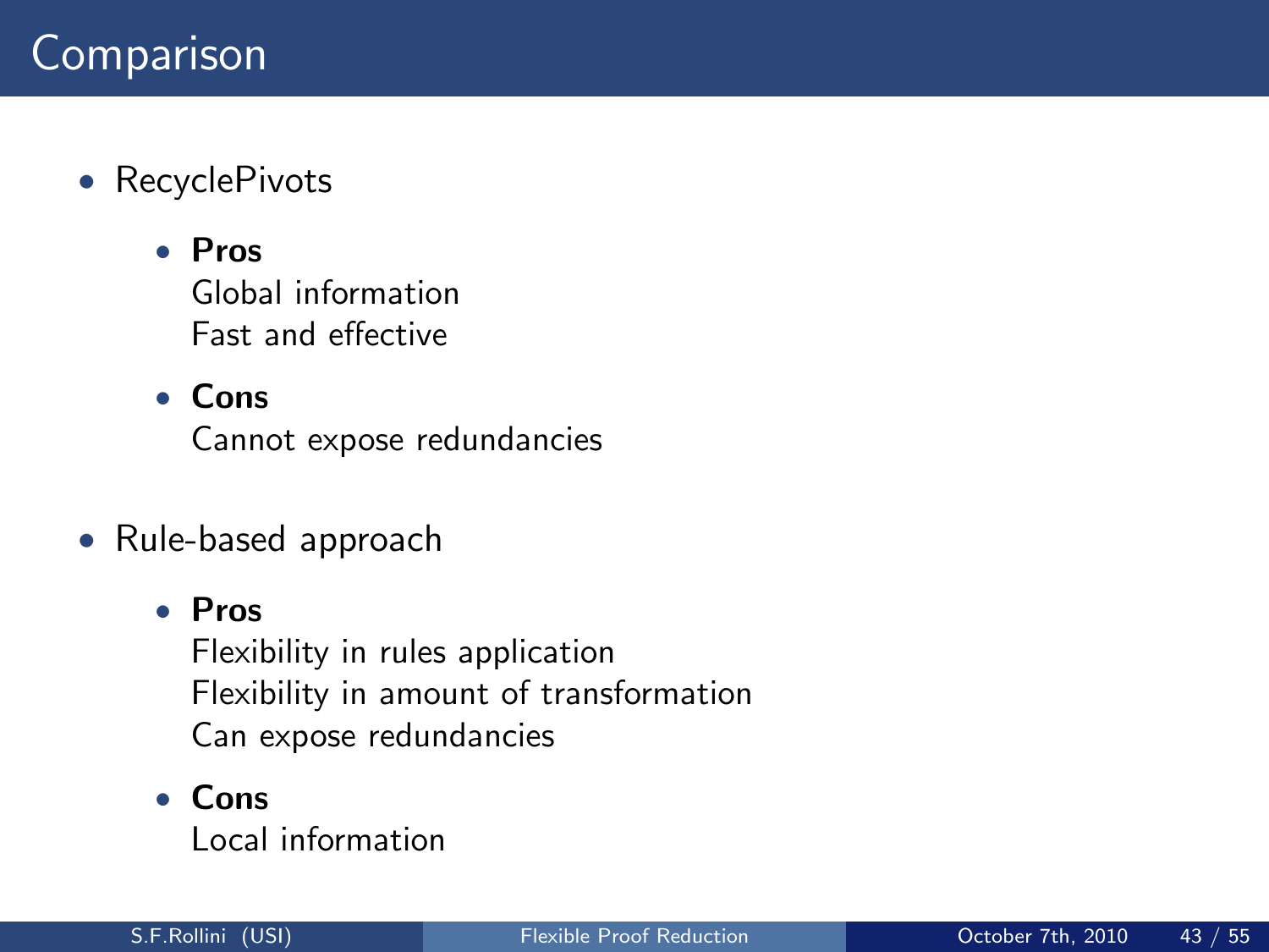# Comparison

- RecyclePivots
  - **Pros**
    Global information
    Fast and effective
  - **Cons**
    Cannot expose redundancies
- Rule-based approach
  - **Pros**
    Flexibility in rules application
    Flexibility in amount of transformation
    Can expose redundancies
  - **Cons**
    Local information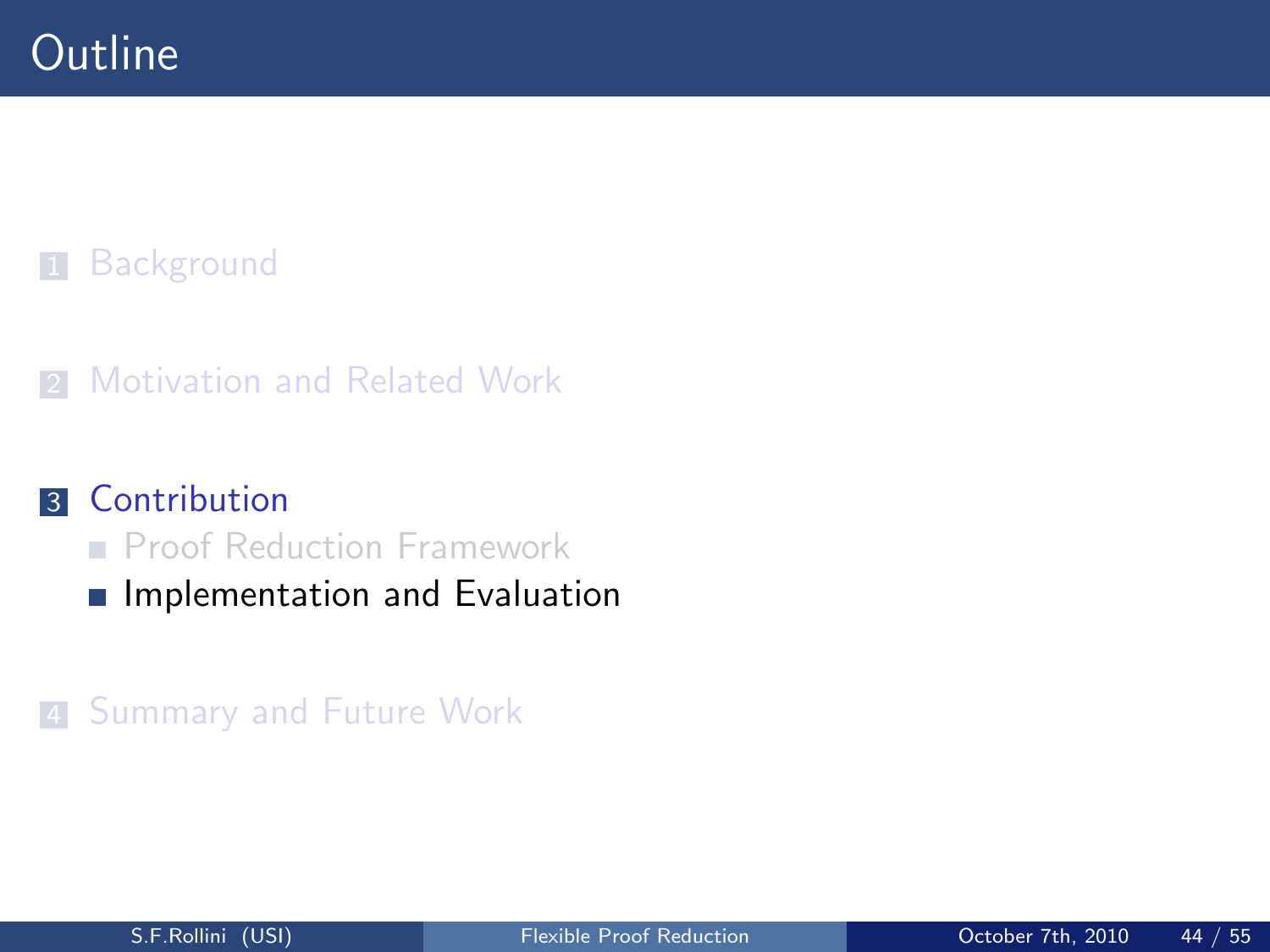# Outline

1. Background
2. Motivation and Related Work
3. Contribution
   - Proof Reduction Framework
   - Implementation and Evaluation
4. Summary and Future Work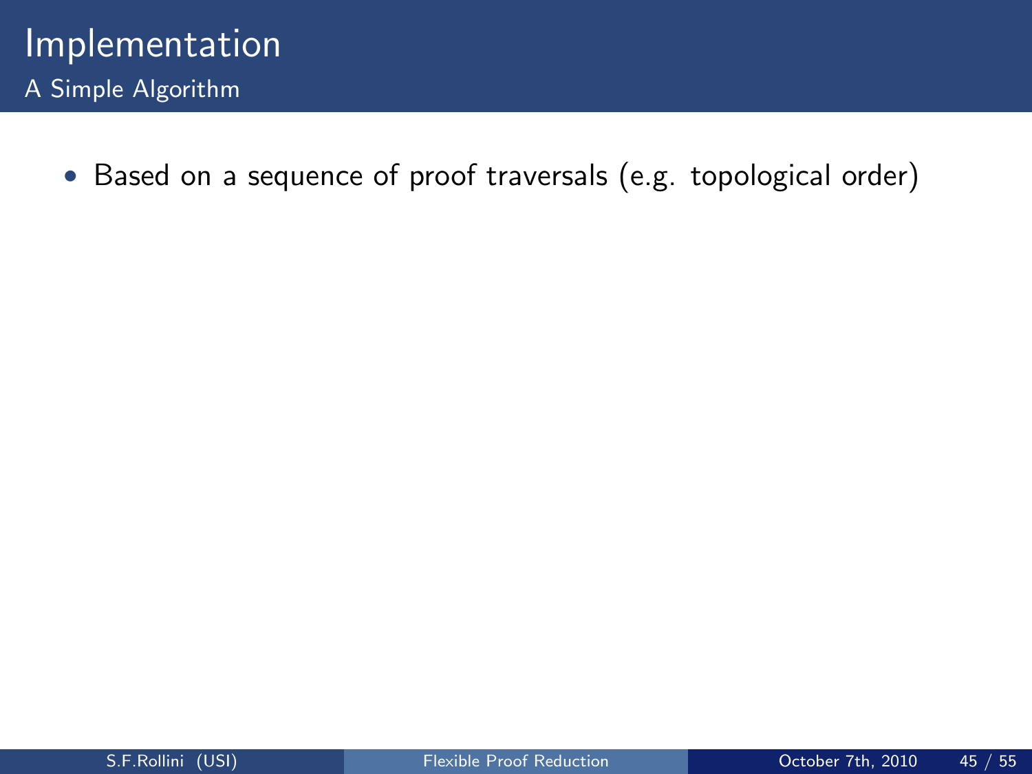# Implementation

## A Simple Algorithm

- Based on a sequence of proof traversals (e.g. topological order)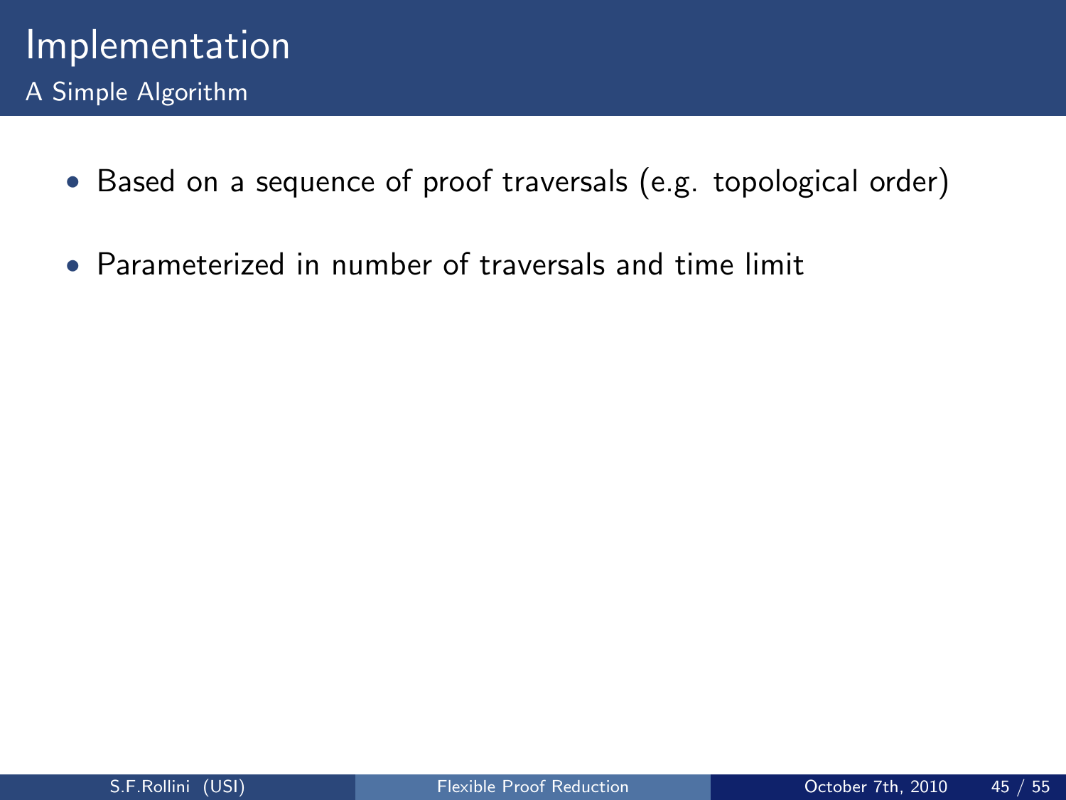# Implementation

## A Simple Algorithm

- Based on a sequence of proof traversals (e.g. topological order)
- Parameterized in number of traversals and time limit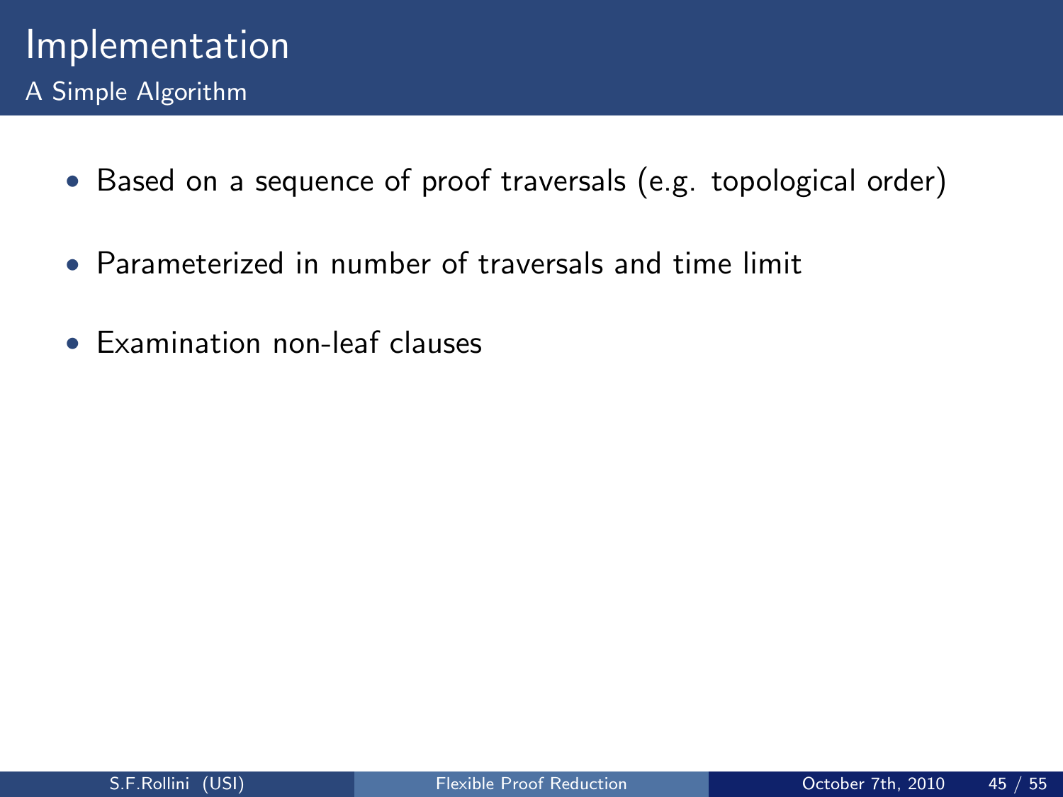# Implementation

## A Simple Algorithm

- Based on a sequence of proof traversals (e.g. topological order)
- Parameterized in number of traversals and time limit
- Examination non-leaf clauses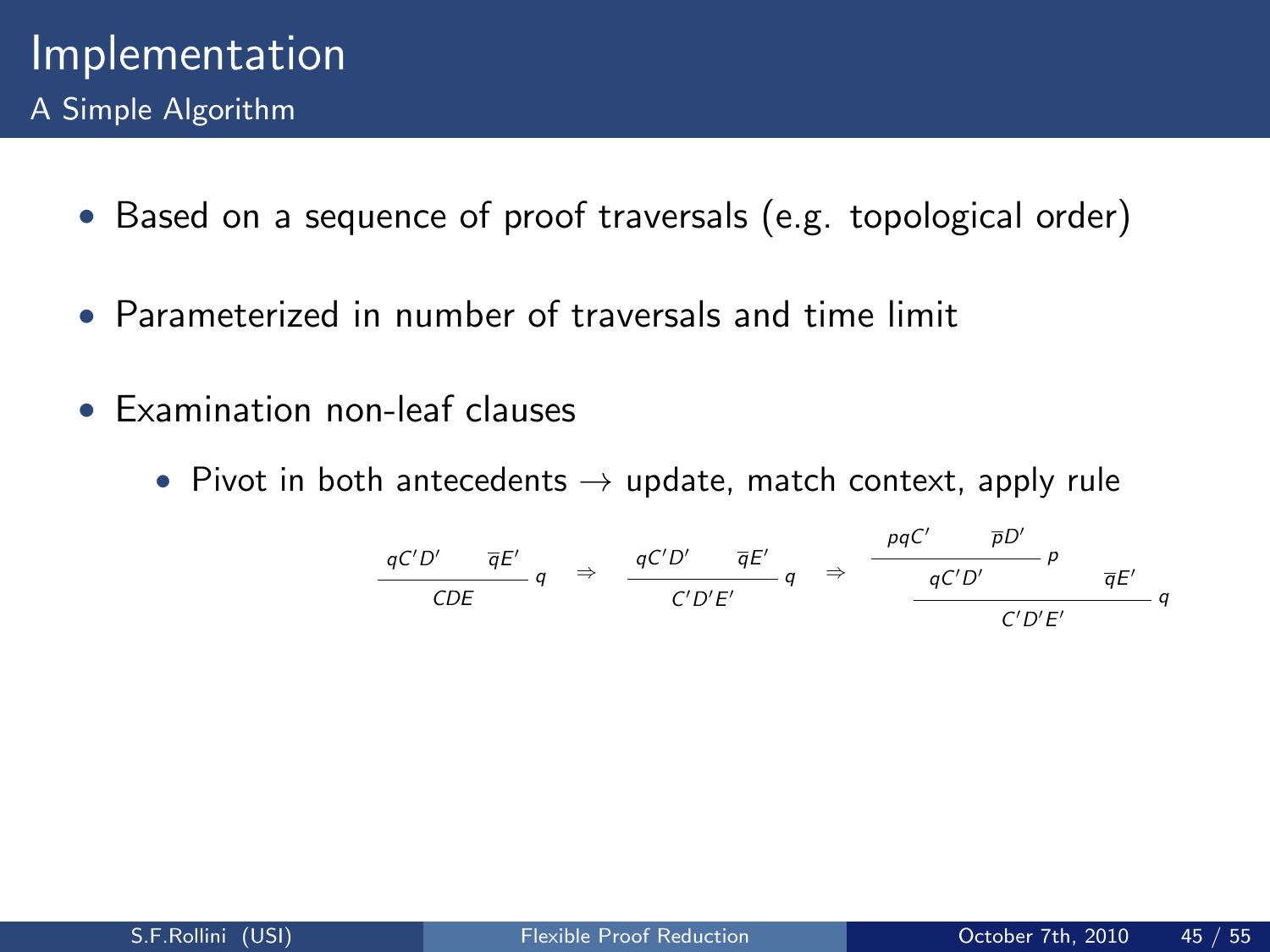# Implementation

## A Simple Algorithm

- Based on a sequence of proof traversals (e.g. topological order)
- Parameterized in number of traversals and time limit
- Examination non-leaf clauses
  - Pivot in both antecedents → update, match context, apply rule

$$\frac{qC'D' \qquad \overline{q}E'}{CDE}\, q \quad \Rightarrow \quad \frac{qC'D' \qquad \overline{q}E'}{C'D'E'}\, q \quad \Rightarrow \quad \cfrac{\cfrac{pqC' \qquad \overline{p}D'}{qC'D'}\, p \qquad \overline{q}E'}{C'D'E'}\, q$$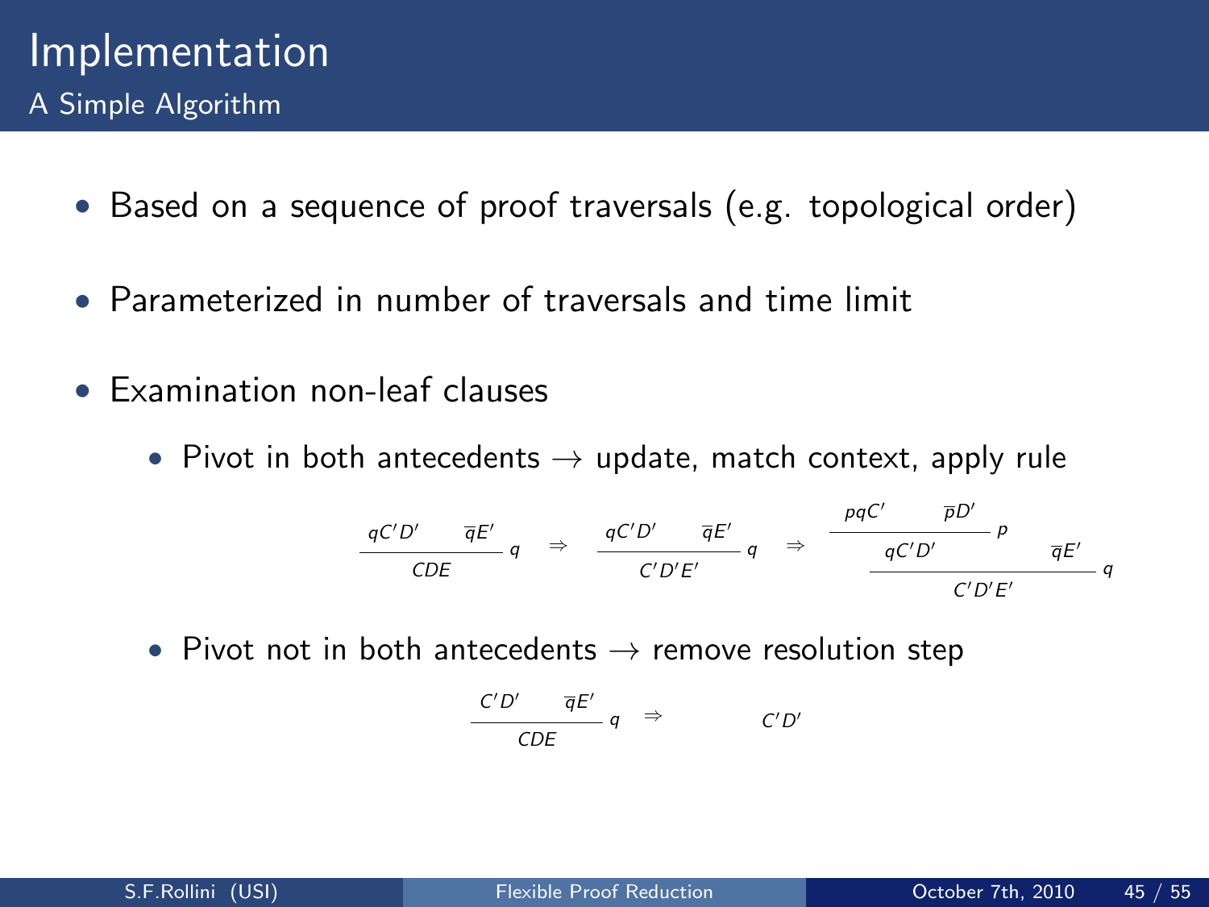# Implementation

## A Simple Algorithm

- Based on a sequence of proof traversals (e.g. topological order)
- Parameterized in number of traversals and time limit
- Examination non-leaf clauses
  - Pivot in both antecedents → update, match context, apply rule

$$\frac{qC'D' \qquad \overline{q}E'}{CDE}\,q \quad \Rightarrow \quad \frac{qC'D' \qquad \overline{q}E'}{C'D'E'}\,q \quad \Rightarrow \quad \cfrac{\cfrac{pqC' \qquad \overline{p}D'}{qC'D'}\,p \qquad \overline{q}E'}{C'D'E'}\,q$$

  - Pivot not in both antecedents → remove resolution step

$$\frac{C'D' \qquad \overline{q}E'}{CDE}\,q \quad \Rightarrow \quad C'D'$$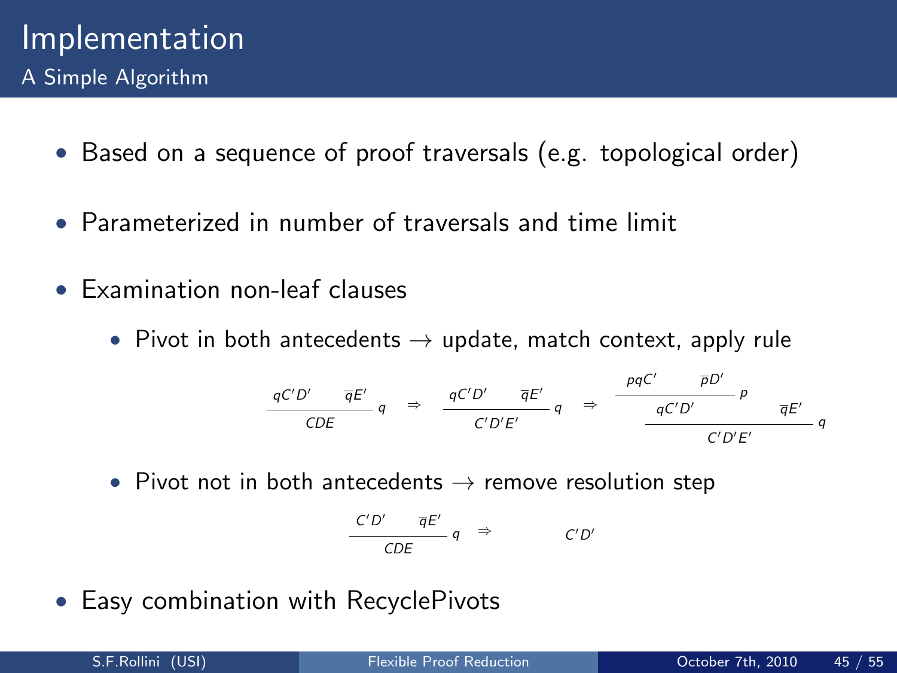# Implementation

## A Simple Algorithm

- Based on a sequence of proof traversals (e.g. topological order)
- Parameterized in number of traversals and time limit
- Examination non-leaf clauses
  - Pivot in both antecedents → update, match context, apply rule

$$\frac{qC'D' \qquad \overline{q}E'}{CDE}\, q \quad \Rightarrow \quad \frac{qC'D' \qquad \overline{q}E'}{C'D'E'}\, q \quad \Rightarrow \quad \cfrac{\cfrac{pqC' \qquad \overline{p}D'}{qC'D'}\, p \qquad \overline{q}E'}{C'D'E'}\, q$$

  - Pivot not in both antecedents → remove resolution step

$$\frac{C'D' \qquad \overline{q}E'}{CDE}\, q \quad \Rightarrow \quad C'D'$$

- Easy combination with RecyclePivots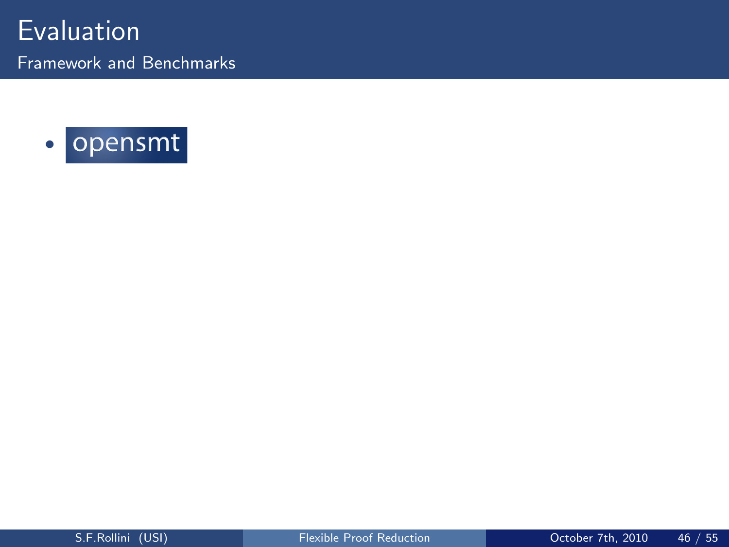# Evaluation

## Framework and Benchmarks

- opensmt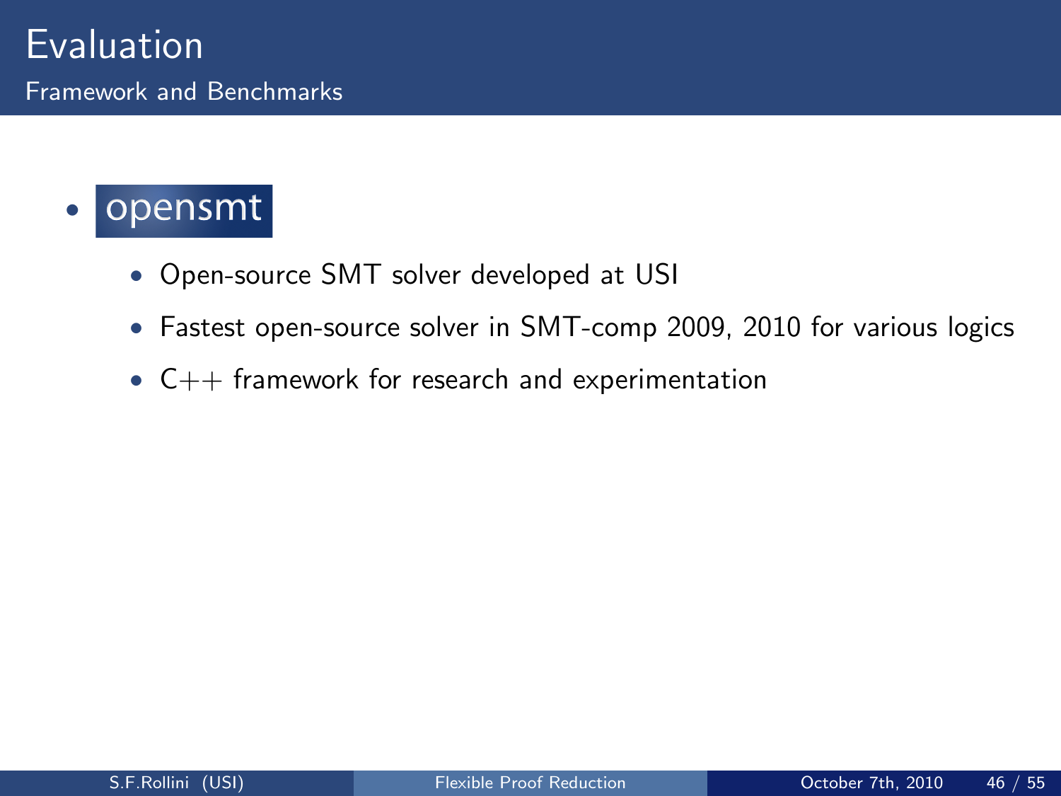# Evaluation

## Framework and Benchmarks

- opensmt
  - Open-source SMT solver developed at USI
  - Fastest open-source solver in SMT-comp 2009, 2010 for various logics
  - C++ framework for research and experimentation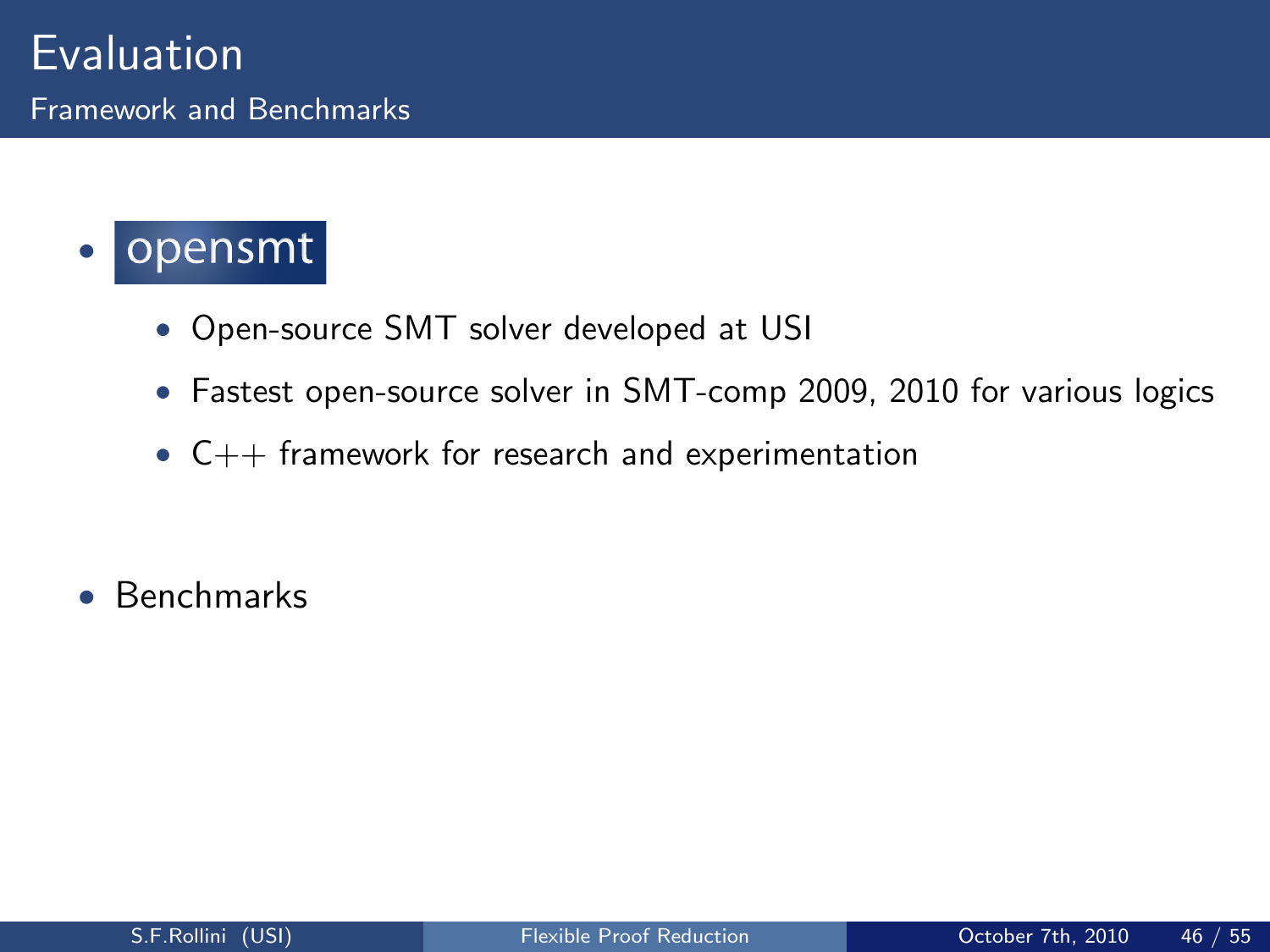# Evaluation

## Framework and Benchmarks

- opensmt
  - Open-source SMT solver developed at USI
  - Fastest open-source solver in SMT-comp 2009, 2010 for various logics
  - C++ framework for research and experimentation
- Benchmarks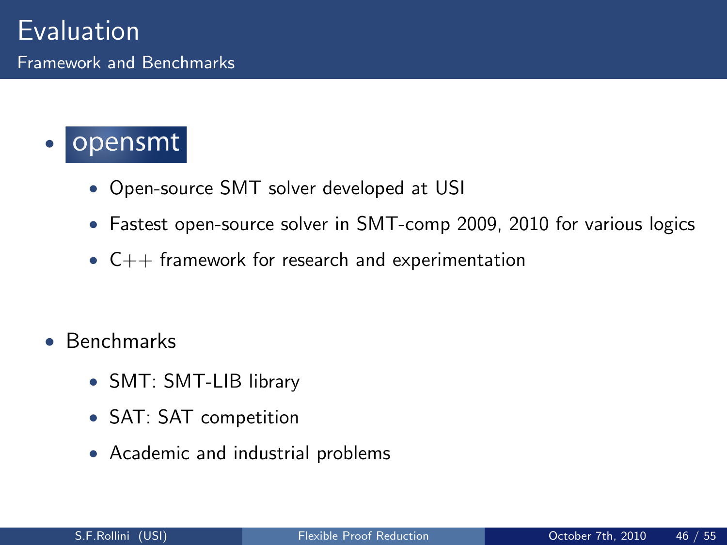# Evaluation

## Framework and Benchmarks

- opensmt
  - Open-source SMT solver developed at USI
  - Fastest open-source solver in SMT-comp 2009, 2010 for various logics
  - C++ framework for research and experimentation
- Benchmarks
  - SMT: SMT-LIB library
  - SAT: SAT competition
  - Academic and industrial problems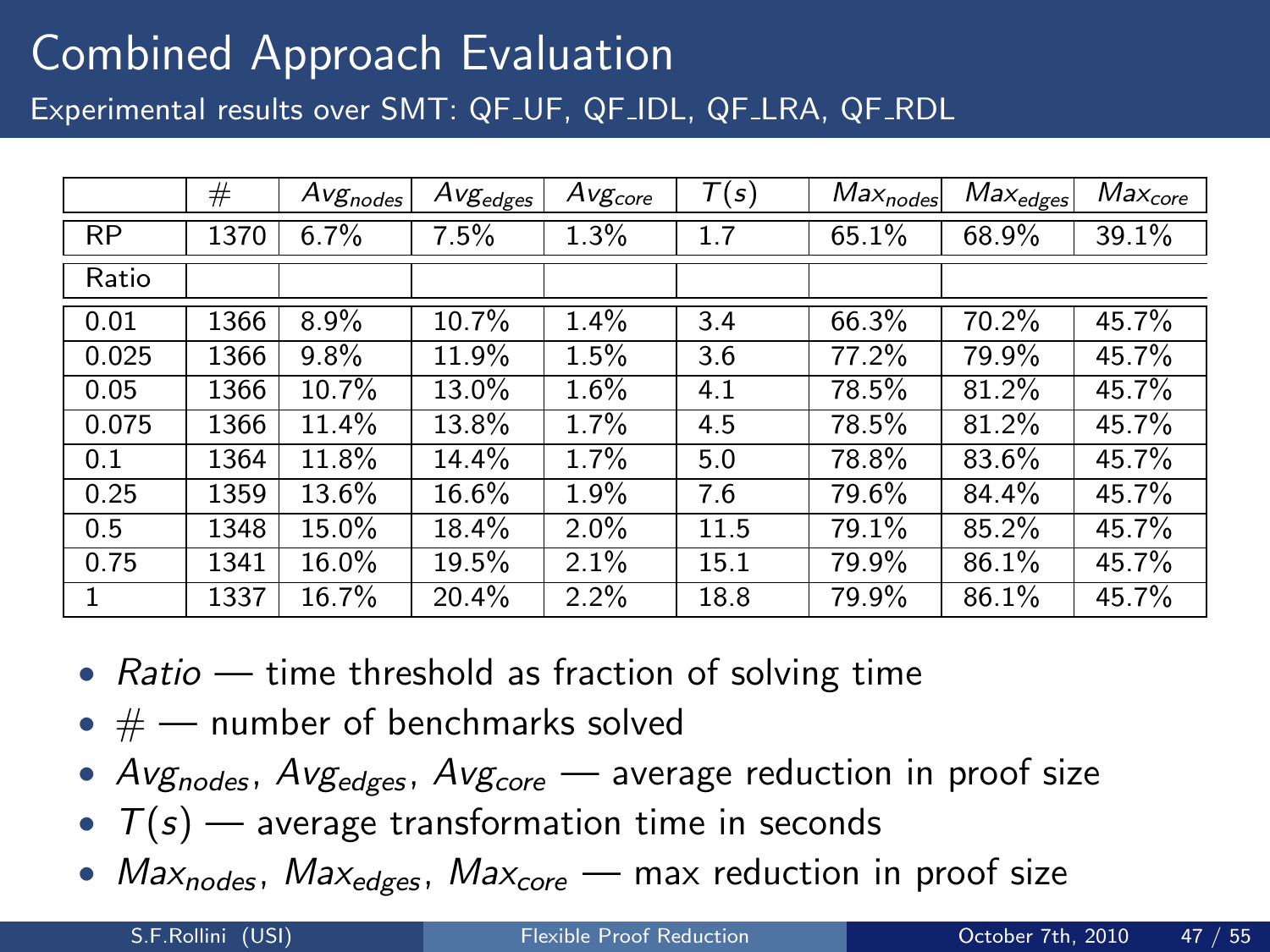# Combined Approach Evaluation

Experimental results over SMT: QF_UF, QF_IDL, QF_LRA, QF_RDL

| | # | $Avg_{nodes}$ | $Avg_{edges}$ | $Avg_{core}$ | $T(s)$ | $Max_{nodes}$ | $Max_{edges}$ | $Max_{core}$ |
|---|---|---|---|---|---|---|---|---|
| RP | 1370 | 6.7% | 7.5% | 1.3% | 1.7 | 65.1% | 68.9% | 39.1% |
| Ratio | | | | | | | | |
| 0.01 | 1366 | 8.9% | 10.7% | 1.4% | 3.4 | 66.3% | 70.2% | 45.7% |
| 0.025 | 1366 | 9.8% | 11.9% | 1.5% | 3.6 | 77.2% | 79.9% | 45.7% |
| 0.05 | 1366 | 10.7% | 13.0% | 1.6% | 4.1 | 78.5% | 81.2% | 45.7% |
| 0.075 | 1366 | 11.4% | 13.8% | 1.7% | 4.5 | 78.5% | 81.2% | 45.7% |
| 0.1 | 1364 | 11.8% | 14.4% | 1.7% | 5.0 | 78.8% | 83.6% | 45.7% |
| 0.25 | 1359 | 13.6% | 16.6% | 1.9% | 7.6 | 79.6% | 84.4% | 45.7% |
| 0.5 | 1348 | 15.0% | 18.4% | 2.0% | 11.5 | 79.1% | 85.2% | 45.7% |
| 0.75 | 1341 | 16.0% | 19.5% | 2.1% | 15.1 | 79.9% | 86.1% | 45.7% |
| 1 | 1337 | 16.7% | 20.4% | 2.2% | 18.8 | 79.9% | 86.1% | 45.7% |

- *Ratio* — time threshold as fraction of solving time
- # — number of benchmarks solved
- $Avg_{nodes}$, $Avg_{edges}$, $Avg_{core}$ — average reduction in proof size
- $T(s)$ — average transformation time in seconds
- $Max_{nodes}$, $Max_{edges}$, $Max_{core}$ — max reduction in proof size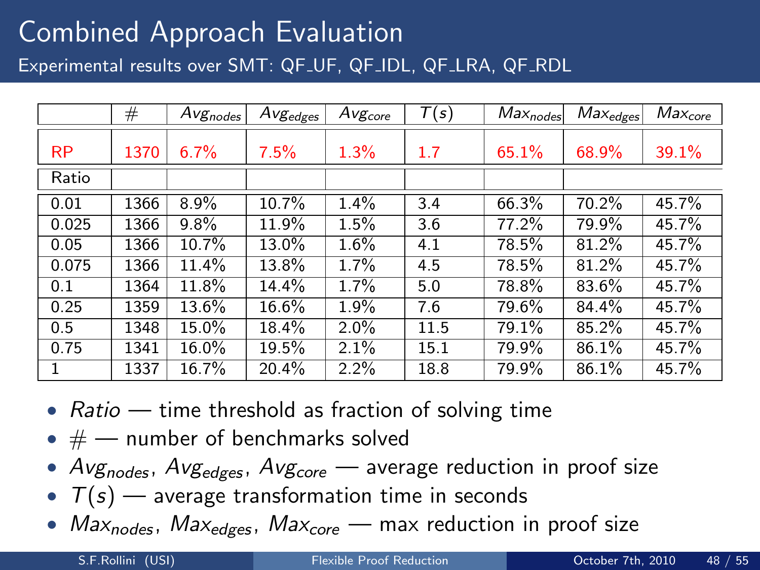# Combined Approach Evaluation

Experimental results over SMT: QF_UF, QF_IDL, QF_LRA, QF_RDL

| | # | $Avg_{nodes}$ | $Avg_{edges}$ | $Avg_{core}$ | $T(s)$ | $Max_{nodes}$ | $Max_{edges}$ | $Max_{core}$ |
|---|---|---|---|---|---|---|---|---|
| RP | 1370 | 6.7% | 7.5% | 1.3% | 1.7 | 65.1% | 68.9% | 39.1% |
| Ratio | | | | | | | | |
| 0.01 | 1366 | 8.9% | 10.7% | 1.4% | 3.4 | 66.3% | 70.2% | 45.7% |
| 0.025 | 1366 | 9.8% | 11.9% | 1.5% | 3.6 | 77.2% | 79.9% | 45.7% |
| 0.05 | 1366 | 10.7% | 13.0% | 1.6% | 4.1 | 78.5% | 81.2% | 45.7% |
| 0.075 | 1366 | 11.4% | 13.8% | 1.7% | 4.5 | 78.5% | 81.2% | 45.7% |
| 0.1 | 1364 | 11.8% | 14.4% | 1.7% | 5.0 | 78.8% | 83.6% | 45.7% |
| 0.25 | 1359 | 13.6% | 16.6% | 1.9% | 7.6 | 79.6% | 84.4% | 45.7% |
| 0.5 | 1348 | 15.0% | 18.4% | 2.0% | 11.5 | 79.1% | 85.2% | 45.7% |
| 0.75 | 1341 | 16.0% | 19.5% | 2.1% | 15.1 | 79.9% | 86.1% | 45.7% |
| 1 | 1337 | 16.7% | 20.4% | 2.2% | 18.8 | 79.9% | 86.1% | 45.7% |

- *Ratio* — time threshold as fraction of solving time
- # — number of benchmarks solved
- $Avg_{nodes}$, $Avg_{edges}$, $Avg_{core}$ — average reduction in proof size
- $T(s)$ — average transformation time in seconds
- $Max_{nodes}$, $Max_{edges}$, $Max_{core}$ — max reduction in proof size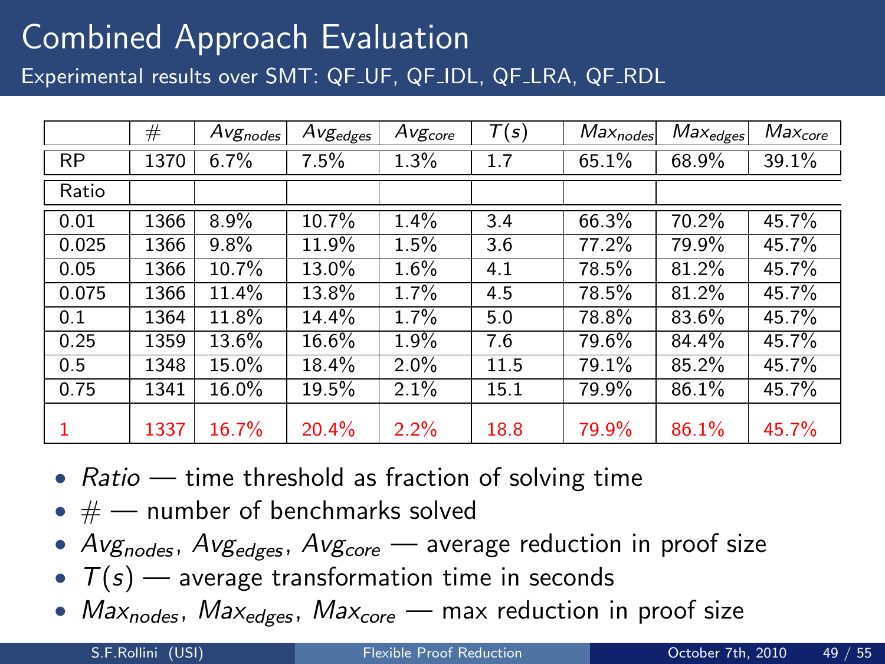# Combined Approach Evaluation

Experimental results over SMT: QF_UF, QF_IDL, QF_LRA, QF_RDL

| | # | $Avg_{nodes}$ | $Avg_{edges}$ | $Avg_{core}$ | $T(s)$ | $Max_{nodes}$ | $Max_{edges}$ | $Max_{core}$ |
|---|---|---|---|---|---|---|---|---|
| RP | 1370 | 6.7% | 7.5% | 1.3% | 1.7 | 65.1% | 68.9% | 39.1% |
| Ratio | | | | | | | | |
| 0.01 | 1366 | 8.9% | 10.7% | 1.4% | 3.4 | 66.3% | 70.2% | 45.7% |
| 0.025 | 1366 | 9.8% | 11.9% | 1.5% | 3.6 | 77.2% | 79.9% | 45.7% |
| 0.05 | 1366 | 10.7% | 13.0% | 1.6% | 4.1 | 78.5% | 81.2% | 45.7% |
| 0.075 | 1366 | 11.4% | 13.8% | 1.7% | 4.5 | 78.5% | 81.2% | 45.7% |
| 0.1 | 1364 | 11.8% | 14.4% | 1.7% | 5.0 | 78.8% | 83.6% | 45.7% |
| 0.25 | 1359 | 13.6% | 16.6% | 1.9% | 7.6 | 79.6% | 84.4% | 45.7% |
| 0.5 | 1348 | 15.0% | 18.4% | 2.0% | 11.5 | 79.1% | 85.2% | 45.7% |
| 0.75 | 1341 | 16.0% | 19.5% | 2.1% | 15.1 | 79.9% | 86.1% | 45.7% |
| 1 | 1337 | 16.7% | 20.4% | 2.2% | 18.8 | 79.9% | 86.1% | 45.7% |

- *Ratio* — time threshold as fraction of solving time
- $\#$ — number of benchmarks solved
- $Avg_{nodes}$, $Avg_{edges}$, $Avg_{core}$ — average reduction in proof size
- $T(s)$ — average transformation time in seconds
- $Max_{nodes}$, $Max_{edges}$, $Max_{core}$ — max reduction in proof size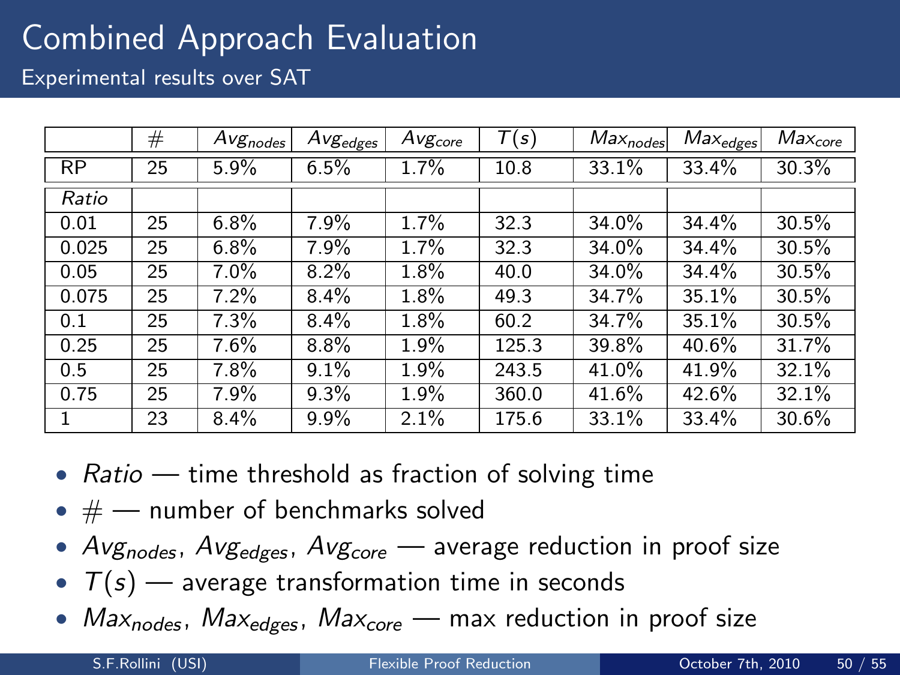# Combined Approach Evaluation

## Experimental results over SAT

| | # | $Avg_{nodes}$ | $Avg_{edges}$ | $Avg_{core}$ | $T(s)$ | $Max_{nodes}$ | $Max_{edges}$ | $Max_{core}$ |
|---|---|---|---|---|---|---|---|---|
| RP | 25 | 5.9% | 6.5% | 1.7% | 10.8 | 33.1% | 33.4% | 30.3% |
| *Ratio* | | | | | | | | |
| 0.01 | 25 | 6.8% | 7.9% | 1.7% | 32.3 | 34.0% | 34.4% | 30.5% |
| 0.025 | 25 | 6.8% | 7.9% | 1.7% | 32.3 | 34.0% | 34.4% | 30.5% |
| 0.05 | 25 | 7.0% | 8.2% | 1.8% | 40.0 | 34.0% | 34.4% | 30.5% |
| 0.075 | 25 | 7.2% | 8.4% | 1.8% | 49.3 | 34.7% | 35.1% | 30.5% |
| 0.1 | 25 | 7.3% | 8.4% | 1.8% | 60.2 | 34.7% | 35.1% | 30.5% |
| 0.25 | 25 | 7.6% | 8.8% | 1.9% | 125.3 | 39.8% | 40.6% | 31.7% |
| 0.5 | 25 | 7.8% | 9.1% | 1.9% | 243.5 | 41.0% | 41.9% | 32.1% |
| 0.75 | 25 | 7.9% | 9.3% | 1.9% | 360.0 | 41.6% | 42.6% | 32.1% |
| 1 | 23 | 8.4% | 9.9% | 2.1% | 175.6 | 33.1% | 33.4% | 30.6% |

- *Ratio* — time threshold as fraction of solving time
- # — number of benchmarks solved
- $Avg_{nodes}$, $Avg_{edges}$, $Avg_{core}$ — average reduction in proof size
- $T(s)$ — average transformation time in seconds
- $Max_{nodes}$, $Max_{edges}$, $Max_{core}$ — max reduction in proof size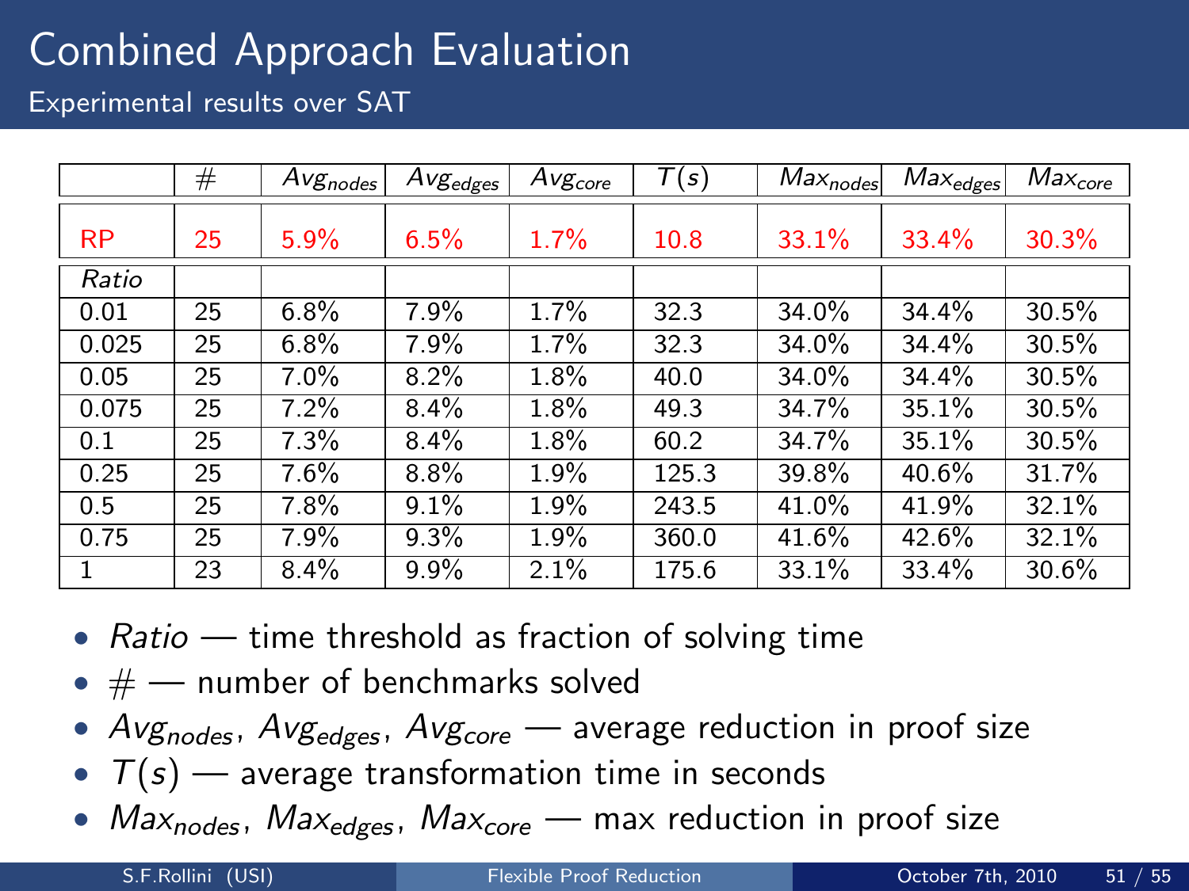# Combined Approach Evaluation

## Experimental results over SAT

| | # | $Avg_{nodes}$ | $Avg_{edges}$ | $Avg_{core}$ | $T(s)$ | $Max_{nodes}$ | $Max_{edges}$ | $Max_{core}$ |
|---|---|---|---|---|---|---|---|---|
| RP | 25 | 5.9% | 6.5% | 1.7% | 10.8 | 33.1% | 33.4% | 30.3% |
| *Ratio* | | | | | | | | |
| 0.01 | 25 | 6.8% | 7.9% | 1.7% | 32.3 | 34.0% | 34.4% | 30.5% |
| 0.025 | 25 | 6.8% | 7.9% | 1.7% | 32.3 | 34.0% | 34.4% | 30.5% |
| 0.05 | 25 | 7.0% | 8.2% | 1.8% | 40.0 | 34.0% | 34.4% | 30.5% |
| 0.075 | 25 | 7.2% | 8.4% | 1.8% | 49.3 | 34.7% | 35.1% | 30.5% |
| 0.1 | 25 | 7.3% | 8.4% | 1.8% | 60.2 | 34.7% | 35.1% | 30.5% |
| 0.25 | 25 | 7.6% | 8.8% | 1.9% | 125.3 | 39.8% | 40.6% | 31.7% |
| 0.5 | 25 | 7.8% | 9.1% | 1.9% | 243.5 | 41.0% | 41.9% | 32.1% |
| 0.75 | 25 | 7.9% | 9.3% | 1.9% | 360.0 | 41.6% | 42.6% | 32.1% |
| 1 | 23 | 8.4% | 9.9% | 2.1% | 175.6 | 33.1% | 33.4% | 30.6% |

- *Ratio* — time threshold as fraction of solving time
- # — number of benchmarks solved
- $Avg_{nodes}$, $Avg_{edges}$, $Avg_{core}$ — average reduction in proof size
- $T(s)$ — average transformation time in seconds
- $Max_{nodes}$, $Max_{edges}$, $Max_{core}$ — max reduction in proof size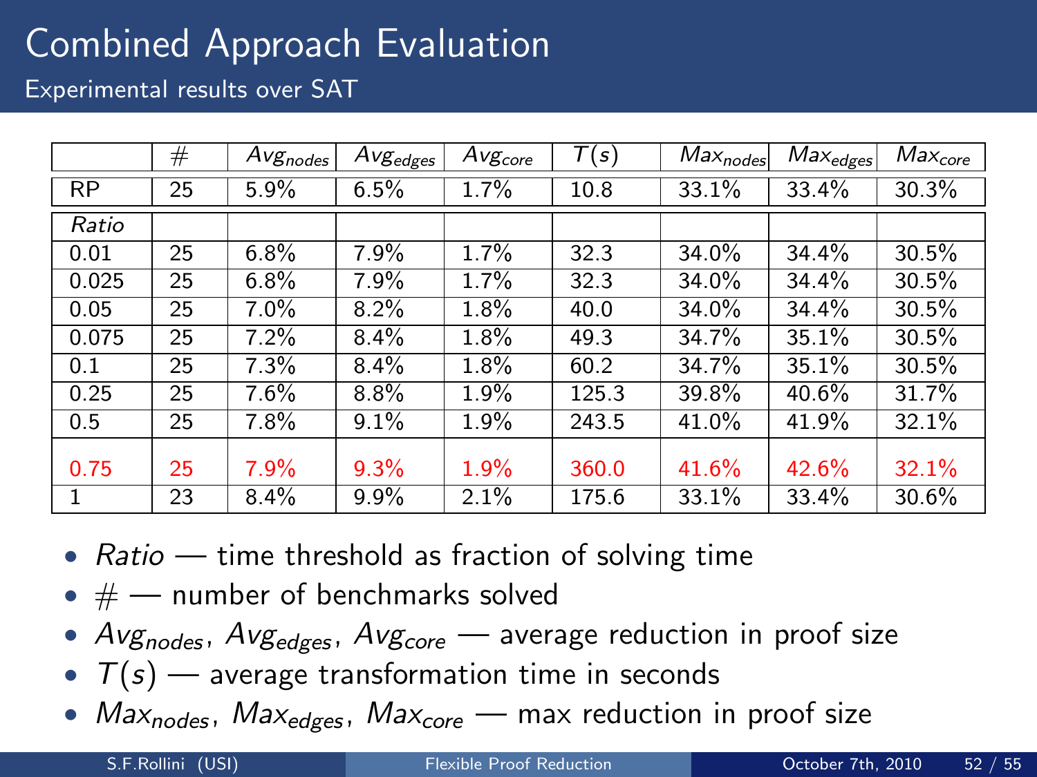# Combined Approach Evaluation

## Experimental results over SAT

| | # | $Avg_{nodes}$ | $Avg_{edges}$ | $Avg_{core}$ | $T(s)$ | $Max_{nodes}$ | $Max_{edges}$ | $Max_{core}$ |
|---|---|---|---|---|---|---|---|---|
| RP | 25 | 5.9% | 6.5% | 1.7% | 10.8 | 33.1% | 33.4% | 30.3% |
| *Ratio* | | | | | | | | |
| 0.01 | 25 | 6.8% | 7.9% | 1.7% | 32.3 | 34.0% | 34.4% | 30.5% |
| 0.025 | 25 | 6.8% | 7.9% | 1.7% | 32.3 | 34.0% | 34.4% | 30.5% |
| 0.05 | 25 | 7.0% | 8.2% | 1.8% | 40.0 | 34.0% | 34.4% | 30.5% |
| 0.075 | 25 | 7.2% | 8.4% | 1.8% | 49.3 | 34.7% | 35.1% | 30.5% |
| 0.1 | 25 | 7.3% | 8.4% | 1.8% | 60.2 | 34.7% | 35.1% | 30.5% |
| 0.25 | 25 | 7.6% | 8.8% | 1.9% | 125.3 | 39.8% | 40.6% | 31.7% |
| 0.5 | 25 | 7.8% | 9.1% | 1.9% | 243.5 | 41.0% | 41.9% | 32.1% |
| 0.75 | 25 | 7.9% | 9.3% | 1.9% | 360.0 | 41.6% | 42.6% | 32.1% |
| 1 | 23 | 8.4% | 9.9% | 2.1% | 175.6 | 33.1% | 33.4% | 30.6% |

- *Ratio* — time threshold as fraction of solving time
- # — number of benchmarks solved
- $Avg_{nodes}$, $Avg_{edges}$, $Avg_{core}$ — average reduction in proof size
- $T(s)$ — average transformation time in seconds
- $Max_{nodes}$, $Max_{edges}$, $Max_{core}$ — max reduction in proof size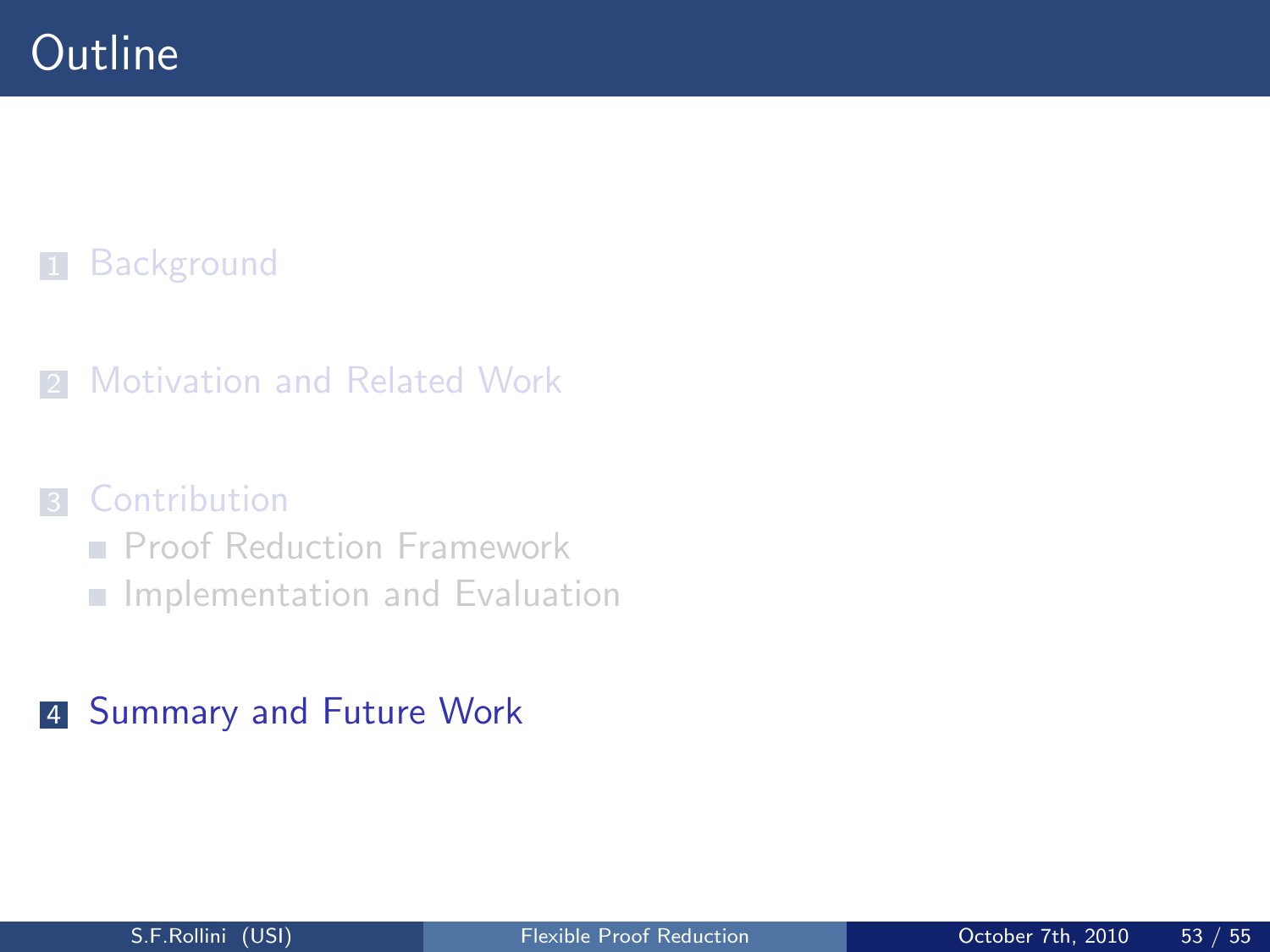# Outline

1. Background
2. Motivation and Related Work
3. Contribution
   - Proof Reduction Framework
   - Implementation and Evaluation
4. Summary and Future Work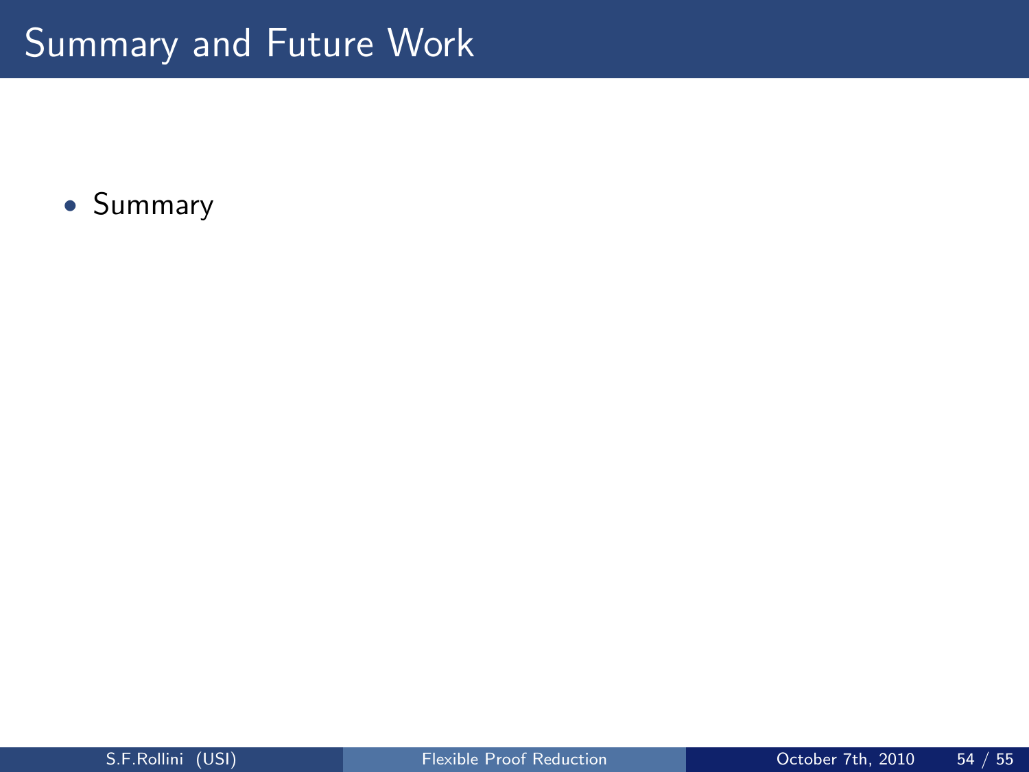# Summary and Future Work

- Summary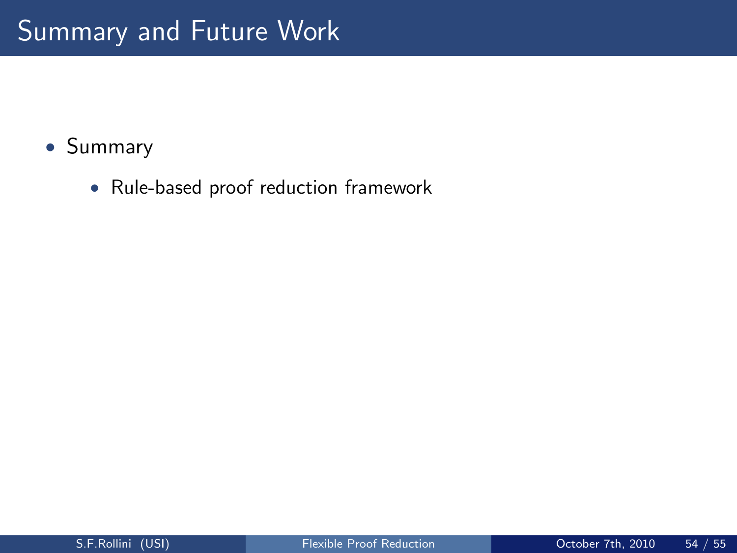# Summary and Future Work

- Summary
  - Rule-based proof reduction framework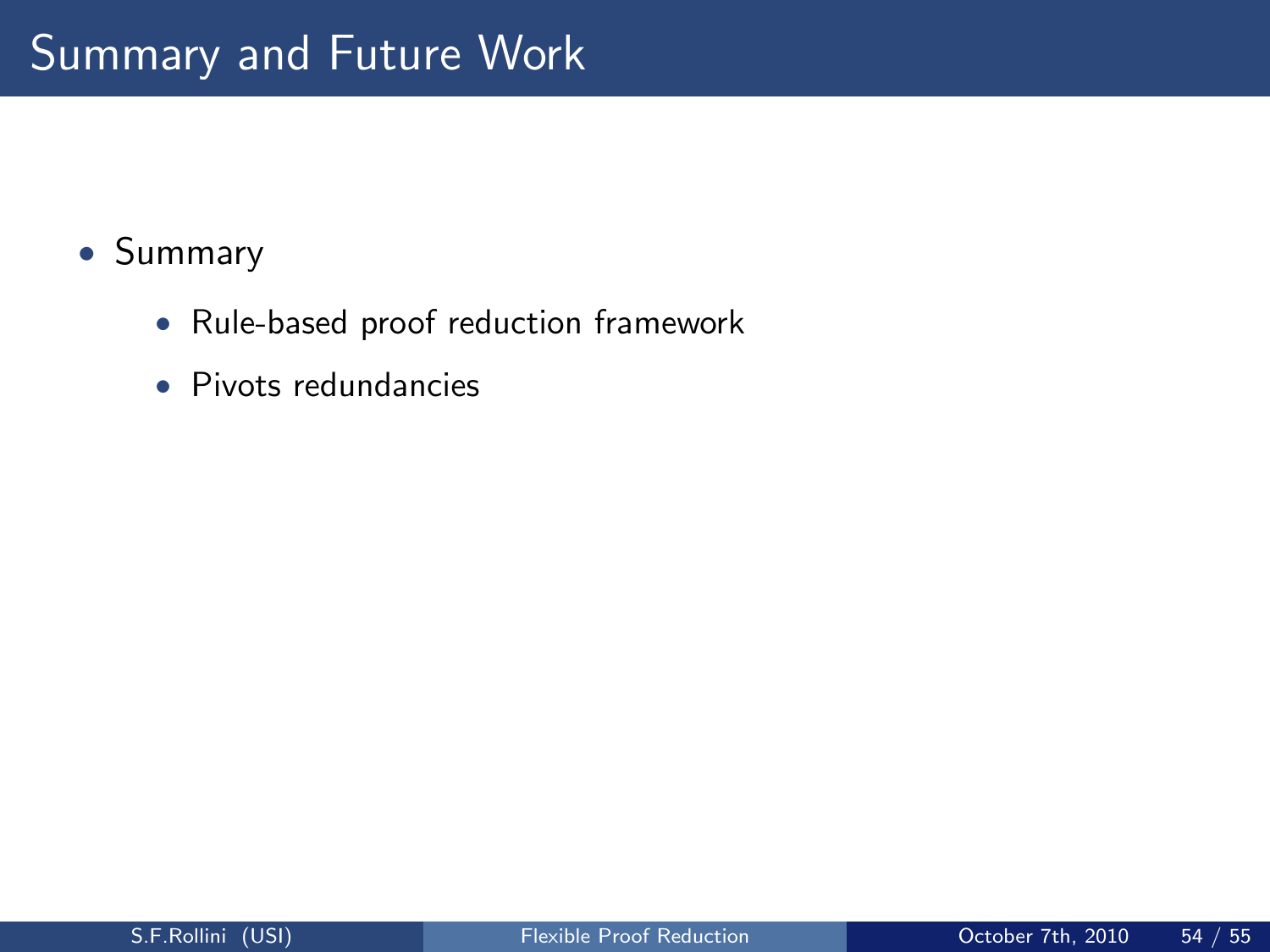# Summary and Future Work

- Summary
  - Rule-based proof reduction framework
  - Pivots redundancies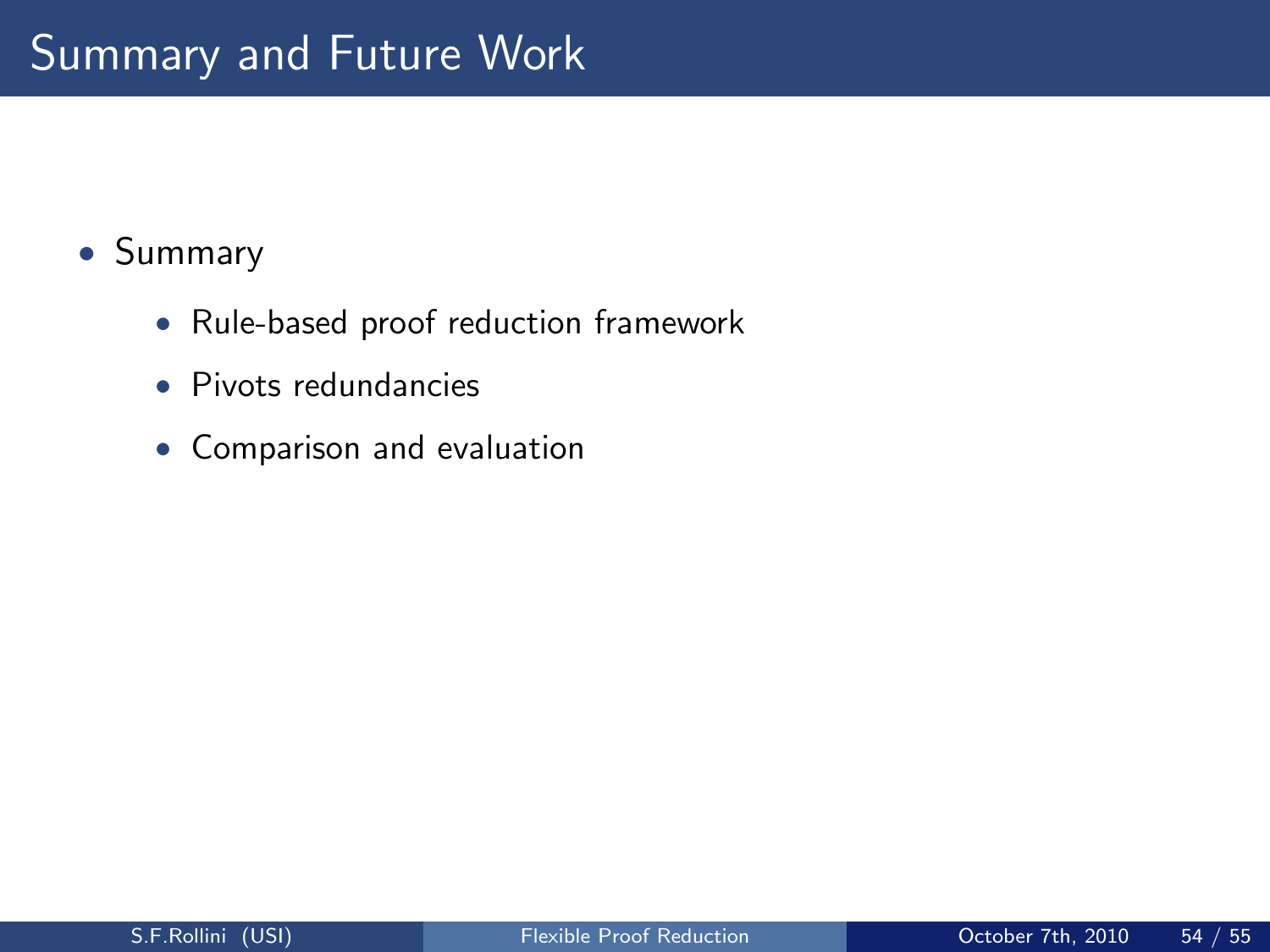# Summary and Future Work

- Summary
  - Rule-based proof reduction framework
  - Pivots redundancies
  - Comparison and evaluation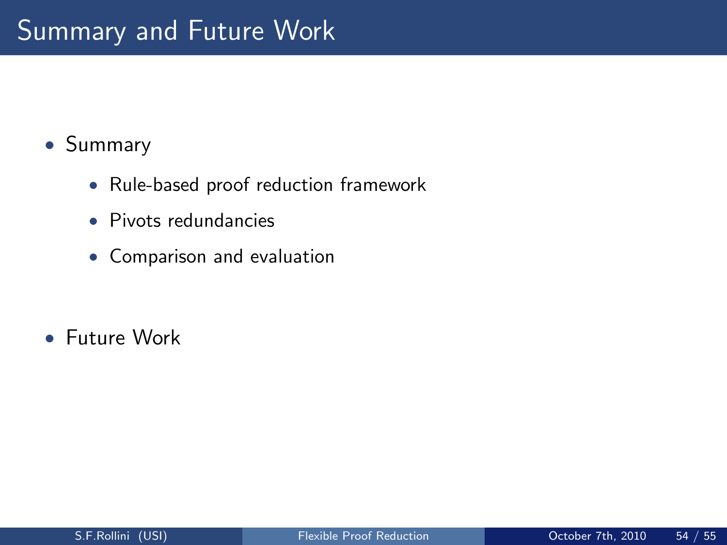# Summary and Future Work

- Summary
  - Rule-based proof reduction framework
  - Pivots redundancies
  - Comparison and evaluation
- Future Work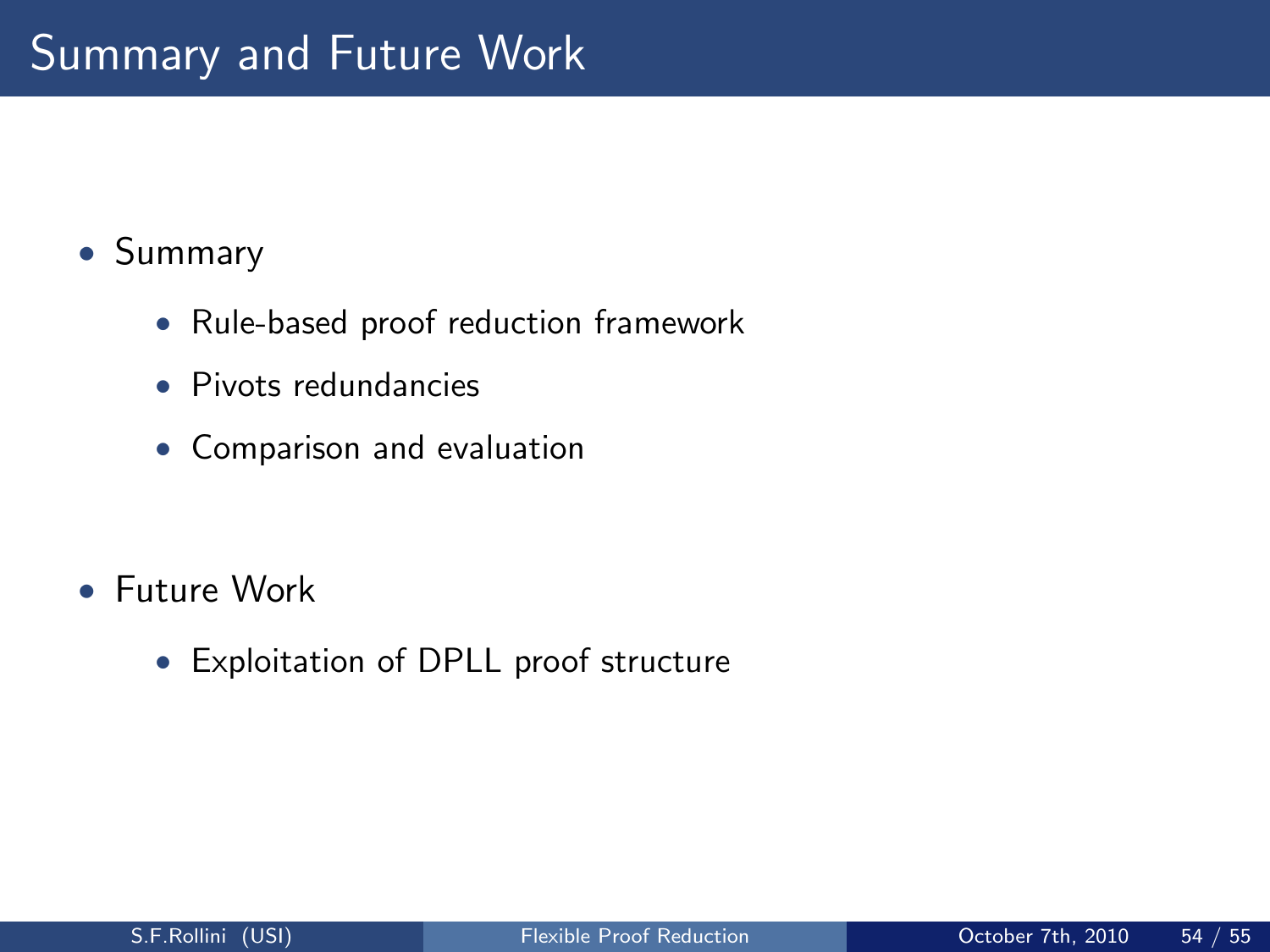# Summary and Future Work

- Summary
  - Rule-based proof reduction framework
  - Pivots redundancies
  - Comparison and evaluation

- Future Work
  - Exploitation of DPLL proof structure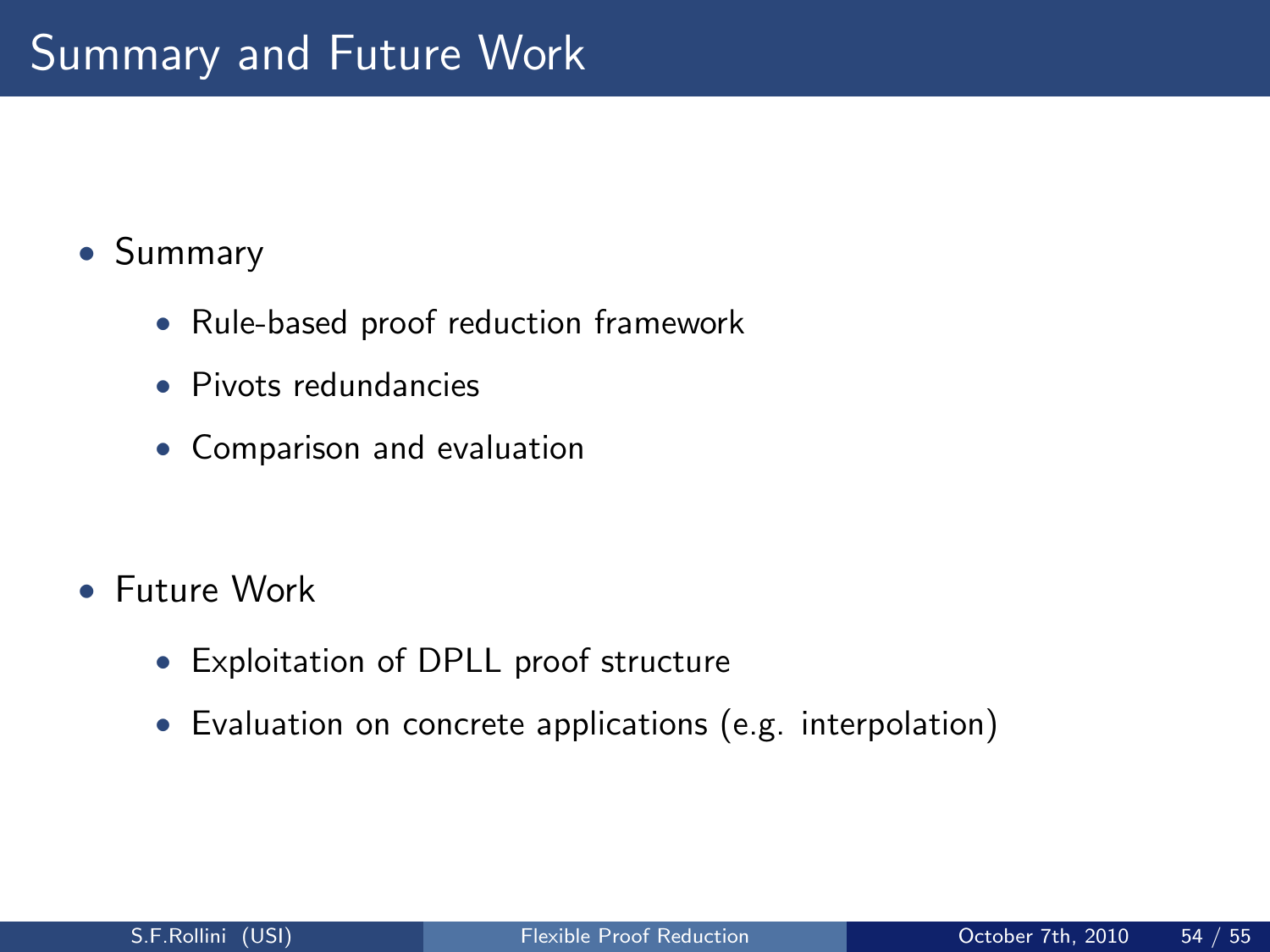# Summary and Future Work

- Summary
  - Rule-based proof reduction framework
  - Pivots redundancies
  - Comparison and evaluation
- Future Work
  - Exploitation of DPLL proof structure
  - Evaluation on concrete applications (e.g. interpolation)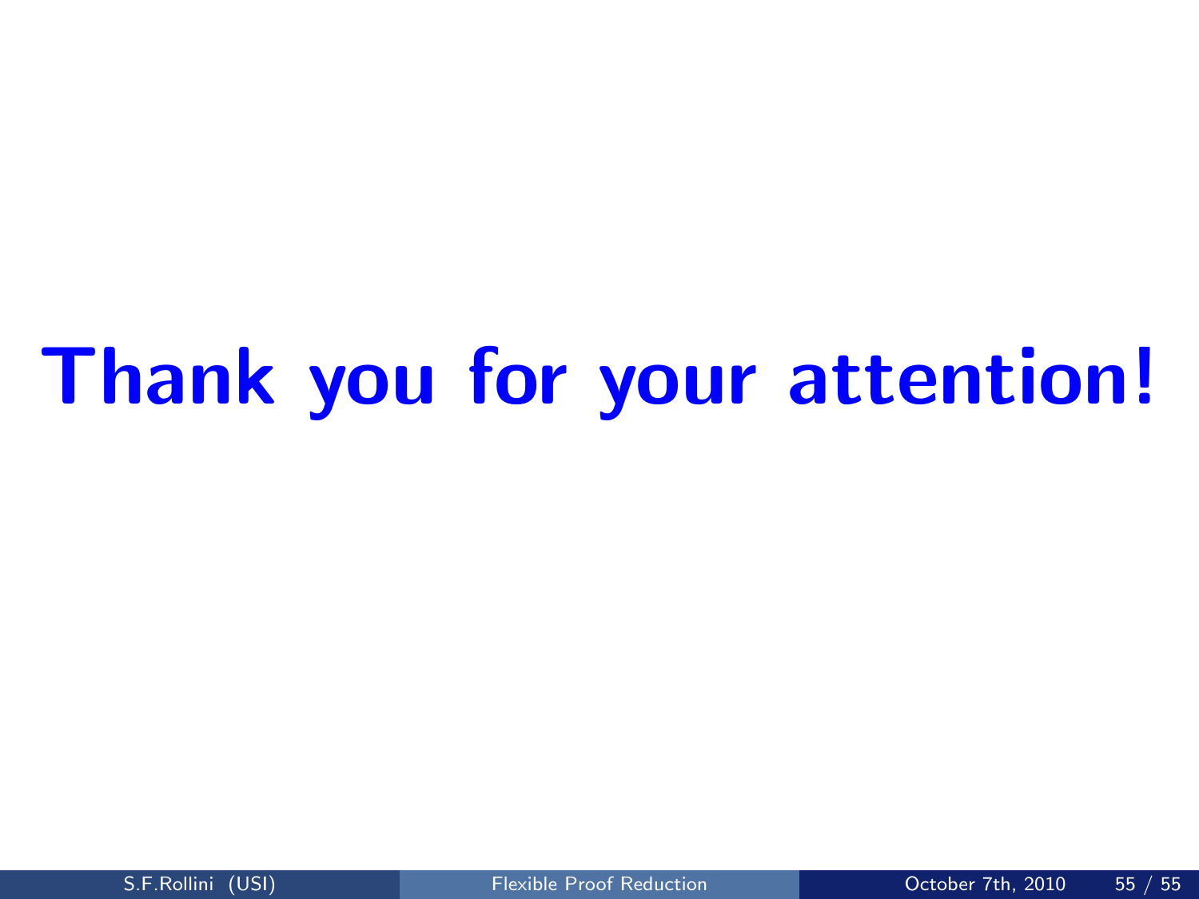# Thank you for your attention!